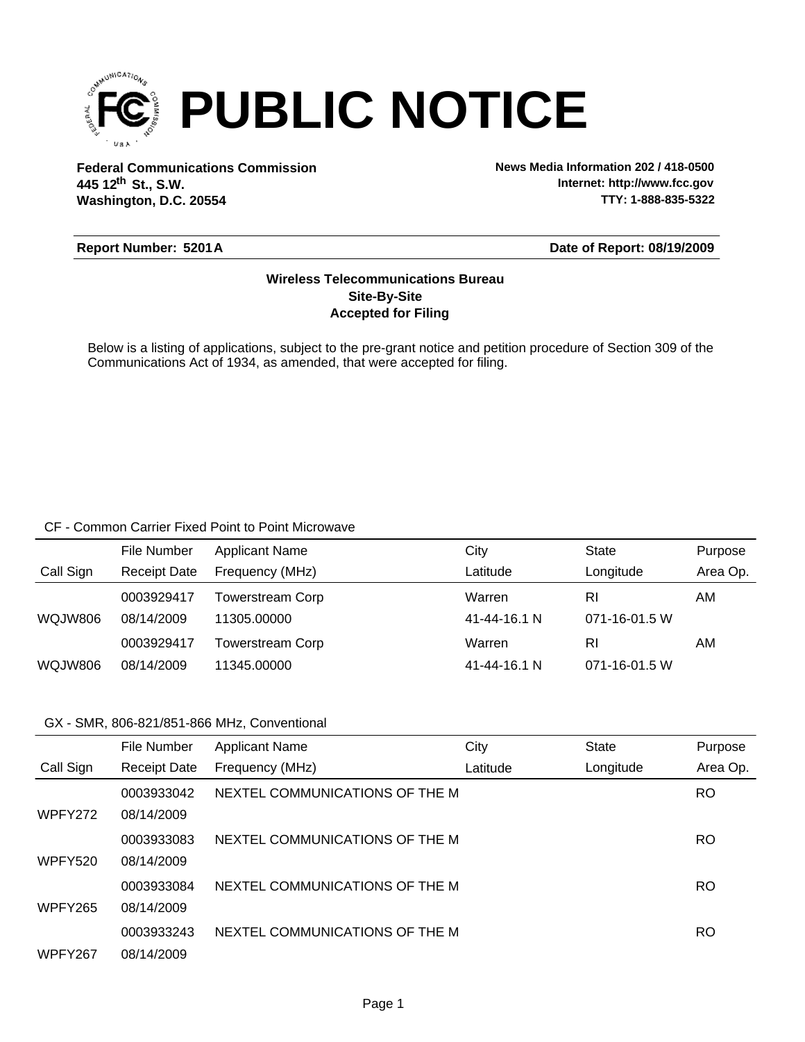# PUBLIC NOTICE

**Federal Communications Commission**
**445 12th St., S.W.**
**Washington, D.C. 20554**

**News Media Information 202 / 418-0500**
**Internet: http://www.fcc.gov**
**TTY: 1-888-835-5322**

**Report Number: 5201A** **Date of Report: 08/19/2009**

**Wireless Telecommunications Bureau**
**Site-By-Site**
**Accepted for Filing**

Below is a listing of applications, subject to the pre-grant notice and petition procedure of Section 309 of the Communications Act of 1934, as amended, that were accepted for filing.

CF - Common Carrier Fixed Point to Point Microwave

| Call Sign | File Number / Receipt Date | Applicant Name / Frequency (MHz) | City / Latitude | State / Longitude | Purpose / Area Op. |
|---|---|---|---|---|---|
| | 0003929417 | Towerstream Corp | Warren | RI | AM |
| WQJW806 | 08/14/2009 | 11305.00000 | 41-44-16.1 N | 071-16-01.5 W | |
| | 0003929417 | Towerstream Corp | Warren | RI | AM |
| WQJW806 | 08/14/2009 | 11345.00000 | 41-44-16.1 N | 071-16-01.5 W | |

GX - SMR, 806-821/851-866 MHz, Conventional

| Call Sign | File Number / Receipt Date | Applicant Name / Frequency (MHz) | City / Latitude | State / Longitude | Purpose / Area Op. |
|---|---|---|---|---|---|
| | 0003933042 | NEXTEL COMMUNICATIONS OF THE M | | | RO |
| WPFY272 | 08/14/2009 | | | | |
| | 0003933083 | NEXTEL COMMUNICATIONS OF THE M | | | RO |
| WPFY520 | 08/14/2009 | | | | |
| | 0003933084 | NEXTEL COMMUNICATIONS OF THE M | | | RO |
| WPFY265 | 08/14/2009 | | | | |
| | 0003933243 | NEXTEL COMMUNICATIONS OF THE M | | | RO |
| WPFY267 | 08/14/2009 | | | | |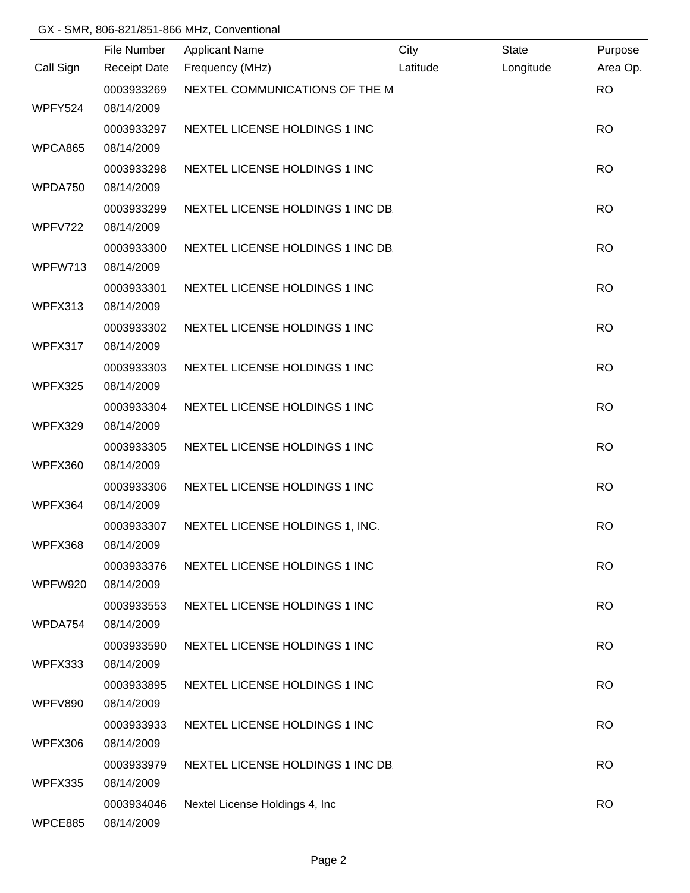GX - SMR, 806-821/851-866 MHz, Conventional

| Call Sign | File Number / Receipt Date | Applicant Name / Frequency (MHz) | City / Latitude | State / Longitude | Purpose / Area Op. |
|---|---|---|---|---|---|
| WPFY524 | 0003933269<br>08/14/2009 | NEXTEL COMMUNICATIONS OF THE M | | | RO |
| WPCA865 | 0003933297<br>08/14/2009 | NEXTEL LICENSE HOLDINGS 1 INC | | | RO |
| WPDA750 | 0003933298<br>08/14/2009 | NEXTEL LICENSE HOLDINGS 1 INC | | | RO |
| WPFV722 | 0003933299<br>08/14/2009 | NEXTEL LICENSE HOLDINGS 1 INC DB. | | | RO |
| WPFW713 | 0003933300<br>08/14/2009 | NEXTEL LICENSE HOLDINGS 1 INC DB. | | | RO |
| WPFX313 | 0003933301<br>08/14/2009 | NEXTEL LICENSE HOLDINGS 1 INC | | | RO |
| WPFX317 | 0003933302<br>08/14/2009 | NEXTEL LICENSE HOLDINGS 1 INC | | | RO |
| WPFX325 | 0003933303<br>08/14/2009 | NEXTEL LICENSE HOLDINGS 1 INC | | | RO |
| WPFX329 | 0003933304<br>08/14/2009 | NEXTEL LICENSE HOLDINGS 1 INC | | | RO |
| WPFX360 | 0003933305<br>08/14/2009 | NEXTEL LICENSE HOLDINGS 1 INC | | | RO |
| WPFX364 | 0003933306<br>08/14/2009 | NEXTEL LICENSE HOLDINGS 1 INC | | | RO |
| WPFX368 | 0003933307<br>08/14/2009 | NEXTEL LICENSE HOLDINGS 1, INC. | | | RO |
| WPFW920 | 0003933376<br>08/14/2009 | NEXTEL LICENSE HOLDINGS 1 INC | | | RO |
| WPDA754 | 0003933553<br>08/14/2009 | NEXTEL LICENSE HOLDINGS 1 INC | | | RO |
| WPFX333 | 0003933590<br>08/14/2009 | NEXTEL LICENSE HOLDINGS 1 INC | | | RO |
| WPFV890 | 0003933895<br>08/14/2009 | NEXTEL LICENSE HOLDINGS 1 INC | | | RO |
| WPFX306 | 0003933933<br>08/14/2009 | NEXTEL LICENSE HOLDINGS 1 INC | | | RO |
| WPFX335 | 0003933979<br>08/14/2009 | NEXTEL LICENSE HOLDINGS 1 INC DB. | | | RO |
| WPCE885 | 0003934046<br>08/14/2009 | Nextel License Holdings 4, Inc | | | RO |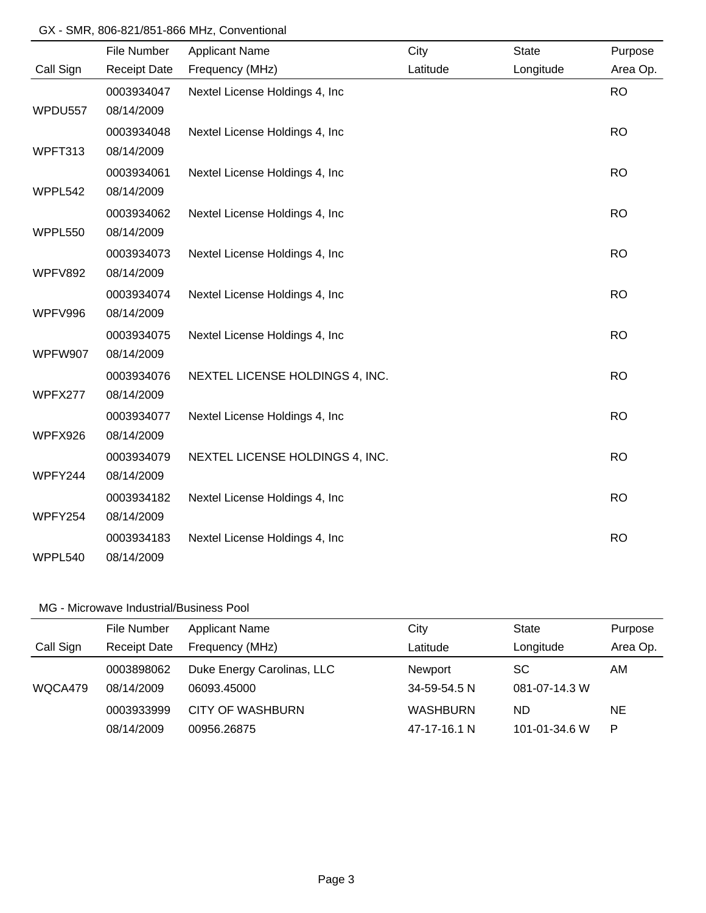GX - SMR, 806-821/851-866 MHz, Conventional

| Call Sign | File Number / Receipt Date | Applicant Name / Frequency (MHz) | City / Latitude | State / Longitude | Purpose / Area Op. |
|---|---|---|---|---|---|
| WPDU557 | 0003934047 / 08/14/2009 | Nextel License Holdings 4, Inc | | | RO |
| WPFT313 | 0003934048 / 08/14/2009 | Nextel License Holdings 4, Inc | | | RO |
| WPPL542 | 0003934061 / 08/14/2009 | Nextel License Holdings 4, Inc | | | RO |
| WPPL550 | 0003934062 / 08/14/2009 | Nextel License Holdings 4, Inc | | | RO |
| WPFV892 | 0003934073 / 08/14/2009 | Nextel License Holdings 4, Inc | | | RO |
| WPFV996 | 0003934074 / 08/14/2009 | Nextel License Holdings 4, Inc | | | RO |
| WPFW907 | 0003934075 / 08/14/2009 | Nextel License Holdings 4, Inc | | | RO |
| WPFX277 | 0003934076 / 08/14/2009 | NEXTEL LICENSE HOLDINGS 4, INC. | | | RO |
| WPFX926 | 0003934077 / 08/14/2009 | Nextel License Holdings 4, Inc | | | RO |
| WPFY244 | 0003934079 / 08/14/2009 | NEXTEL LICENSE HOLDINGS 4, INC. | | | RO |
| WPFY254 | 0003934182 / 08/14/2009 | Nextel License Holdings 4, Inc | | | RO |
| WPPL540 | 0003934183 / 08/14/2009 | Nextel License Holdings 4, Inc | | | RO |

MG - Microwave Industrial/Business Pool

| Call Sign | File Number / Receipt Date | Applicant Name / Frequency (MHz) | City / Latitude | State / Longitude | Purpose / Area Op. |
|---|---|---|---|---|---|
| WQCA479 | 0003898062 / 08/14/2009 | Duke Energy Carolinas, LLC / 06093.45000 | Newport / 34-59-54.5 N | SC / 081-07-14.3 W | AM |
| | 0003933999 / 08/14/2009 | CITY OF WASHBURN / 00956.26875 | WASHBURN / 47-17-16.1 N | ND / 101-01-34.6 W | NE / P |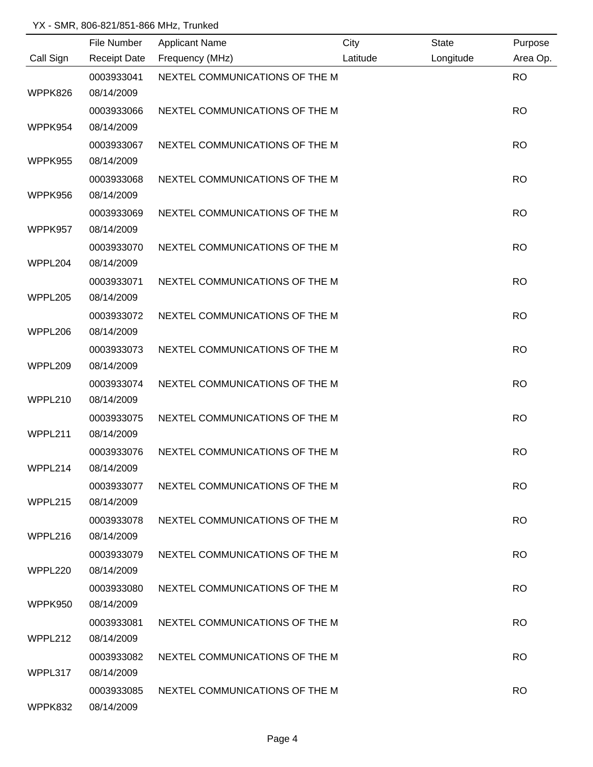YX - SMR, 806-821/851-866 MHz, Trunked

| Call Sign | File Number / Receipt Date | Applicant Name / Frequency (MHz) | City / Latitude | State / Longitude | Purpose / Area Op. |
|---|---|---|---|---|---|
| WPPK826 | 0003933041 08/14/2009 | NEXTEL COMMUNICATIONS OF THE M | | | RO |
| WPPK954 | 0003933066 08/14/2009 | NEXTEL COMMUNICATIONS OF THE M | | | RO |
| WPPK955 | 0003933067 08/14/2009 | NEXTEL COMMUNICATIONS OF THE M | | | RO |
| WPPK956 | 0003933068 08/14/2009 | NEXTEL COMMUNICATIONS OF THE M | | | RO |
| WPPK957 | 0003933069 08/14/2009 | NEXTEL COMMUNICATIONS OF THE M | | | RO |
| WPPL204 | 0003933070 08/14/2009 | NEXTEL COMMUNICATIONS OF THE M | | | RO |
| WPPL205 | 0003933071 08/14/2009 | NEXTEL COMMUNICATIONS OF THE M | | | RO |
| WPPL206 | 0003933072 08/14/2009 | NEXTEL COMMUNICATIONS OF THE M | | | RO |
| WPPL209 | 0003933073 08/14/2009 | NEXTEL COMMUNICATIONS OF THE M | | | RO |
| WPPL210 | 0003933074 08/14/2009 | NEXTEL COMMUNICATIONS OF THE M | | | RO |
| WPPL211 | 0003933075 08/14/2009 | NEXTEL COMMUNICATIONS OF THE M | | | RO |
| WPPL214 | 0003933076 08/14/2009 | NEXTEL COMMUNICATIONS OF THE M | | | RO |
| WPPL215 | 0003933077 08/14/2009 | NEXTEL COMMUNICATIONS OF THE M | | | RO |
| WPPL216 | 0003933078 08/14/2009 | NEXTEL COMMUNICATIONS OF THE M | | | RO |
| WPPL220 | 0003933079 08/14/2009 | NEXTEL COMMUNICATIONS OF THE M | | | RO |
| WPPK950 | 0003933080 08/14/2009 | NEXTEL COMMUNICATIONS OF THE M | | | RO |
| WPPL212 | 0003933081 08/14/2009 | NEXTEL COMMUNICATIONS OF THE M | | | RO |
| WPPL317 | 0003933082 08/14/2009 | NEXTEL COMMUNICATIONS OF THE M | | | RO |
| WPPK832 | 0003933085 08/14/2009 | NEXTEL COMMUNICATIONS OF THE M | | | RO |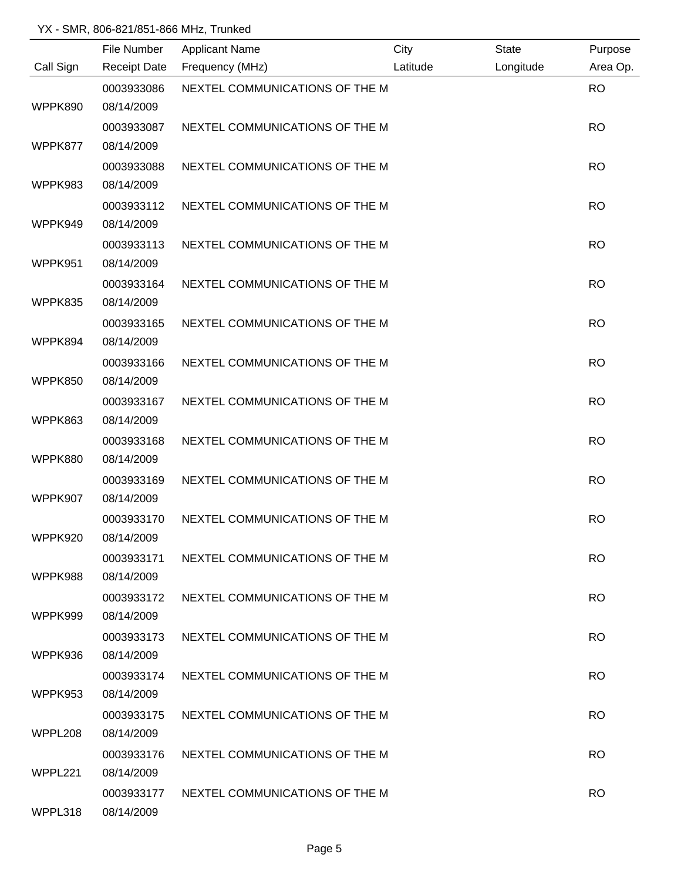YX - SMR, 806-821/851-866 MHz, Trunked

| Call Sign | File Number<br>Receipt Date | Applicant Name<br>Frequency (MHz) | City<br>Latitude | State<br>Longitude | Purpose<br>Area Op. |
|---|---|---|---|---|---|
| WPPK890 | 0003933086<br>08/14/2009 | NEXTEL COMMUNICATIONS OF THE M | | | RO |
| WPPK877 | 0003933087<br>08/14/2009 | NEXTEL COMMUNICATIONS OF THE M | | | RO |
| WPPK983 | 0003933088<br>08/14/2009 | NEXTEL COMMUNICATIONS OF THE M | | | RO |
| WPPK949 | 0003933112<br>08/14/2009 | NEXTEL COMMUNICATIONS OF THE M | | | RO |
| WPPK951 | 0003933113<br>08/14/2009 | NEXTEL COMMUNICATIONS OF THE M | | | RO |
| WPPK835 | 0003933164<br>08/14/2009 | NEXTEL COMMUNICATIONS OF THE M | | | RO |
| WPPK894 | 0003933165<br>08/14/2009 | NEXTEL COMMUNICATIONS OF THE M | | | RO |
| WPPK850 | 0003933166<br>08/14/2009 | NEXTEL COMMUNICATIONS OF THE M | | | RO |
| WPPK863 | 0003933167<br>08/14/2009 | NEXTEL COMMUNICATIONS OF THE M | | | RO |
| WPPK880 | 0003933168<br>08/14/2009 | NEXTEL COMMUNICATIONS OF THE M | | | RO |
| WPPK907 | 0003933169<br>08/14/2009 | NEXTEL COMMUNICATIONS OF THE M | | | RO |
| WPPK920 | 0003933170<br>08/14/2009 | NEXTEL COMMUNICATIONS OF THE M | | | RO |
| WPPK988 | 0003933171<br>08/14/2009 | NEXTEL COMMUNICATIONS OF THE M | | | RO |
| WPPK999 | 0003933172<br>08/14/2009 | NEXTEL COMMUNICATIONS OF THE M | | | RO |
| WPPK936 | 0003933173<br>08/14/2009 | NEXTEL COMMUNICATIONS OF THE M | | | RO |
| WPPK953 | 0003933174<br>08/14/2009 | NEXTEL COMMUNICATIONS OF THE M | | | RO |
| WPPL208 | 0003933175<br>08/14/2009 | NEXTEL COMMUNICATIONS OF THE M | | | RO |
| WPPL221 | 0003933176<br>08/14/2009 | NEXTEL COMMUNICATIONS OF THE M | | | RO |
| WPPL318 | 0003933177<br>08/14/2009 | NEXTEL COMMUNICATIONS OF THE M | | | RO |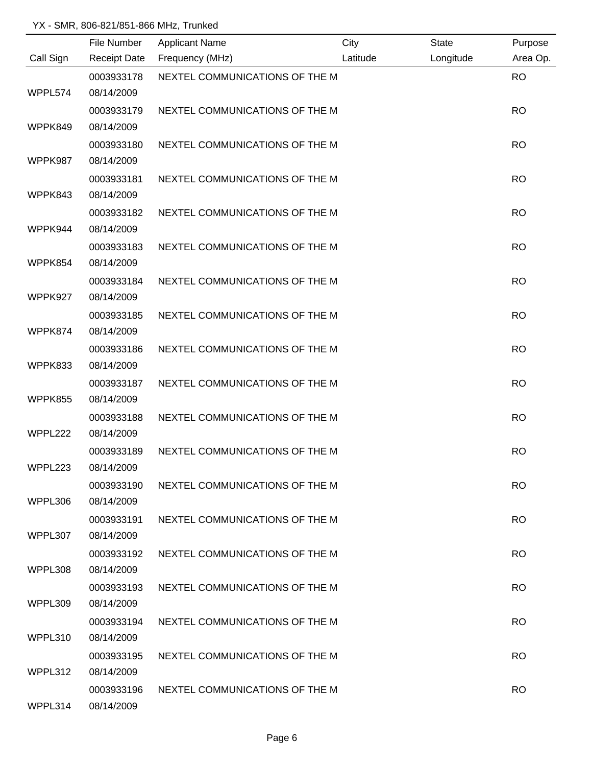YX - SMR, 806-821/851-866 MHz, Trunked

| Call Sign | File Number / Receipt Date | Applicant Name / Frequency (MHz) | City / Latitude | State / Longitude | Purpose / Area Op. |
|---|---|---|---|---|---|
| WPPL574 | 0003933178 / 08/14/2009 | NEXTEL COMMUNICATIONS OF THE M | | | RO |
| WPPK849 | 0003933179 / 08/14/2009 | NEXTEL COMMUNICATIONS OF THE M | | | RO |
| WPPK987 | 0003933180 / 08/14/2009 | NEXTEL COMMUNICATIONS OF THE M | | | RO |
| WPPK843 | 0003933181 / 08/14/2009 | NEXTEL COMMUNICATIONS OF THE M | | | RO |
| WPPK944 | 0003933182 / 08/14/2009 | NEXTEL COMMUNICATIONS OF THE M | | | RO |
| WPPK854 | 0003933183 / 08/14/2009 | NEXTEL COMMUNICATIONS OF THE M | | | RO |
| WPPK927 | 0003933184 / 08/14/2009 | NEXTEL COMMUNICATIONS OF THE M | | | RO |
| WPPK874 | 0003933185 / 08/14/2009 | NEXTEL COMMUNICATIONS OF THE M | | | RO |
| WPPK833 | 0003933186 / 08/14/2009 | NEXTEL COMMUNICATIONS OF THE M | | | RO |
| WPPK855 | 0003933187 / 08/14/2009 | NEXTEL COMMUNICATIONS OF THE M | | | RO |
| WPPL222 | 0003933188 / 08/14/2009 | NEXTEL COMMUNICATIONS OF THE M | | | RO |
| WPPL223 | 0003933189 / 08/14/2009 | NEXTEL COMMUNICATIONS OF THE M | | | RO |
| WPPL306 | 0003933190 / 08/14/2009 | NEXTEL COMMUNICATIONS OF THE M | | | RO |
| WPPL307 | 0003933191 / 08/14/2009 | NEXTEL COMMUNICATIONS OF THE M | | | RO |
| WPPL308 | 0003933192 / 08/14/2009 | NEXTEL COMMUNICATIONS OF THE M | | | RO |
| WPPL309 | 0003933193 / 08/14/2009 | NEXTEL COMMUNICATIONS OF THE M | | | RO |
| WPPL310 | 0003933194 / 08/14/2009 | NEXTEL COMMUNICATIONS OF THE M | | | RO |
| WPPL312 | 0003933195 / 08/14/2009 | NEXTEL COMMUNICATIONS OF THE M | | | RO |
| WPPL314 | 0003933196 / 08/14/2009 | NEXTEL COMMUNICATIONS OF THE M | | | RO |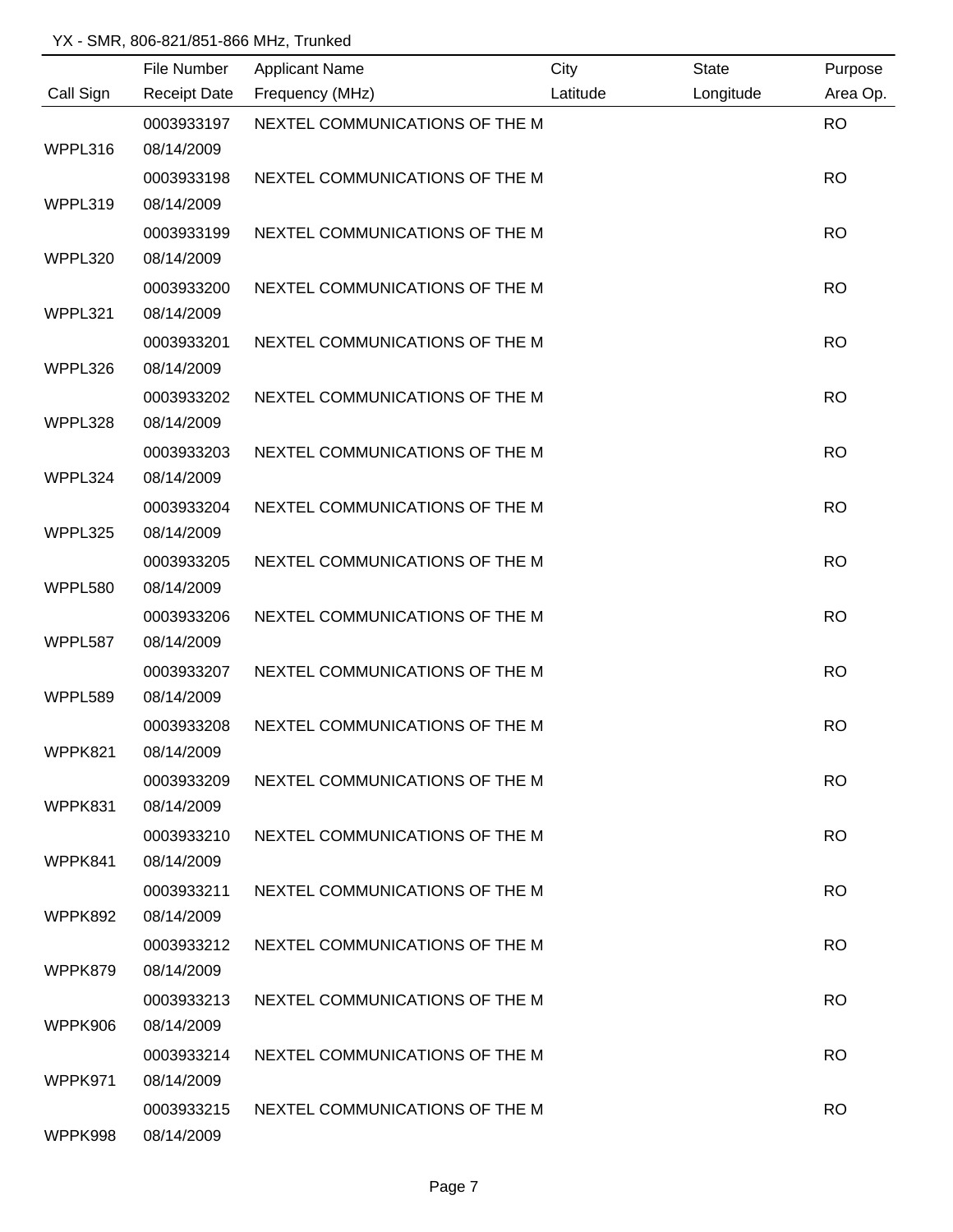YX - SMR, 806-821/851-866 MHz, Trunked

| Call Sign | File Number / Receipt Date | Applicant Name / Frequency (MHz) | City / Latitude | State / Longitude | Purpose / Area Op. |
|---|---|---|---|---|---|
| WPPL316 | 0003933197 / 08/14/2009 | NEXTEL COMMUNICATIONS OF THE M | | | RO |
| WPPL319 | 0003933198 / 08/14/2009 | NEXTEL COMMUNICATIONS OF THE M | | | RO |
| WPPL320 | 0003933199 / 08/14/2009 | NEXTEL COMMUNICATIONS OF THE M | | | RO |
| WPPL321 | 0003933200 / 08/14/2009 | NEXTEL COMMUNICATIONS OF THE M | | | RO |
| WPPL326 | 0003933201 / 08/14/2009 | NEXTEL COMMUNICATIONS OF THE M | | | RO |
| WPPL328 | 0003933202 / 08/14/2009 | NEXTEL COMMUNICATIONS OF THE M | | | RO |
| WPPL324 | 0003933203 / 08/14/2009 | NEXTEL COMMUNICATIONS OF THE M | | | RO |
| WPPL325 | 0003933204 / 08/14/2009 | NEXTEL COMMUNICATIONS OF THE M | | | RO |
| WPPL580 | 0003933205 / 08/14/2009 | NEXTEL COMMUNICATIONS OF THE M | | | RO |
| WPPL587 | 0003933206 / 08/14/2009 | NEXTEL COMMUNICATIONS OF THE M | | | RO |
| WPPL589 | 0003933207 / 08/14/2009 | NEXTEL COMMUNICATIONS OF THE M | | | RO |
| WPPK821 | 0003933208 / 08/14/2009 | NEXTEL COMMUNICATIONS OF THE M | | | RO |
| WPPK831 | 0003933209 / 08/14/2009 | NEXTEL COMMUNICATIONS OF THE M | | | RO |
| WPPK841 | 0003933210 / 08/14/2009 | NEXTEL COMMUNICATIONS OF THE M | | | RO |
| WPPK892 | 0003933211 / 08/14/2009 | NEXTEL COMMUNICATIONS OF THE M | | | RO |
| WPPK879 | 0003933212 / 08/14/2009 | NEXTEL COMMUNICATIONS OF THE M | | | RO |
| WPPK906 | 0003933213 / 08/14/2009 | NEXTEL COMMUNICATIONS OF THE M | | | RO |
| WPPK971 | 0003933214 / 08/14/2009 | NEXTEL COMMUNICATIONS OF THE M | | | RO |
| WPPK998 | 0003933215 / 08/14/2009 | NEXTEL COMMUNICATIONS OF THE M | | | RO |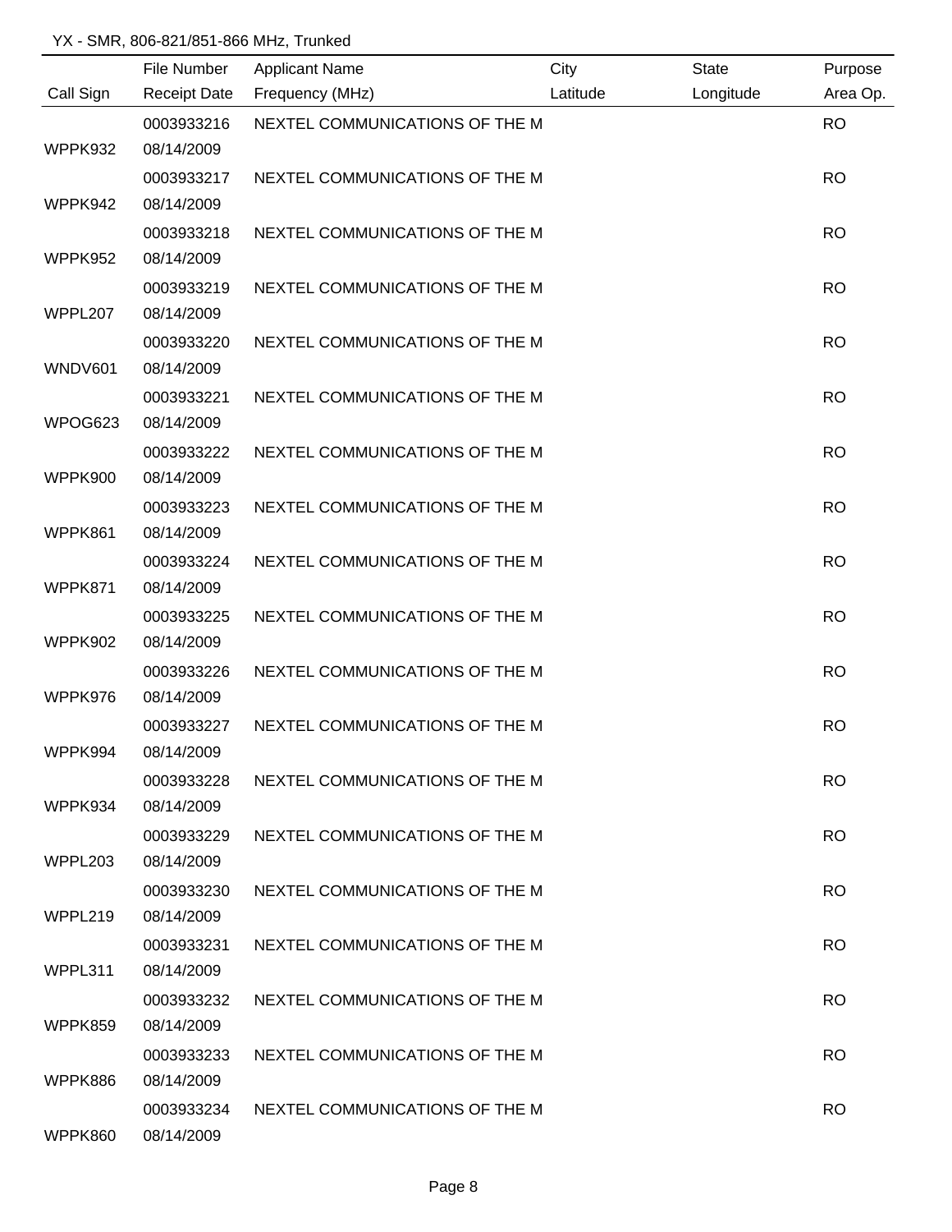YX - SMR, 806-821/851-866 MHz, Trunked

| Call Sign | File Number / Receipt Date | Applicant Name / Frequency (MHz) | City / Latitude | State / Longitude | Purpose / Area Op. |
|---|---|---|---|---|---|
| WPPK932 | 0003933216 08/14/2009 | NEXTEL COMMUNICATIONS OF THE M | | | RO |
| WPPK942 | 0003933217 08/14/2009 | NEXTEL COMMUNICATIONS OF THE M | | | RO |
| WPPK952 | 0003933218 08/14/2009 | NEXTEL COMMUNICATIONS OF THE M | | | RO |
| WPPL207 | 0003933219 08/14/2009 | NEXTEL COMMUNICATIONS OF THE M | | | RO |
| WNDV601 | 0003933220 08/14/2009 | NEXTEL COMMUNICATIONS OF THE M | | | RO |
| WPOG623 | 0003933221 08/14/2009 | NEXTEL COMMUNICATIONS OF THE M | | | RO |
| WPPK900 | 0003933222 08/14/2009 | NEXTEL COMMUNICATIONS OF THE M | | | RO |
| WPPK861 | 0003933223 08/14/2009 | NEXTEL COMMUNICATIONS OF THE M | | | RO |
| WPPK871 | 0003933224 08/14/2009 | NEXTEL COMMUNICATIONS OF THE M | | | RO |
| WPPK902 | 0003933225 08/14/2009 | NEXTEL COMMUNICATIONS OF THE M | | | RO |
| WPPK976 | 0003933226 08/14/2009 | NEXTEL COMMUNICATIONS OF THE M | | | RO |
| WPPK994 | 0003933227 08/14/2009 | NEXTEL COMMUNICATIONS OF THE M | | | RO |
| WPPK934 | 0003933228 08/14/2009 | NEXTEL COMMUNICATIONS OF THE M | | | RO |
| WPPL203 | 0003933229 08/14/2009 | NEXTEL COMMUNICATIONS OF THE M | | | RO |
| WPPL219 | 0003933230 08/14/2009 | NEXTEL COMMUNICATIONS OF THE M | | | RO |
| WPPL311 | 0003933231 08/14/2009 | NEXTEL COMMUNICATIONS OF THE M | | | RO |
| WPPK859 | 0003933232 08/14/2009 | NEXTEL COMMUNICATIONS OF THE M | | | RO |
| WPPK886 | 0003933233 08/14/2009 | NEXTEL COMMUNICATIONS OF THE M | | | RO |
| WPPK860 | 0003933234 08/14/2009 | NEXTEL COMMUNICATIONS OF THE M | | | RO |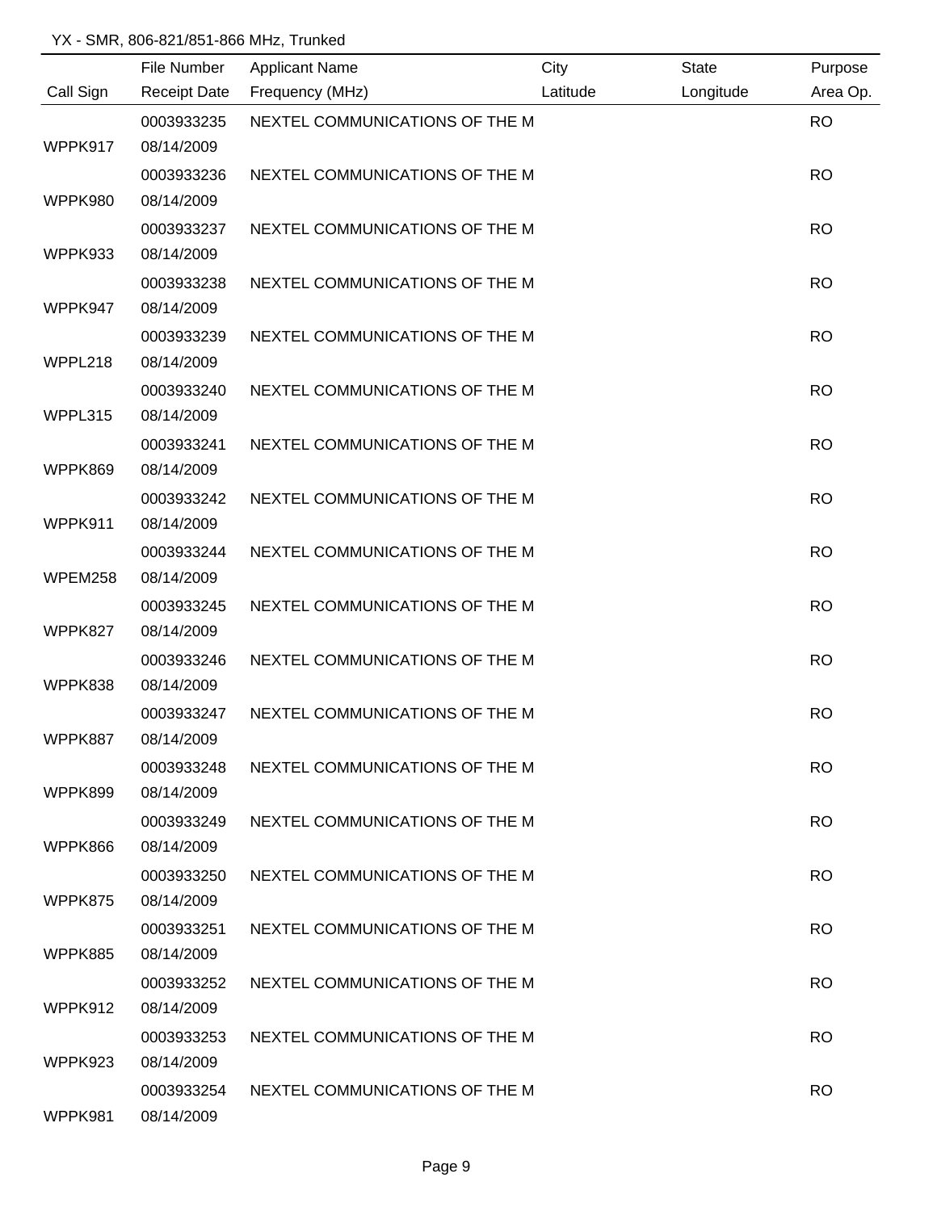YX - SMR, 806-821/851-866 MHz, Trunked

| Call Sign | File Number / Receipt Date | Applicant Name / Frequency (MHz) | City / Latitude | State / Longitude | Purpose / Area Op. |
|---|---|---|---|---|---|
| WPPK917 | 0003933235 08/14/2009 | NEXTEL COMMUNICATIONS OF THE M | | | RO |
| WPPK980 | 0003933236 08/14/2009 | NEXTEL COMMUNICATIONS OF THE M | | | RO |
| WPPK933 | 0003933237 08/14/2009 | NEXTEL COMMUNICATIONS OF THE M | | | RO |
| WPPK947 | 0003933238 08/14/2009 | NEXTEL COMMUNICATIONS OF THE M | | | RO |
| WPPL218 | 0003933239 08/14/2009 | NEXTEL COMMUNICATIONS OF THE M | | | RO |
| WPPL315 | 0003933240 08/14/2009 | NEXTEL COMMUNICATIONS OF THE M | | | RO |
| WPPK869 | 0003933241 08/14/2009 | NEXTEL COMMUNICATIONS OF THE M | | | RO |
| WPPK911 | 0003933242 08/14/2009 | NEXTEL COMMUNICATIONS OF THE M | | | RO |
| WPEM258 | 0003933244 08/14/2009 | NEXTEL COMMUNICATIONS OF THE M | | | RO |
| WPPK827 | 0003933245 08/14/2009 | NEXTEL COMMUNICATIONS OF THE M | | | RO |
| WPPK838 | 0003933246 08/14/2009 | NEXTEL COMMUNICATIONS OF THE M | | | RO |
| WPPK887 | 0003933247 08/14/2009 | NEXTEL COMMUNICATIONS OF THE M | | | RO |
| WPPK899 | 0003933248 08/14/2009 | NEXTEL COMMUNICATIONS OF THE M | | | RO |
| WPPK866 | 0003933249 08/14/2009 | NEXTEL COMMUNICATIONS OF THE M | | | RO |
| WPPK875 | 0003933250 08/14/2009 | NEXTEL COMMUNICATIONS OF THE M | | | RO |
| WPPK885 | 0003933251 08/14/2009 | NEXTEL COMMUNICATIONS OF THE M | | | RO |
| WPPK912 | 0003933252 08/14/2009 | NEXTEL COMMUNICATIONS OF THE M | | | RO |
| WPPK923 | 0003933253 08/14/2009 | NEXTEL COMMUNICATIONS OF THE M | | | RO |
| WPPK981 | 0003933254 08/14/2009 | NEXTEL COMMUNICATIONS OF THE M | | | RO |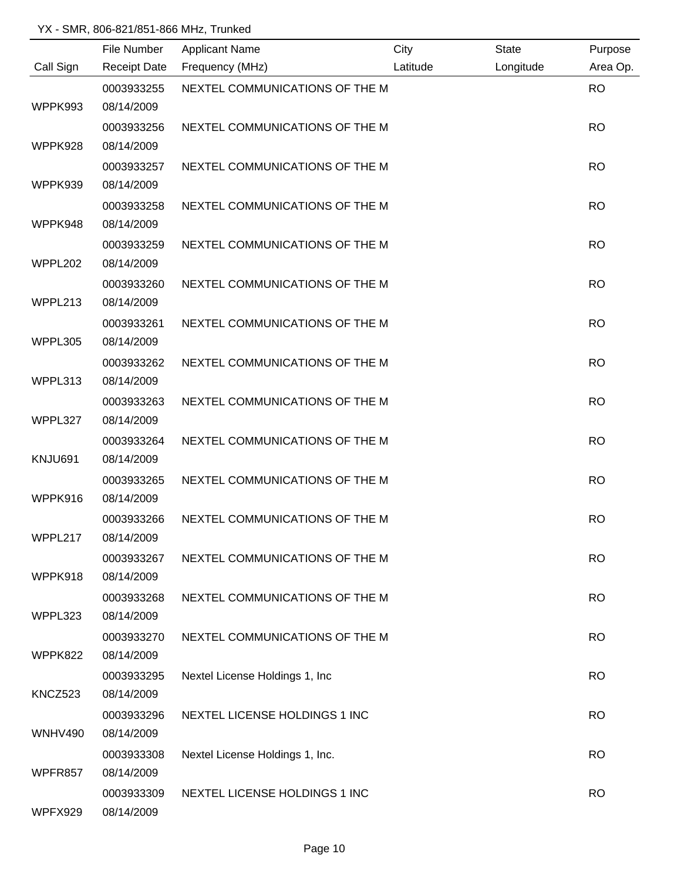YX - SMR, 806-821/851-866 MHz, Trunked

| Call Sign | File Number<br>Receipt Date | Applicant Name<br>Frequency (MHz) | City<br>Latitude | State<br>Longitude | Purpose<br>Area Op. |
|---|---|---|---|---|---|
| WPPK993 | 0003933255<br>08/14/2009 | NEXTEL COMMUNICATIONS OF THE M | | | RO |
| WPPK928 | 0003933256<br>08/14/2009 | NEXTEL COMMUNICATIONS OF THE M | | | RO |
| WPPK939 | 0003933257<br>08/14/2009 | NEXTEL COMMUNICATIONS OF THE M | | | RO |
| WPPK948 | 0003933258<br>08/14/2009 | NEXTEL COMMUNICATIONS OF THE M | | | RO |
| WPPL202 | 0003933259<br>08/14/2009 | NEXTEL COMMUNICATIONS OF THE M | | | RO |
| WPPL213 | 0003933260<br>08/14/2009 | NEXTEL COMMUNICATIONS OF THE M | | | RO |
| WPPL305 | 0003933261<br>08/14/2009 | NEXTEL COMMUNICATIONS OF THE M | | | RO |
| WPPL313 | 0003933262<br>08/14/2009 | NEXTEL COMMUNICATIONS OF THE M | | | RO |
| WPPL327 | 0003933263<br>08/14/2009 | NEXTEL COMMUNICATIONS OF THE M | | | RO |
| KNJU691 | 0003933264<br>08/14/2009 | NEXTEL COMMUNICATIONS OF THE M | | | RO |
| WPPK916 | 0003933265<br>08/14/2009 | NEXTEL COMMUNICATIONS OF THE M | | | RO |
| WPPL217 | 0003933266<br>08/14/2009 | NEXTEL COMMUNICATIONS OF THE M | | | RO |
| WPPK918 | 0003933267<br>08/14/2009 | NEXTEL COMMUNICATIONS OF THE M | | | RO |
| WPPL323 | 0003933268<br>08/14/2009 | NEXTEL COMMUNICATIONS OF THE M | | | RO |
| WPPK822 | 0003933270<br>08/14/2009 | NEXTEL COMMUNICATIONS OF THE M | | | RO |
| KNCZ523 | 0003933295<br>08/14/2009 | Nextel License Holdings 1, Inc | | | RO |
| WNHV490 | 0003933296<br>08/14/2009 | NEXTEL LICENSE HOLDINGS 1 INC | | | RO |
| WPFR857 | 0003933308<br>08/14/2009 | Nextel License Holdings 1, Inc. | | | RO |
| WPFX929 | 0003933309<br>08/14/2009 | NEXTEL LICENSE HOLDINGS 1 INC | | | RO |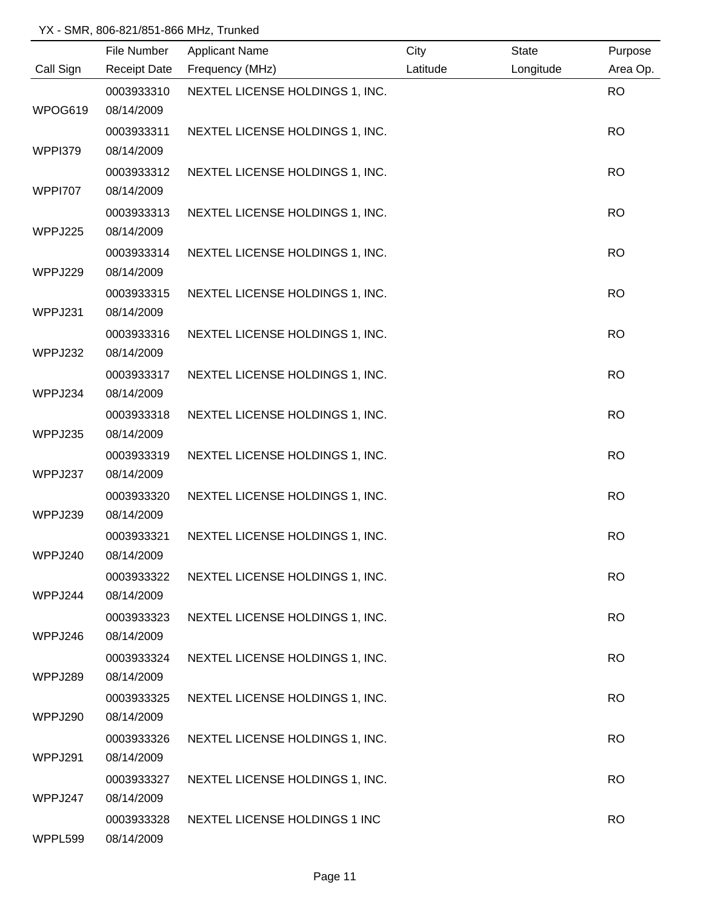YX - SMR, 806-821/851-866 MHz, Trunked

| Call Sign | File Number / Receipt Date | Applicant Name / Frequency (MHz) | City / Latitude | State / Longitude | Purpose / Area Op. |
|---|---|---|---|---|---|
| WPOG619 | 0003933310 08/14/2009 | NEXTEL LICENSE HOLDINGS 1, INC. | | | RO |
| WPPI379 | 0003933311 08/14/2009 | NEXTEL LICENSE HOLDINGS 1, INC. | | | RO |
| WPPI707 | 0003933312 08/14/2009 | NEXTEL LICENSE HOLDINGS 1, INC. | | | RO |
| WPPJ225 | 0003933313 08/14/2009 | NEXTEL LICENSE HOLDINGS 1, INC. | | | RO |
| WPPJ229 | 0003933314 08/14/2009 | NEXTEL LICENSE HOLDINGS 1, INC. | | | RO |
| WPPJ231 | 0003933315 08/14/2009 | NEXTEL LICENSE HOLDINGS 1, INC. | | | RO |
| WPPJ232 | 0003933316 08/14/2009 | NEXTEL LICENSE HOLDINGS 1, INC. | | | RO |
| WPPJ234 | 0003933317 08/14/2009 | NEXTEL LICENSE HOLDINGS 1, INC. | | | RO |
| WPPJ235 | 0003933318 08/14/2009 | NEXTEL LICENSE HOLDINGS 1, INC. | | | RO |
| WPPJ237 | 0003933319 08/14/2009 | NEXTEL LICENSE HOLDINGS 1, INC. | | | RO |
| WPPJ239 | 0003933320 08/14/2009 | NEXTEL LICENSE HOLDINGS 1, INC. | | | RO |
| WPPJ240 | 0003933321 08/14/2009 | NEXTEL LICENSE HOLDINGS 1, INC. | | | RO |
| WPPJ244 | 0003933322 08/14/2009 | NEXTEL LICENSE HOLDINGS 1, INC. | | | RO |
| WPPJ246 | 0003933323 08/14/2009 | NEXTEL LICENSE HOLDINGS 1, INC. | | | RO |
| WPPJ289 | 0003933324 08/14/2009 | NEXTEL LICENSE HOLDINGS 1, INC. | | | RO |
| WPPJ290 | 0003933325 08/14/2009 | NEXTEL LICENSE HOLDINGS 1, INC. | | | RO |
| WPPJ291 | 0003933326 08/14/2009 | NEXTEL LICENSE HOLDINGS 1, INC. | | | RO |
| WPPJ247 | 0003933327 08/14/2009 | NEXTEL LICENSE HOLDINGS 1, INC. | | | RO |
| WPPL599 | 0003933328 08/14/2009 | NEXTEL LICENSE HOLDINGS 1 INC | | | RO |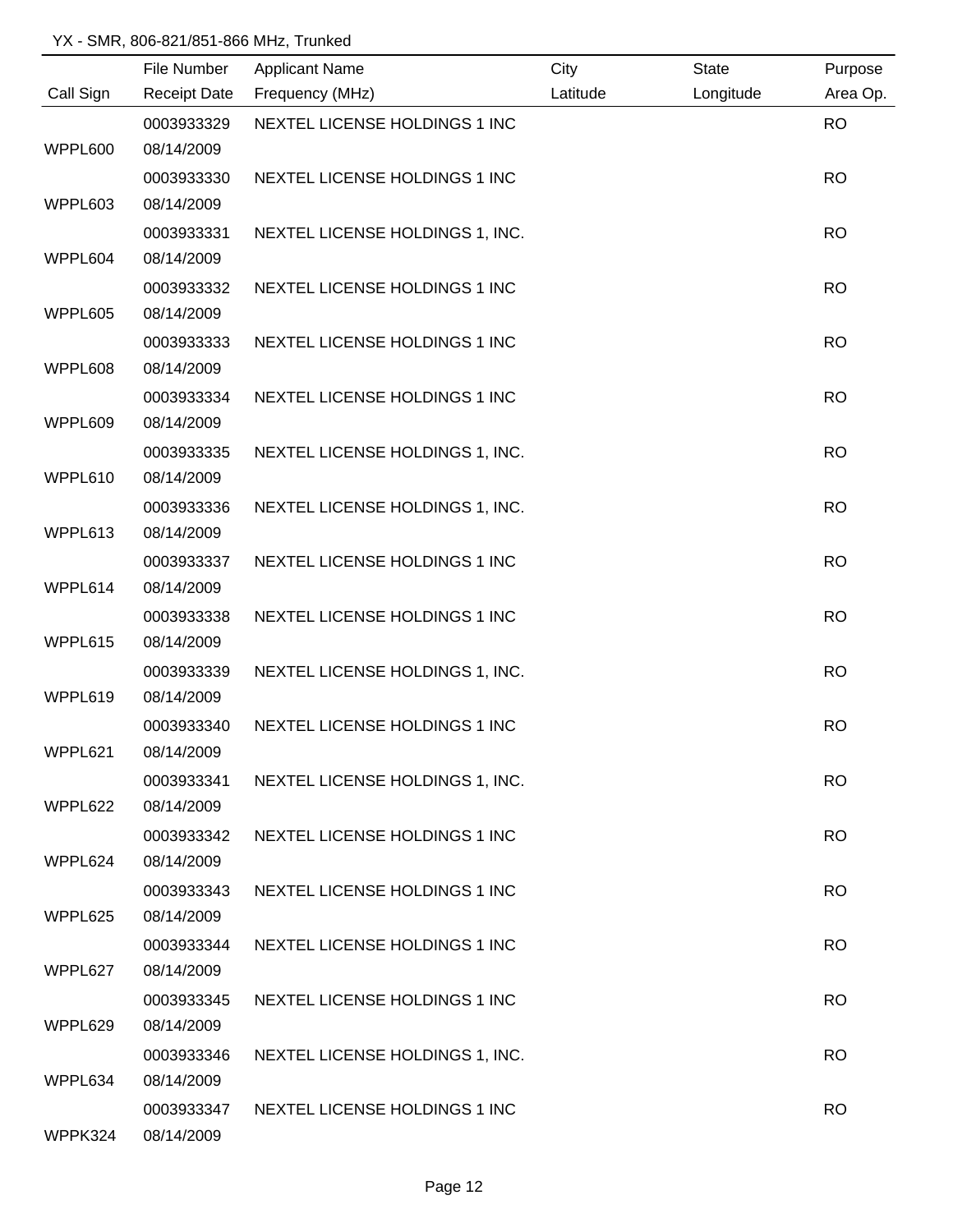YX - SMR, 806-821/851-866 MHz, Trunked

| Call Sign | File Number / Receipt Date | Applicant Name / Frequency (MHz) | City / Latitude | State / Longitude | Purpose / Area Op. |
|---|---|---|---|---|---|
| WPPL600 | 0003933329 / 08/14/2009 | NEXTEL LICENSE HOLDINGS 1 INC | | | RO |
| WPPL603 | 0003933330 / 08/14/2009 | NEXTEL LICENSE HOLDINGS 1 INC | | | RO |
| WPPL604 | 0003933331 / 08/14/2009 | NEXTEL LICENSE HOLDINGS 1, INC. | | | RO |
| WPPL605 | 0003933332 / 08/14/2009 | NEXTEL LICENSE HOLDINGS 1 INC | | | RO |
| WPPL608 | 0003933333 / 08/14/2009 | NEXTEL LICENSE HOLDINGS 1 INC | | | RO |
| WPPL609 | 0003933334 / 08/14/2009 | NEXTEL LICENSE HOLDINGS 1 INC | | | RO |
| WPPL610 | 0003933335 / 08/14/2009 | NEXTEL LICENSE HOLDINGS 1, INC. | | | RO |
| WPPL613 | 0003933336 / 08/14/2009 | NEXTEL LICENSE HOLDINGS 1, INC. | | | RO |
| WPPL614 | 0003933337 / 08/14/2009 | NEXTEL LICENSE HOLDINGS 1 INC | | | RO |
| WPPL615 | 0003933338 / 08/14/2009 | NEXTEL LICENSE HOLDINGS 1 INC | | | RO |
| WPPL619 | 0003933339 / 08/14/2009 | NEXTEL LICENSE HOLDINGS 1, INC. | | | RO |
| WPPL621 | 0003933340 / 08/14/2009 | NEXTEL LICENSE HOLDINGS 1 INC | | | RO |
| WPPL622 | 0003933341 / 08/14/2009 | NEXTEL LICENSE HOLDINGS 1, INC. | | | RO |
| WPPL624 | 0003933342 / 08/14/2009 | NEXTEL LICENSE HOLDINGS 1 INC | | | RO |
| WPPL625 | 0003933343 / 08/14/2009 | NEXTEL LICENSE HOLDINGS 1 INC | | | RO |
| WPPL627 | 0003933344 / 08/14/2009 | NEXTEL LICENSE HOLDINGS 1 INC | | | RO |
| WPPL629 | 0003933345 / 08/14/2009 | NEXTEL LICENSE HOLDINGS 1 INC | | | RO |
| WPPL634 | 0003933346 / 08/14/2009 | NEXTEL LICENSE HOLDINGS 1, INC. | | | RO |
| WPPK324 | 0003933347 / 08/14/2009 | NEXTEL LICENSE HOLDINGS 1 INC | | | RO |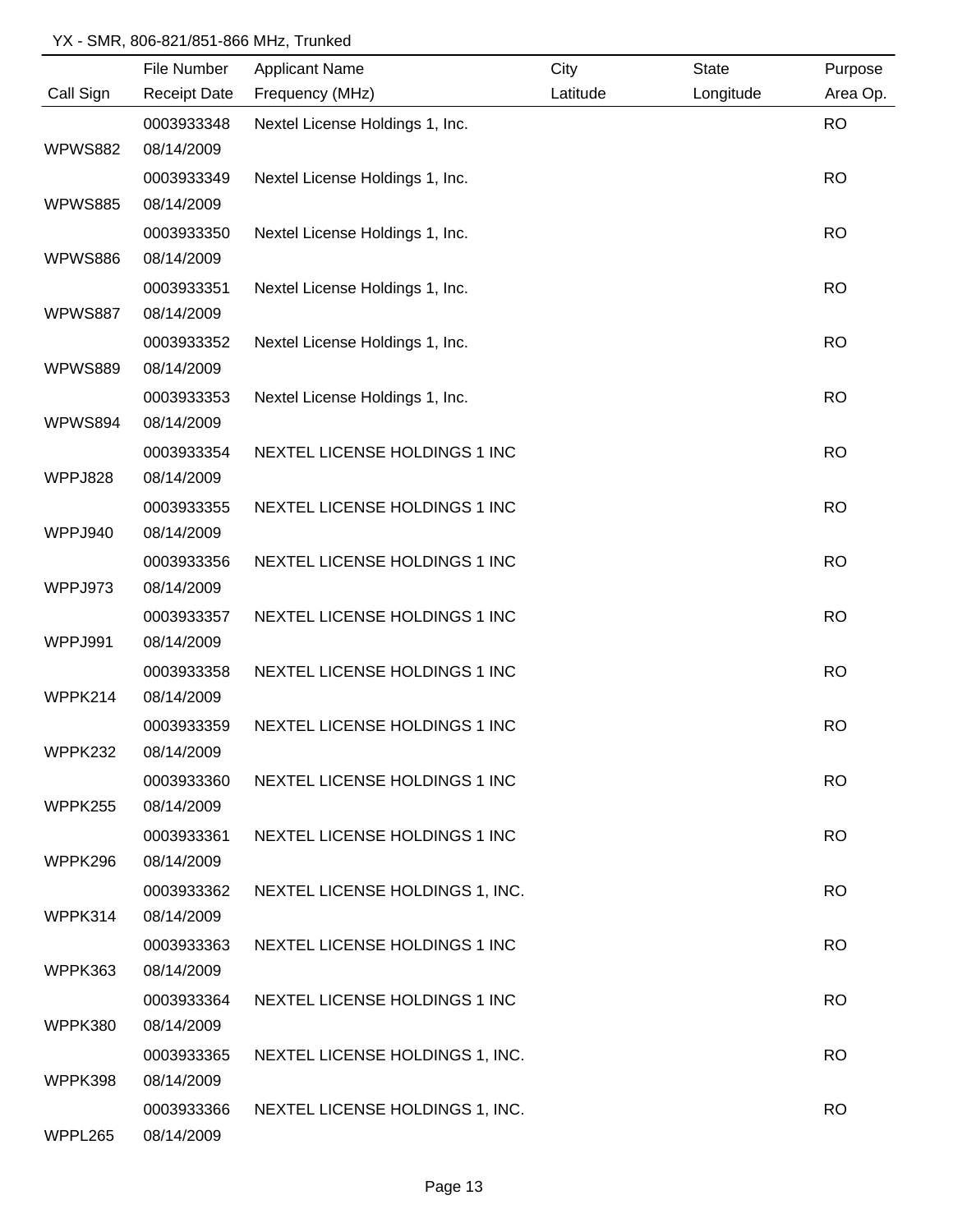YX - SMR, 806-821/851-866 MHz, Trunked

| Call Sign | File Number / Receipt Date | Applicant Name / Frequency (MHz) | City / Latitude | State / Longitude | Purpose / Area Op. |
|---|---|---|---|---|---|
| WPWS882 | 0003933348 08/14/2009 | Nextel License Holdings 1, Inc. | | | RO |
| WPWS885 | 0003933349 08/14/2009 | Nextel License Holdings 1, Inc. | | | RO |
| WPWS886 | 0003933350 08/14/2009 | Nextel License Holdings 1, Inc. | | | RO |
| WPWS887 | 0003933351 08/14/2009 | Nextel License Holdings 1, Inc. | | | RO |
| WPWS889 | 0003933352 08/14/2009 | Nextel License Holdings 1, Inc. | | | RO |
| WPWS894 | 0003933353 08/14/2009 | Nextel License Holdings 1, Inc. | | | RO |
| WPPJ828 | 0003933354 08/14/2009 | NEXTEL LICENSE HOLDINGS 1 INC | | | RO |
| WPPJ940 | 0003933355 08/14/2009 | NEXTEL LICENSE HOLDINGS 1 INC | | | RO |
| WPPJ973 | 0003933356 08/14/2009 | NEXTEL LICENSE HOLDINGS 1 INC | | | RO |
| WPPJ991 | 0003933357 08/14/2009 | NEXTEL LICENSE HOLDINGS 1 INC | | | RO |
| WPPK214 | 0003933358 08/14/2009 | NEXTEL LICENSE HOLDINGS 1 INC | | | RO |
| WPPK232 | 0003933359 08/14/2009 | NEXTEL LICENSE HOLDINGS 1 INC | | | RO |
| WPPK255 | 0003933360 08/14/2009 | NEXTEL LICENSE HOLDINGS 1 INC | | | RO |
| WPPK296 | 0003933361 08/14/2009 | NEXTEL LICENSE HOLDINGS 1 INC | | | RO |
| WPPK314 | 0003933362 08/14/2009 | NEXTEL LICENSE HOLDINGS 1, INC. | | | RO |
| WPPK363 | 0003933363 08/14/2009 | NEXTEL LICENSE HOLDINGS 1 INC | | | RO |
| WPPK380 | 0003933364 08/14/2009 | NEXTEL LICENSE HOLDINGS 1 INC | | | RO |
| WPPK398 | 0003933365 08/14/2009 | NEXTEL LICENSE HOLDINGS 1, INC. | | | RO |
| WPPL265 | 0003933366 08/14/2009 | NEXTEL LICENSE HOLDINGS 1, INC. | | | RO |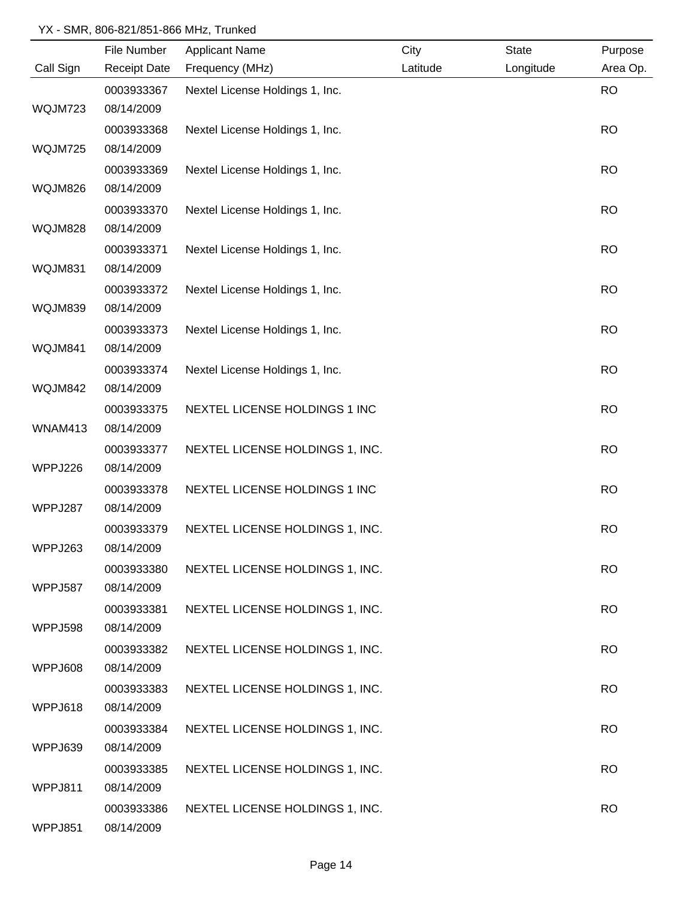YX - SMR, 806-821/851-866 MHz, Trunked

| Call Sign | File Number<br>Receipt Date | Applicant Name<br>Frequency (MHz) | City<br>Latitude | State<br>Longitude | Purpose<br>Area Op. |
|---|---|---|---|---|---|
| WQJM723 | 0003933367<br>08/14/2009 | Nextel License Holdings 1, Inc. | | | RO |
| WQJM725 | 0003933368<br>08/14/2009 | Nextel License Holdings 1, Inc. | | | RO |
| WQJM826 | 0003933369<br>08/14/2009 | Nextel License Holdings 1, Inc. | | | RO |
| WQJM828 | 0003933370<br>08/14/2009 | Nextel License Holdings 1, Inc. | | | RO |
| WQJM831 | 0003933371<br>08/14/2009 | Nextel License Holdings 1, Inc. | | | RO |
| WQJM839 | 0003933372<br>08/14/2009 | Nextel License Holdings 1, Inc. | | | RO |
| WQJM841 | 0003933373<br>08/14/2009 | Nextel License Holdings 1, Inc. | | | RO |
| WQJM842 | 0003933374<br>08/14/2009 | Nextel License Holdings 1, Inc. | | | RO |
| WNAM413 | 0003933375<br>08/14/2009 | NEXTEL LICENSE HOLDINGS 1 INC | | | RO |
| WPPJ226 | 0003933377<br>08/14/2009 | NEXTEL LICENSE HOLDINGS 1, INC. | | | RO |
| WPPJ287 | 0003933378<br>08/14/2009 | NEXTEL LICENSE HOLDINGS 1 INC | | | RO |
| WPPJ263 | 0003933379<br>08/14/2009 | NEXTEL LICENSE HOLDINGS 1, INC. | | | RO |
| WPPJ587 | 0003933380<br>08/14/2009 | NEXTEL LICENSE HOLDINGS 1, INC. | | | RO |
| WPPJ598 | 0003933381<br>08/14/2009 | NEXTEL LICENSE HOLDINGS 1, INC. | | | RO |
| WPPJ608 | 0003933382<br>08/14/2009 | NEXTEL LICENSE HOLDINGS 1, INC. | | | RO |
| WPPJ618 | 0003933383<br>08/14/2009 | NEXTEL LICENSE HOLDINGS 1, INC. | | | RO |
| WPPJ639 | 0003933384<br>08/14/2009 | NEXTEL LICENSE HOLDINGS 1, INC. | | | RO |
| WPPJ811 | 0003933385<br>08/14/2009 | NEXTEL LICENSE HOLDINGS 1, INC. | | | RO |
| WPPJ851 | 0003933386<br>08/14/2009 | NEXTEL LICENSE HOLDINGS 1, INC. | | | RO |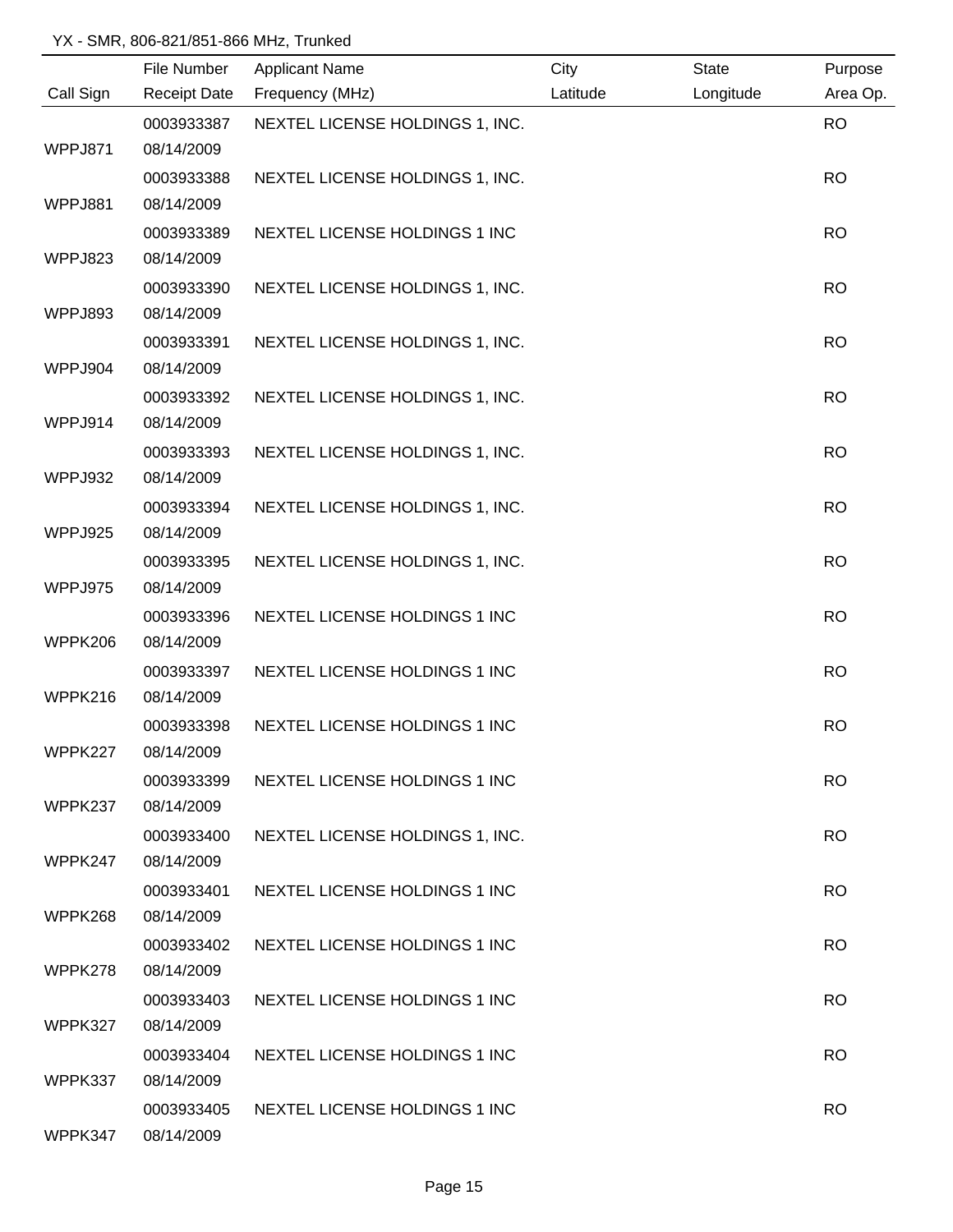YX - SMR, 806-821/851-866 MHz, Trunked

| Call Sign | File Number / Receipt Date | Applicant Name / Frequency (MHz) | City / Latitude | State / Longitude | Purpose / Area Op. |
|---|---|---|---|---|---|
| WPPJ871 | 0003933387 / 08/14/2009 | NEXTEL LICENSE HOLDINGS 1, INC. | | | RO |
| WPPJ881 | 0003933388 / 08/14/2009 | NEXTEL LICENSE HOLDINGS 1, INC. | | | RO |
| WPPJ823 | 0003933389 / 08/14/2009 | NEXTEL LICENSE HOLDINGS 1 INC | | | RO |
| WPPJ893 | 0003933390 / 08/14/2009 | NEXTEL LICENSE HOLDINGS 1, INC. | | | RO |
| WPPJ904 | 0003933391 / 08/14/2009 | NEXTEL LICENSE HOLDINGS 1, INC. | | | RO |
| WPPJ914 | 0003933392 / 08/14/2009 | NEXTEL LICENSE HOLDINGS 1, INC. | | | RO |
| WPPJ932 | 0003933393 / 08/14/2009 | NEXTEL LICENSE HOLDINGS 1, INC. | | | RO |
| WPPJ925 | 0003933394 / 08/14/2009 | NEXTEL LICENSE HOLDINGS 1, INC. | | | RO |
| WPPJ975 | 0003933395 / 08/14/2009 | NEXTEL LICENSE HOLDINGS 1, INC. | | | RO |
| WPPK206 | 0003933396 / 08/14/2009 | NEXTEL LICENSE HOLDINGS 1 INC | | | RO |
| WPPK216 | 0003933397 / 08/14/2009 | NEXTEL LICENSE HOLDINGS 1 INC | | | RO |
| WPPK227 | 0003933398 / 08/14/2009 | NEXTEL LICENSE HOLDINGS 1 INC | | | RO |
| WPPK237 | 0003933399 / 08/14/2009 | NEXTEL LICENSE HOLDINGS 1 INC | | | RO |
| WPPK247 | 0003933400 / 08/14/2009 | NEXTEL LICENSE HOLDINGS 1, INC. | | | RO |
| WPPK268 | 0003933401 / 08/14/2009 | NEXTEL LICENSE HOLDINGS 1 INC | | | RO |
| WPPK278 | 0003933402 / 08/14/2009 | NEXTEL LICENSE HOLDINGS 1 INC | | | RO |
| WPPK327 | 0003933403 / 08/14/2009 | NEXTEL LICENSE HOLDINGS 1 INC | | | RO |
| WPPK337 | 0003933404 / 08/14/2009 | NEXTEL LICENSE HOLDINGS 1 INC | | | RO |
| WPPK347 | 0003933405 / 08/14/2009 | NEXTEL LICENSE HOLDINGS 1 INC | | | RO |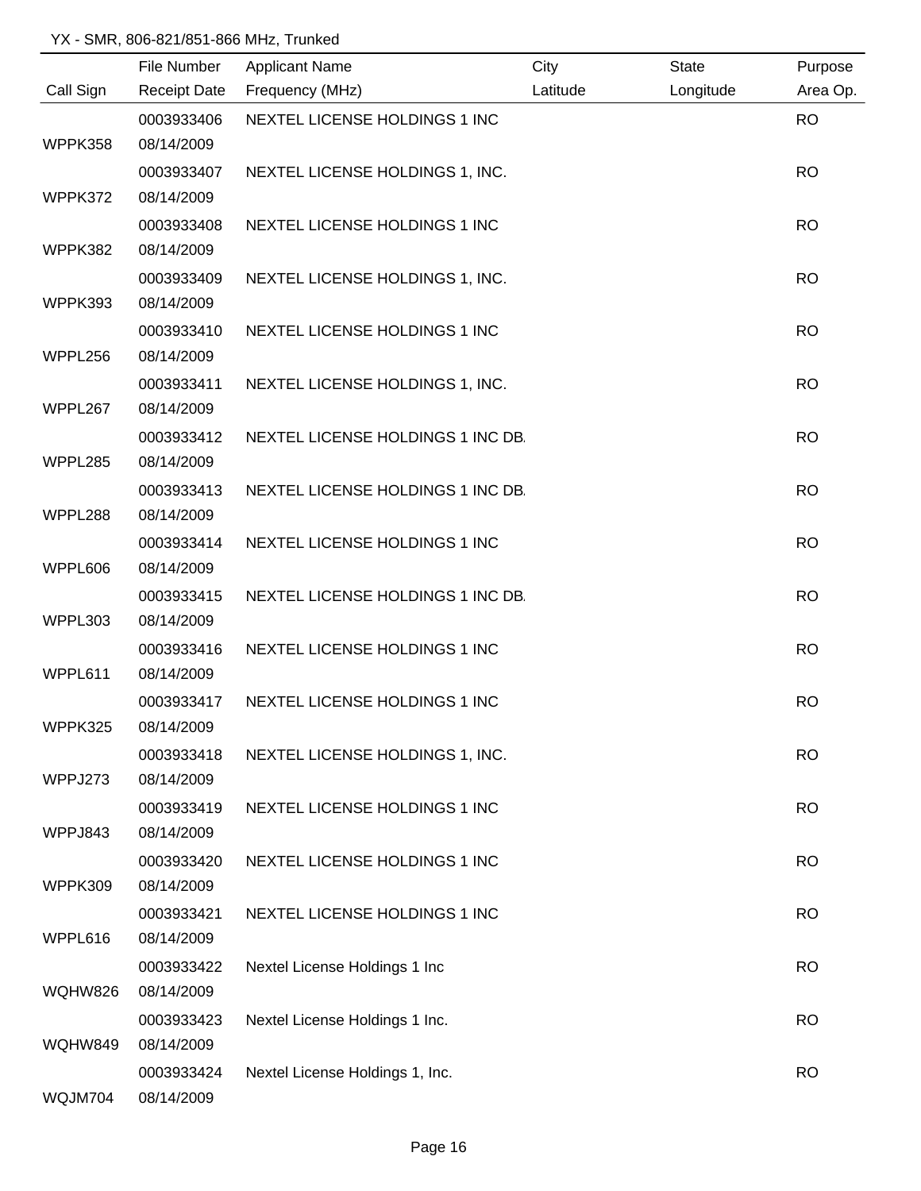YX - SMR, 806-821/851-866 MHz, Trunked

| Call Sign | File Number / Receipt Date | Applicant Name / Frequency (MHz) | City / Latitude | State / Longitude | Purpose / Area Op. |
|---|---|---|---|---|---|
| WPPK358 | 0003933406<br>08/14/2009 | NEXTEL LICENSE HOLDINGS 1 INC | | | RO |
| WPPK372 | 0003933407<br>08/14/2009 | NEXTEL LICENSE HOLDINGS 1, INC. | | | RO |
| WPPK382 | 0003933408<br>08/14/2009 | NEXTEL LICENSE HOLDINGS 1 INC | | | RO |
| WPPK393 | 0003933409<br>08/14/2009 | NEXTEL LICENSE HOLDINGS 1, INC. | | | RO |
| WPPL256 | 0003933410<br>08/14/2009 | NEXTEL LICENSE HOLDINGS 1 INC | | | RO |
| WPPL267 | 0003933411<br>08/14/2009 | NEXTEL LICENSE HOLDINGS 1, INC. | | | RO |
| WPPL285 | 0003933412<br>08/14/2009 | NEXTEL LICENSE HOLDINGS 1 INC DB. | | | RO |
| WPPL288 | 0003933413<br>08/14/2009 | NEXTEL LICENSE HOLDINGS 1 INC DB. | | | RO |
| WPPL606 | 0003933414<br>08/14/2009 | NEXTEL LICENSE HOLDINGS 1 INC | | | RO |
| WPPL303 | 0003933415<br>08/14/2009 | NEXTEL LICENSE HOLDINGS 1 INC DB. | | | RO |
| WPPL611 | 0003933416<br>08/14/2009 | NEXTEL LICENSE HOLDINGS 1 INC | | | RO |
| WPPK325 | 0003933417<br>08/14/2009 | NEXTEL LICENSE HOLDINGS 1 INC | | | RO |
| WPPJ273 | 0003933418<br>08/14/2009 | NEXTEL LICENSE HOLDINGS 1, INC. | | | RO |
| WPPJ843 | 0003933419<br>08/14/2009 | NEXTEL LICENSE HOLDINGS 1 INC | | | RO |
| WPPK309 | 0003933420<br>08/14/2009 | NEXTEL LICENSE HOLDINGS 1 INC | | | RO |
| WPPL616 | 0003933421<br>08/14/2009 | NEXTEL LICENSE HOLDINGS 1 INC | | | RO |
| WQHW826 | 0003933422<br>08/14/2009 | Nextel License Holdings 1 Inc | | | RO |
| WQHW849 | 0003933423<br>08/14/2009 | Nextel License Holdings 1 Inc. | | | RO |
| WQJM704 | 0003933424<br>08/14/2009 | Nextel License Holdings 1, Inc. | | | RO |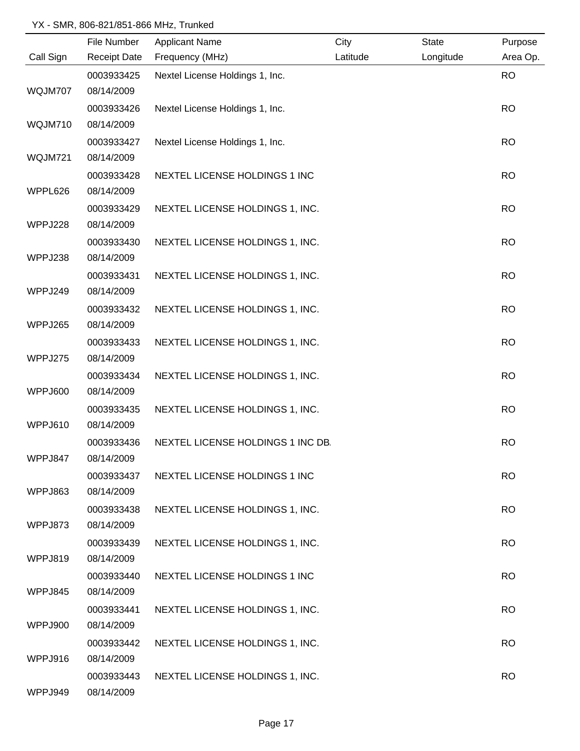YX - SMR, 806-821/851-866 MHz, Trunked

| Call Sign | File Number / Receipt Date | Applicant Name / Frequency (MHz) | City / Latitude | State / Longitude | Purpose / Area Op. |
|---|---|---|---|---|---|
| WQJM707 | 0003933425 08/14/2009 | Nextel License Holdings 1, Inc. | | | RO |
| WQJM710 | 0003933426 08/14/2009 | Nextel License Holdings 1, Inc. | | | RO |
| WQJM721 | 0003933427 08/14/2009 | Nextel License Holdings 1, Inc. | | | RO |
| WPPL626 | 0003933428 08/14/2009 | NEXTEL LICENSE HOLDINGS 1 INC | | | RO |
| WPPJ228 | 0003933429 08/14/2009 | NEXTEL LICENSE HOLDINGS 1, INC. | | | RO |
| WPPJ238 | 0003933430 08/14/2009 | NEXTEL LICENSE HOLDINGS 1, INC. | | | RO |
| WPPJ249 | 0003933431 08/14/2009 | NEXTEL LICENSE HOLDINGS 1, INC. | | | RO |
| WPPJ265 | 0003933432 08/14/2009 | NEXTEL LICENSE HOLDINGS 1, INC. | | | RO |
| WPPJ275 | 0003933433 08/14/2009 | NEXTEL LICENSE HOLDINGS 1, INC. | | | RO |
| WPPJ600 | 0003933434 08/14/2009 | NEXTEL LICENSE HOLDINGS 1, INC. | | | RO |
| WPPJ610 | 0003933435 08/14/2009 | NEXTEL LICENSE HOLDINGS 1, INC. | | | RO |
| WPPJ847 | 0003933436 08/14/2009 | NEXTEL LICENSE HOLDINGS 1 INC DB. | | | RO |
| WPPJ863 | 0003933437 08/14/2009 | NEXTEL LICENSE HOLDINGS 1 INC | | | RO |
| WPPJ873 | 0003933438 08/14/2009 | NEXTEL LICENSE HOLDINGS 1, INC. | | | RO |
| WPPJ819 | 0003933439 08/14/2009 | NEXTEL LICENSE HOLDINGS 1, INC. | | | RO |
| WPPJ845 | 0003933440 08/14/2009 | NEXTEL LICENSE HOLDINGS 1 INC | | | RO |
| WPPJ900 | 0003933441 08/14/2009 | NEXTEL LICENSE HOLDINGS 1, INC. | | | RO |
| WPPJ916 | 0003933442 08/14/2009 | NEXTEL LICENSE HOLDINGS 1, INC. | | | RO |
| WPPJ949 | 0003933443 08/14/2009 | NEXTEL LICENSE HOLDINGS 1, INC. | | | RO |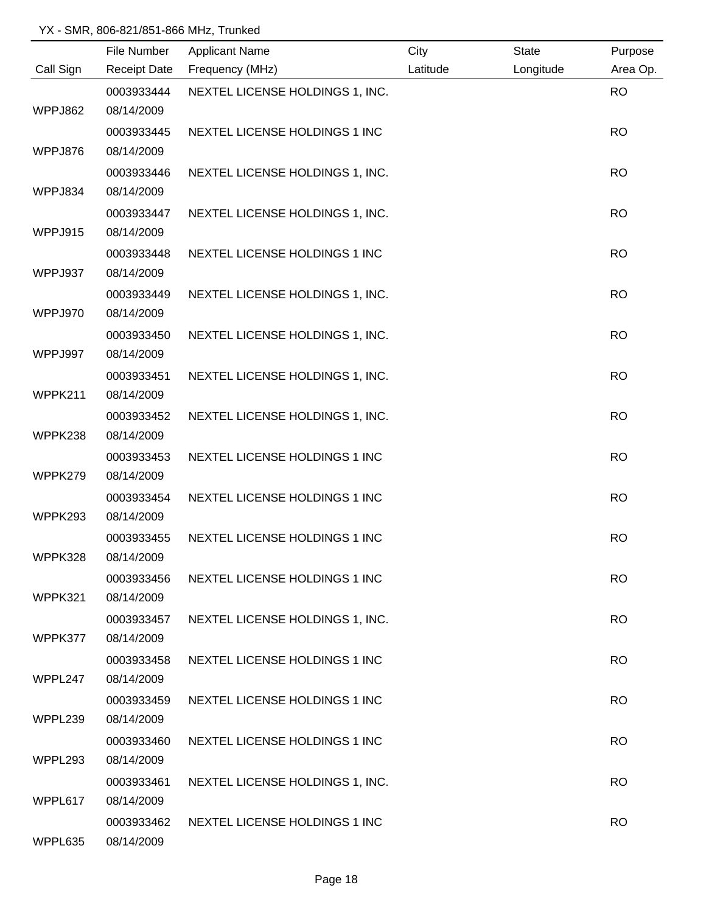YX - SMR, 806-821/851-866 MHz, Trunked

| Call Sign | File Number / Receipt Date | Applicant Name / Frequency (MHz) | City / Latitude | State / Longitude | Purpose / Area Op. |
|---|---|---|---|---|---|
| WPPJ862 | 0003933444<br>08/14/2009 | NEXTEL LICENSE HOLDINGS 1, INC. | | | RO |
| WPPJ876 | 0003933445<br>08/14/2009 | NEXTEL LICENSE HOLDINGS 1 INC | | | RO |
| WPPJ834 | 0003933446<br>08/14/2009 | NEXTEL LICENSE HOLDINGS 1, INC. | | | RO |
| WPPJ915 | 0003933447<br>08/14/2009 | NEXTEL LICENSE HOLDINGS 1, INC. | | | RO |
| WPPJ937 | 0003933448<br>08/14/2009 | NEXTEL LICENSE HOLDINGS 1 INC | | | RO |
| WPPJ970 | 0003933449<br>08/14/2009 | NEXTEL LICENSE HOLDINGS 1, INC. | | | RO |
| WPPJ997 | 0003933450<br>08/14/2009 | NEXTEL LICENSE HOLDINGS 1, INC. | | | RO |
| WPPK211 | 0003933451<br>08/14/2009 | NEXTEL LICENSE HOLDINGS 1, INC. | | | RO |
| WPPK238 | 0003933452<br>08/14/2009 | NEXTEL LICENSE HOLDINGS 1, INC. | | | RO |
| WPPK279 | 0003933453<br>08/14/2009 | NEXTEL LICENSE HOLDINGS 1 INC | | | RO |
| WPPK293 | 0003933454<br>08/14/2009 | NEXTEL LICENSE HOLDINGS 1 INC | | | RO |
| WPPK328 | 0003933455<br>08/14/2009 | NEXTEL LICENSE HOLDINGS 1 INC | | | RO |
| WPPK321 | 0003933456<br>08/14/2009 | NEXTEL LICENSE HOLDINGS 1 INC | | | RO |
| WPPK377 | 0003933457<br>08/14/2009 | NEXTEL LICENSE HOLDINGS 1, INC. | | | RO |
| WPPL247 | 0003933458<br>08/14/2009 | NEXTEL LICENSE HOLDINGS 1 INC | | | RO |
| WPPL239 | 0003933459<br>08/14/2009 | NEXTEL LICENSE HOLDINGS 1 INC | | | RO |
| WPPL293 | 0003933460<br>08/14/2009 | NEXTEL LICENSE HOLDINGS 1 INC | | | RO |
| WPPL617 | 0003933461<br>08/14/2009 | NEXTEL LICENSE HOLDINGS 1, INC. | | | RO |
| WPPL635 | 0003933462<br>08/14/2009 | NEXTEL LICENSE HOLDINGS 1 INC | | | RO |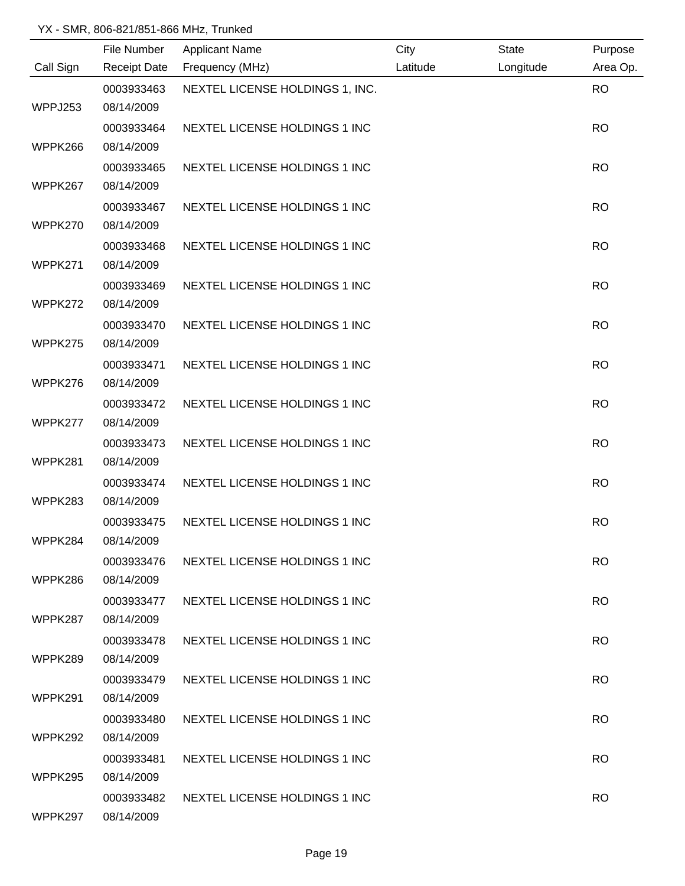YX - SMR, 806-821/851-866 MHz, Trunked

| Call Sign | File Number<br>Receipt Date | Applicant Name<br>Frequency (MHz) | City<br>Latitude | State<br>Longitude | Purpose<br>Area Op. |
|---|---|---|---|---|---|
| WPPJ253 | 0003933463<br>08/14/2009 | NEXTEL LICENSE HOLDINGS 1, INC. | | | RO |
| WPPK266 | 0003933464<br>08/14/2009 | NEXTEL LICENSE HOLDINGS 1 INC | | | RO |
| WPPK267 | 0003933465<br>08/14/2009 | NEXTEL LICENSE HOLDINGS 1 INC | | | RO |
| WPPK270 | 0003933467<br>08/14/2009 | NEXTEL LICENSE HOLDINGS 1 INC | | | RO |
| WPPK271 | 0003933468<br>08/14/2009 | NEXTEL LICENSE HOLDINGS 1 INC | | | RO |
| WPPK272 | 0003933469<br>08/14/2009 | NEXTEL LICENSE HOLDINGS 1 INC | | | RO |
| WPPK275 | 0003933470<br>08/14/2009 | NEXTEL LICENSE HOLDINGS 1 INC | | | RO |
| WPPK276 | 0003933471<br>08/14/2009 | NEXTEL LICENSE HOLDINGS 1 INC | | | RO |
| WPPK277 | 0003933472<br>08/14/2009 | NEXTEL LICENSE HOLDINGS 1 INC | | | RO |
| WPPK281 | 0003933473<br>08/14/2009 | NEXTEL LICENSE HOLDINGS 1 INC | | | RO |
| WPPK283 | 0003933474<br>08/14/2009 | NEXTEL LICENSE HOLDINGS 1 INC | | | RO |
| WPPK284 | 0003933475<br>08/14/2009 | NEXTEL LICENSE HOLDINGS 1 INC | | | RO |
| WPPK286 | 0003933476<br>08/14/2009 | NEXTEL LICENSE HOLDINGS 1 INC | | | RO |
| WPPK287 | 0003933477<br>08/14/2009 | NEXTEL LICENSE HOLDINGS 1 INC | | | RO |
| WPPK289 | 0003933478<br>08/14/2009 | NEXTEL LICENSE HOLDINGS 1 INC | | | RO |
| WPPK291 | 0003933479<br>08/14/2009 | NEXTEL LICENSE HOLDINGS 1 INC | | | RO |
| WPPK292 | 0003933480<br>08/14/2009 | NEXTEL LICENSE HOLDINGS 1 INC | | | RO |
| WPPK295 | 0003933481<br>08/14/2009 | NEXTEL LICENSE HOLDINGS 1 INC | | | RO |
| WPPK297 | 0003933482<br>08/14/2009 | NEXTEL LICENSE HOLDINGS 1 INC | | | RO |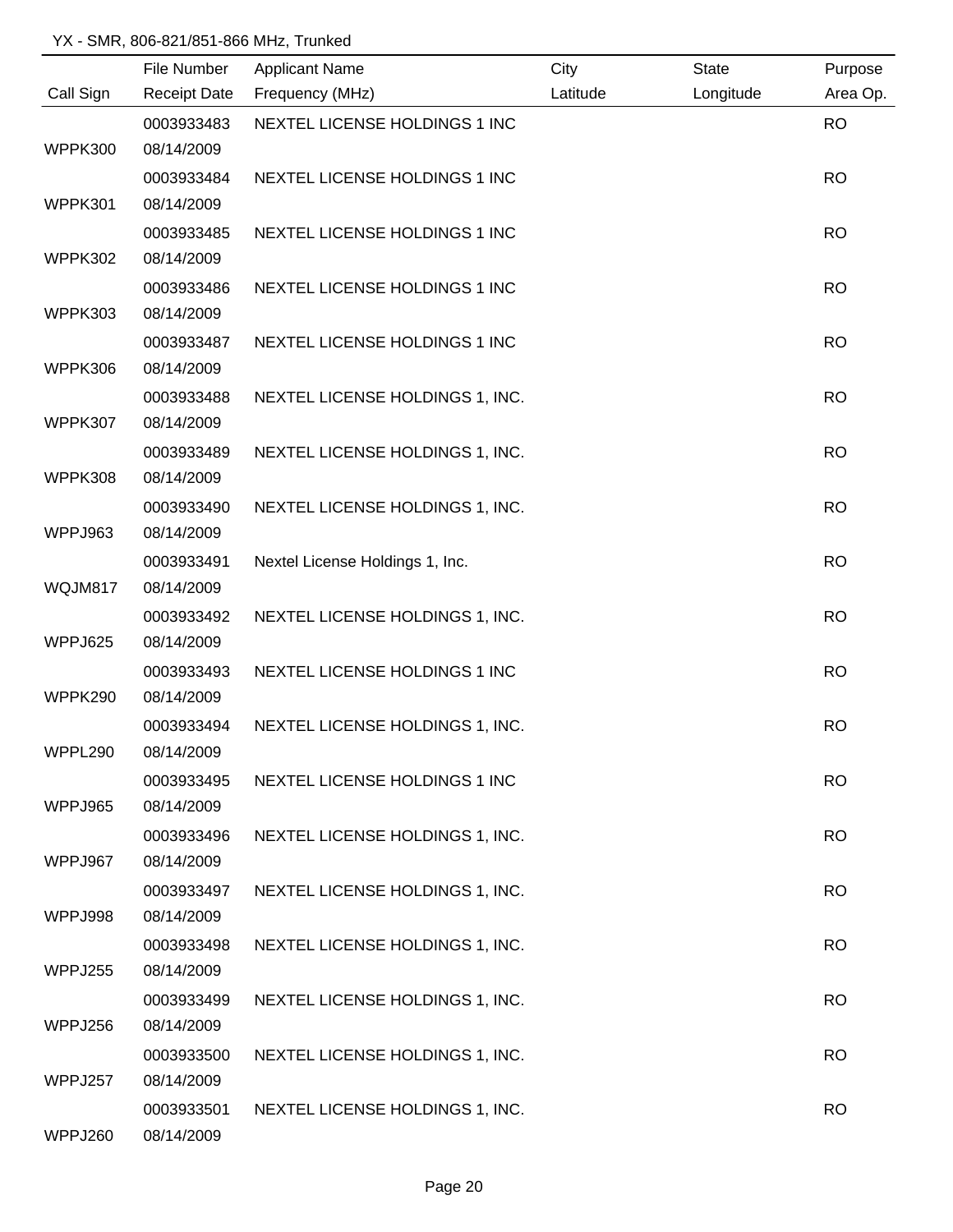YX - SMR, 806-821/851-866 MHz, Trunked

| Call Sign | File Number / Receipt Date | Applicant Name / Frequency (MHz) | City / Latitude | State / Longitude | Purpose / Area Op. |
|---|---|---|---|---|---|
| WPPK300 | 0003933483 08/14/2009 | NEXTEL LICENSE HOLDINGS 1 INC | | | RO |
| WPPK301 | 0003933484 08/14/2009 | NEXTEL LICENSE HOLDINGS 1 INC | | | RO |
| WPPK302 | 0003933485 08/14/2009 | NEXTEL LICENSE HOLDINGS 1 INC | | | RO |
| WPPK303 | 0003933486 08/14/2009 | NEXTEL LICENSE HOLDINGS 1 INC | | | RO |
| WPPK306 | 0003933487 08/14/2009 | NEXTEL LICENSE HOLDINGS 1 INC | | | RO |
| WPPK307 | 0003933488 08/14/2009 | NEXTEL LICENSE HOLDINGS 1, INC. | | | RO |
| WPPK308 | 0003933489 08/14/2009 | NEXTEL LICENSE HOLDINGS 1, INC. | | | RO |
| WPPJ963 | 0003933490 08/14/2009 | NEXTEL LICENSE HOLDINGS 1, INC. | | | RO |
| WQJM817 | 0003933491 08/14/2009 | Nextel License Holdings 1, Inc. | | | RO |
| WPPJ625 | 0003933492 08/14/2009 | NEXTEL LICENSE HOLDINGS 1, INC. | | | RO |
| WPPK290 | 0003933493 08/14/2009 | NEXTEL LICENSE HOLDINGS 1 INC | | | RO |
| WPPL290 | 0003933494 08/14/2009 | NEXTEL LICENSE HOLDINGS 1, INC. | | | RO |
| WPPJ965 | 0003933495 08/14/2009 | NEXTEL LICENSE HOLDINGS 1 INC | | | RO |
| WPPJ967 | 0003933496 08/14/2009 | NEXTEL LICENSE HOLDINGS 1, INC. | | | RO |
| WPPJ998 | 0003933497 08/14/2009 | NEXTEL LICENSE HOLDINGS 1, INC. | | | RO |
| WPPJ255 | 0003933498 08/14/2009 | NEXTEL LICENSE HOLDINGS 1, INC. | | | RO |
| WPPJ256 | 0003933499 08/14/2009 | NEXTEL LICENSE HOLDINGS 1, INC. | | | RO |
| WPPJ257 | 0003933500 08/14/2009 | NEXTEL LICENSE HOLDINGS 1, INC. | | | RO |
| WPPJ260 | 0003933501 08/14/2009 | NEXTEL LICENSE HOLDINGS 1, INC. | | | RO |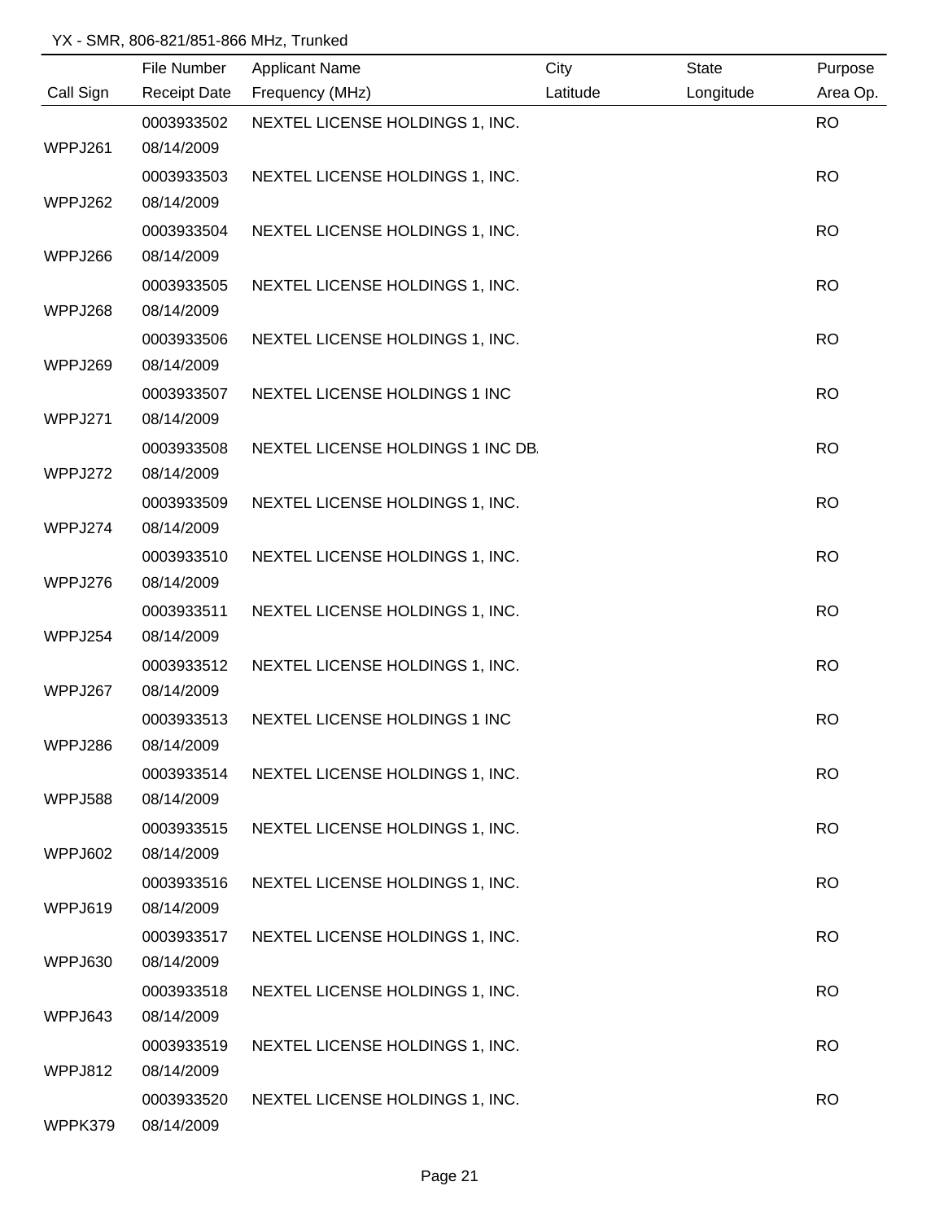YX - SMR, 806-821/851-866 MHz, Trunked

| Call Sign | File Number / Receipt Date | Applicant Name / Frequency (MHz) | City / Latitude | State / Longitude | Purpose / Area Op. |
|---|---|---|---|---|---|
| WPPJ261 | 0003933502 / 08/14/2009 | NEXTEL LICENSE HOLDINGS 1, INC. | | | RO |
| WPPJ262 | 0003933503 / 08/14/2009 | NEXTEL LICENSE HOLDINGS 1, INC. | | | RO |
| WPPJ266 | 0003933504 / 08/14/2009 | NEXTEL LICENSE HOLDINGS 1, INC. | | | RO |
| WPPJ268 | 0003933505 / 08/14/2009 | NEXTEL LICENSE HOLDINGS 1, INC. | | | RO |
| WPPJ269 | 0003933506 / 08/14/2009 | NEXTEL LICENSE HOLDINGS 1, INC. | | | RO |
| WPPJ271 | 0003933507 / 08/14/2009 | NEXTEL LICENSE HOLDINGS 1 INC | | | RO |
| WPPJ272 | 0003933508 / 08/14/2009 | NEXTEL LICENSE HOLDINGS 1 INC DB. | | | RO |
| WPPJ274 | 0003933509 / 08/14/2009 | NEXTEL LICENSE HOLDINGS 1, INC. | | | RO |
| WPPJ276 | 0003933510 / 08/14/2009 | NEXTEL LICENSE HOLDINGS 1, INC. | | | RO |
| WPPJ254 | 0003933511 / 08/14/2009 | NEXTEL LICENSE HOLDINGS 1, INC. | | | RO |
| WPPJ267 | 0003933512 / 08/14/2009 | NEXTEL LICENSE HOLDINGS 1, INC. | | | RO |
| WPPJ286 | 0003933513 / 08/14/2009 | NEXTEL LICENSE HOLDINGS 1 INC | | | RO |
| WPPJ588 | 0003933514 / 08/14/2009 | NEXTEL LICENSE HOLDINGS 1, INC. | | | RO |
| WPPJ602 | 0003933515 / 08/14/2009 | NEXTEL LICENSE HOLDINGS 1, INC. | | | RO |
| WPPJ619 | 0003933516 / 08/14/2009 | NEXTEL LICENSE HOLDINGS 1, INC. | | | RO |
| WPPJ630 | 0003933517 / 08/14/2009 | NEXTEL LICENSE HOLDINGS 1, INC. | | | RO |
| WPPJ643 | 0003933518 / 08/14/2009 | NEXTEL LICENSE HOLDINGS 1, INC. | | | RO |
| WPPJ812 | 0003933519 / 08/14/2009 | NEXTEL LICENSE HOLDINGS 1, INC. | | | RO |
| WPPK379 | 0003933520 / 08/14/2009 | NEXTEL LICENSE HOLDINGS 1, INC. | | | RO |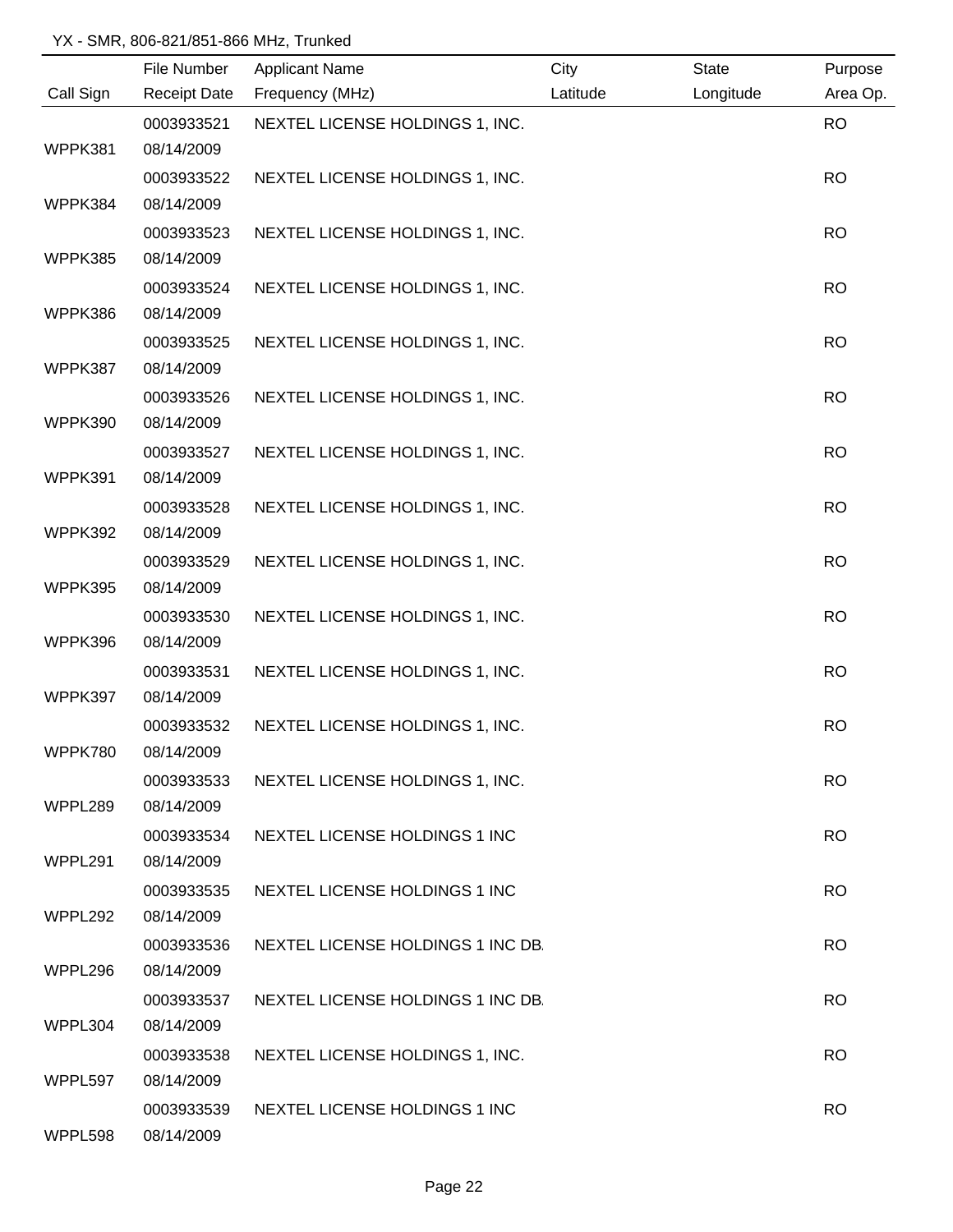YX - SMR, 806-821/851-866 MHz, Trunked

| Call Sign | File Number / Receipt Date | Applicant Name / Frequency (MHz) | City / Latitude | State / Longitude | Purpose / Area Op. |
|---|---|---|---|---|---|
| WPPK381 | 0003933521 08/14/2009 | NEXTEL LICENSE HOLDINGS 1, INC. | | | RO |
| WPPK384 | 0003933522 08/14/2009 | NEXTEL LICENSE HOLDINGS 1, INC. | | | RO |
| WPPK385 | 0003933523 08/14/2009 | NEXTEL LICENSE HOLDINGS 1, INC. | | | RO |
| WPPK386 | 0003933524 08/14/2009 | NEXTEL LICENSE HOLDINGS 1, INC. | | | RO |
| WPPK387 | 0003933525 08/14/2009 | NEXTEL LICENSE HOLDINGS 1, INC. | | | RO |
| WPPK390 | 0003933526 08/14/2009 | NEXTEL LICENSE HOLDINGS 1, INC. | | | RO |
| WPPK391 | 0003933527 08/14/2009 | NEXTEL LICENSE HOLDINGS 1, INC. | | | RO |
| WPPK392 | 0003933528 08/14/2009 | NEXTEL LICENSE HOLDINGS 1, INC. | | | RO |
| WPPK395 | 0003933529 08/14/2009 | NEXTEL LICENSE HOLDINGS 1, INC. | | | RO |
| WPPK396 | 0003933530 08/14/2009 | NEXTEL LICENSE HOLDINGS 1, INC. | | | RO |
| WPPK397 | 0003933531 08/14/2009 | NEXTEL LICENSE HOLDINGS 1, INC. | | | RO |
| WPPK780 | 0003933532 08/14/2009 | NEXTEL LICENSE HOLDINGS 1, INC. | | | RO |
| WPPL289 | 0003933533 08/14/2009 | NEXTEL LICENSE HOLDINGS 1, INC. | | | RO |
| WPPL291 | 0003933534 08/14/2009 | NEXTEL LICENSE HOLDINGS 1 INC | | | RO |
| WPPL292 | 0003933535 08/14/2009 | NEXTEL LICENSE HOLDINGS 1 INC | | | RO |
| WPPL296 | 0003933536 08/14/2009 | NEXTEL LICENSE HOLDINGS 1 INC DB. | | | RO |
| WPPL304 | 0003933537 08/14/2009 | NEXTEL LICENSE HOLDINGS 1 INC DB. | | | RO |
| WPPL597 | 0003933538 08/14/2009 | NEXTEL LICENSE HOLDINGS 1, INC. | | | RO |
| WPPL598 | 0003933539 08/14/2009 | NEXTEL LICENSE HOLDINGS 1 INC | | | RO |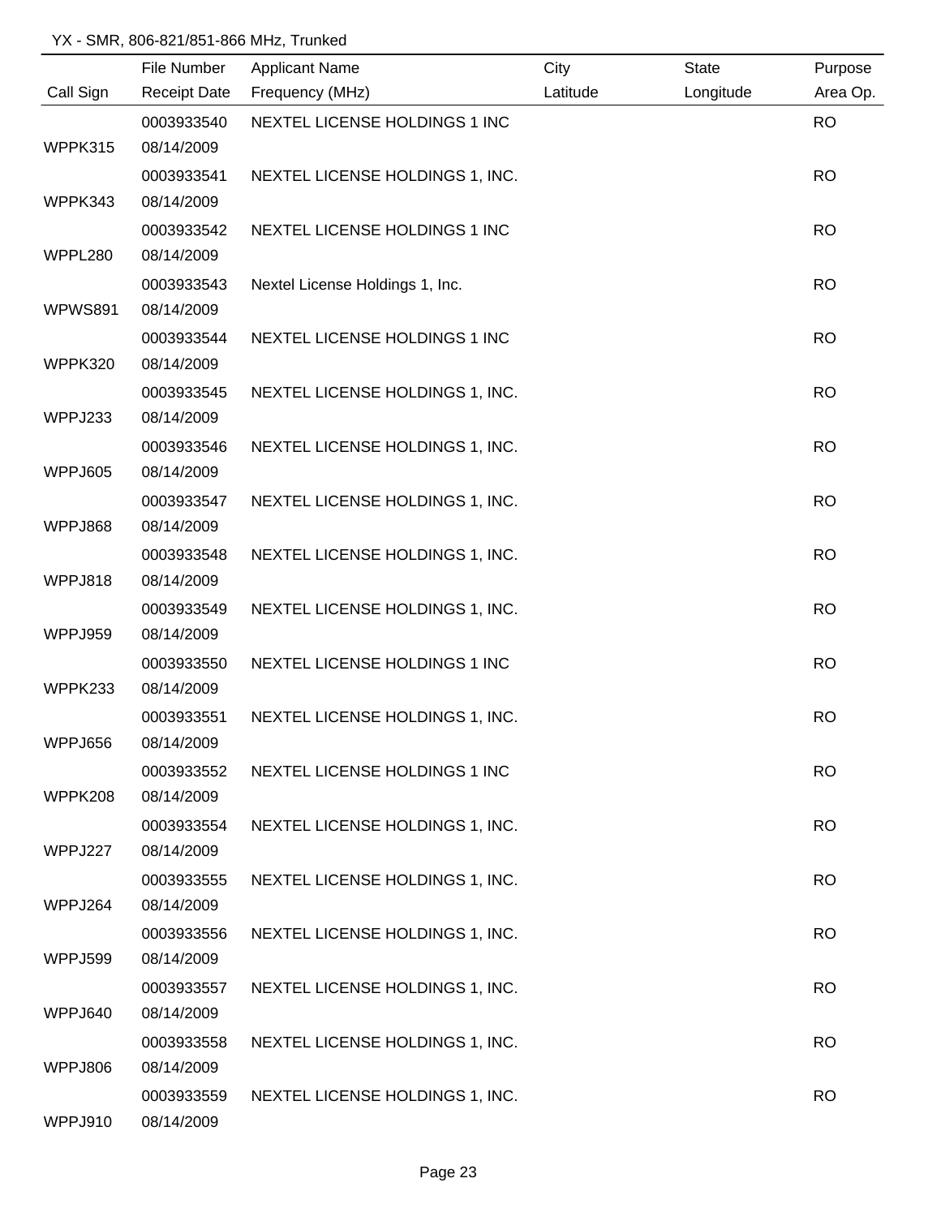YX - SMR, 806-821/851-866 MHz, Trunked

| Call Sign | File Number<br>Receipt Date | Applicant Name<br>Frequency (MHz) | City<br>Latitude | State<br>Longitude | Purpose<br>Area Op. |
|---|---|---|---|---|---|
| WPPK315 | 0003933540<br>08/14/2009 | NEXTEL LICENSE HOLDINGS 1 INC | | | RO |
| WPPK343 | 0003933541<br>08/14/2009 | NEXTEL LICENSE HOLDINGS 1, INC. | | | RO |
| WPPL280 | 0003933542<br>08/14/2009 | NEXTEL LICENSE HOLDINGS 1 INC | | | RO |
| WPWS891 | 0003933543<br>08/14/2009 | Nextel License Holdings 1, Inc. | | | RO |
| WPPK320 | 0003933544<br>08/14/2009 | NEXTEL LICENSE HOLDINGS 1 INC | | | RO |
| WPPJ233 | 0003933545<br>08/14/2009 | NEXTEL LICENSE HOLDINGS 1, INC. | | | RO |
| WPPJ605 | 0003933546<br>08/14/2009 | NEXTEL LICENSE HOLDINGS 1, INC. | | | RO |
| WPPJ868 | 0003933547<br>08/14/2009 | NEXTEL LICENSE HOLDINGS 1, INC. | | | RO |
| WPPJ818 | 0003933548<br>08/14/2009 | NEXTEL LICENSE HOLDINGS 1, INC. | | | RO |
| WPPJ959 | 0003933549<br>08/14/2009 | NEXTEL LICENSE HOLDINGS 1, INC. | | | RO |
| WPPK233 | 0003933550<br>08/14/2009 | NEXTEL LICENSE HOLDINGS 1 INC | | | RO |
| WPPJ656 | 0003933551<br>08/14/2009 | NEXTEL LICENSE HOLDINGS 1, INC. | | | RO |
| WPPK208 | 0003933552<br>08/14/2009 | NEXTEL LICENSE HOLDINGS 1 INC | | | RO |
| WPPJ227 | 0003933554<br>08/14/2009 | NEXTEL LICENSE HOLDINGS 1, INC. | | | RO |
| WPPJ264 | 0003933555<br>08/14/2009 | NEXTEL LICENSE HOLDINGS 1, INC. | | | RO |
| WPPJ599 | 0003933556<br>08/14/2009 | NEXTEL LICENSE HOLDINGS 1, INC. | | | RO |
| WPPJ640 | 0003933557<br>08/14/2009 | NEXTEL LICENSE HOLDINGS 1, INC. | | | RO |
| WPPJ806 | 0003933558<br>08/14/2009 | NEXTEL LICENSE HOLDINGS 1, INC. | | | RO |
| WPPJ910 | 0003933559<br>08/14/2009 | NEXTEL LICENSE HOLDINGS 1, INC. | | | RO |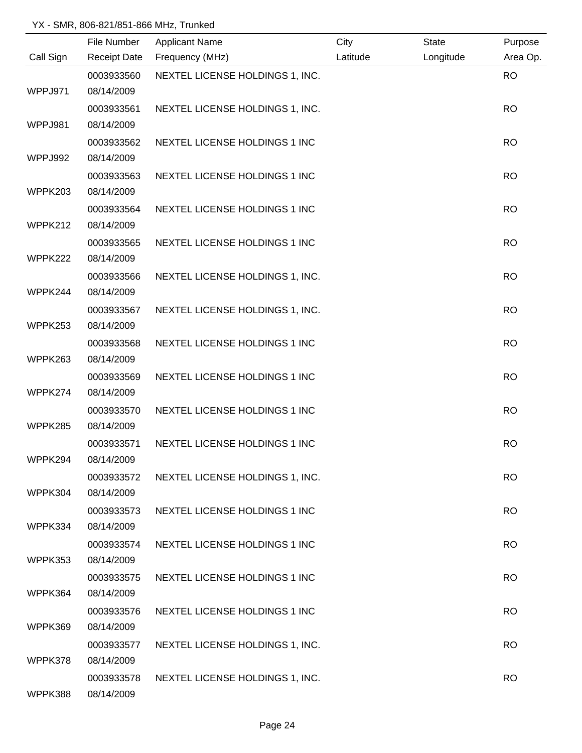YX - SMR, 806-821/851-866 MHz, Trunked

| Call Sign | File Number / Receipt Date | Applicant Name / Frequency (MHz) | City / Latitude | State / Longitude | Purpose / Area Op. |
|---|---|---|---|---|---|
| WPPJ971 | 0003933560 08/14/2009 | NEXTEL LICENSE HOLDINGS 1, INC. | | | RO |
| WPPJ981 | 0003933561 08/14/2009 | NEXTEL LICENSE HOLDINGS 1, INC. | | | RO |
| WPPJ992 | 0003933562 08/14/2009 | NEXTEL LICENSE HOLDINGS 1 INC | | | RO |
| WPPK203 | 0003933563 08/14/2009 | NEXTEL LICENSE HOLDINGS 1 INC | | | RO |
| WPPK212 | 0003933564 08/14/2009 | NEXTEL LICENSE HOLDINGS 1 INC | | | RO |
| WPPK222 | 0003933565 08/14/2009 | NEXTEL LICENSE HOLDINGS 1 INC | | | RO |
| WPPK244 | 0003933566 08/14/2009 | NEXTEL LICENSE HOLDINGS 1, INC. | | | RO |
| WPPK253 | 0003933567 08/14/2009 | NEXTEL LICENSE HOLDINGS 1, INC. | | | RO |
| WPPK263 | 0003933568 08/14/2009 | NEXTEL LICENSE HOLDINGS 1 INC | | | RO |
| WPPK274 | 0003933569 08/14/2009 | NEXTEL LICENSE HOLDINGS 1 INC | | | RO |
| WPPK285 | 0003933570 08/14/2009 | NEXTEL LICENSE HOLDINGS 1 INC | | | RO |
| WPPK294 | 0003933571 08/14/2009 | NEXTEL LICENSE HOLDINGS 1 INC | | | RO |
| WPPK304 | 0003933572 08/14/2009 | NEXTEL LICENSE HOLDINGS 1, INC. | | | RO |
| WPPK334 | 0003933573 08/14/2009 | NEXTEL LICENSE HOLDINGS 1 INC | | | RO |
| WPPK353 | 0003933574 08/14/2009 | NEXTEL LICENSE HOLDINGS 1 INC | | | RO |
| WPPK364 | 0003933575 08/14/2009 | NEXTEL LICENSE HOLDINGS 1 INC | | | RO |
| WPPK369 | 0003933576 08/14/2009 | NEXTEL LICENSE HOLDINGS 1 INC | | | RO |
| WPPK378 | 0003933577 08/14/2009 | NEXTEL LICENSE HOLDINGS 1, INC. | | | RO |
| WPPK388 | 0003933578 08/14/2009 | NEXTEL LICENSE HOLDINGS 1, INC. | | | RO |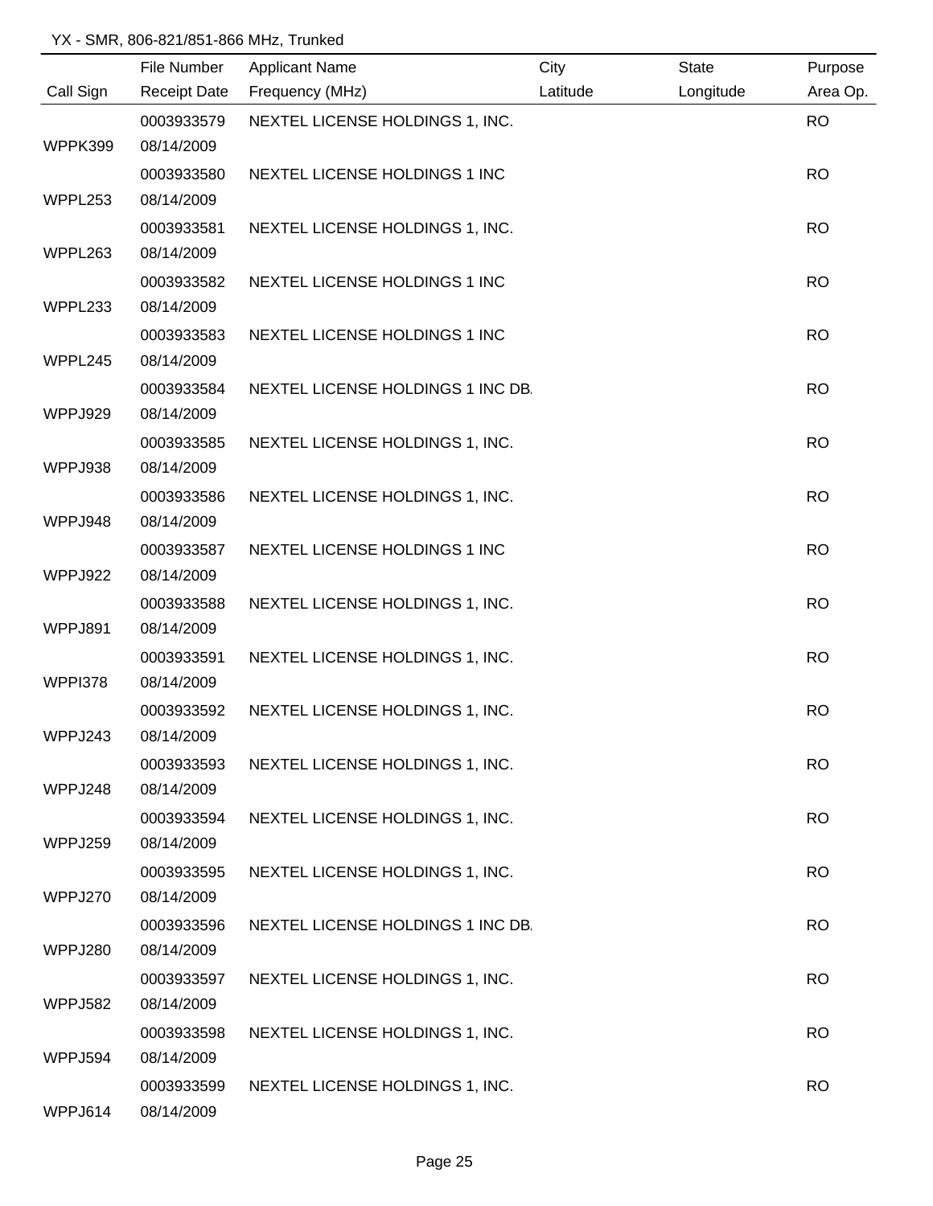YX - SMR, 806-821/851-866 MHz, Trunked

| Call Sign | File Number / Receipt Date | Applicant Name / Frequency (MHz) | City / Latitude | State / Longitude | Purpose / Area Op. |
|---|---|---|---|---|---|
| WPPK399 | 0003933579 08/14/2009 | NEXTEL LICENSE HOLDINGS 1, INC. | | | RO |
| WPPL253 | 0003933580 08/14/2009 | NEXTEL LICENSE HOLDINGS 1 INC | | | RO |
| WPPL263 | 0003933581 08/14/2009 | NEXTEL LICENSE HOLDINGS 1, INC. | | | RO |
| WPPL233 | 0003933582 08/14/2009 | NEXTEL LICENSE HOLDINGS 1 INC | | | RO |
| WPPL245 | 0003933583 08/14/2009 | NEXTEL LICENSE HOLDINGS 1 INC | | | RO |
| WPPJ929 | 0003933584 08/14/2009 | NEXTEL LICENSE HOLDINGS 1 INC DB. | | | RO |
| WPPJ938 | 0003933585 08/14/2009 | NEXTEL LICENSE HOLDINGS 1, INC. | | | RO |
| WPPJ948 | 0003933586 08/14/2009 | NEXTEL LICENSE HOLDINGS 1, INC. | | | RO |
| WPPJ922 | 0003933587 08/14/2009 | NEXTEL LICENSE HOLDINGS 1 INC | | | RO |
| WPPJ891 | 0003933588 08/14/2009 | NEXTEL LICENSE HOLDINGS 1, INC. | | | RO |
| WPPI378 | 0003933591 08/14/2009 | NEXTEL LICENSE HOLDINGS 1, INC. | | | RO |
| WPPJ243 | 0003933592 08/14/2009 | NEXTEL LICENSE HOLDINGS 1, INC. | | | RO |
| WPPJ248 | 0003933593 08/14/2009 | NEXTEL LICENSE HOLDINGS 1, INC. | | | RO |
| WPPJ259 | 0003933594 08/14/2009 | NEXTEL LICENSE HOLDINGS 1, INC. | | | RO |
| WPPJ270 | 0003933595 08/14/2009 | NEXTEL LICENSE HOLDINGS 1, INC. | | | RO |
| WPPJ280 | 0003933596 08/14/2009 | NEXTEL LICENSE HOLDINGS 1 INC DB. | | | RO |
| WPPJ582 | 0003933597 08/14/2009 | NEXTEL LICENSE HOLDINGS 1, INC. | | | RO |
| WPPJ594 | 0003933598 08/14/2009 | NEXTEL LICENSE HOLDINGS 1, INC. | | | RO |
| WPPJ614 | 0003933599 08/14/2009 | NEXTEL LICENSE HOLDINGS 1, INC. | | | RO |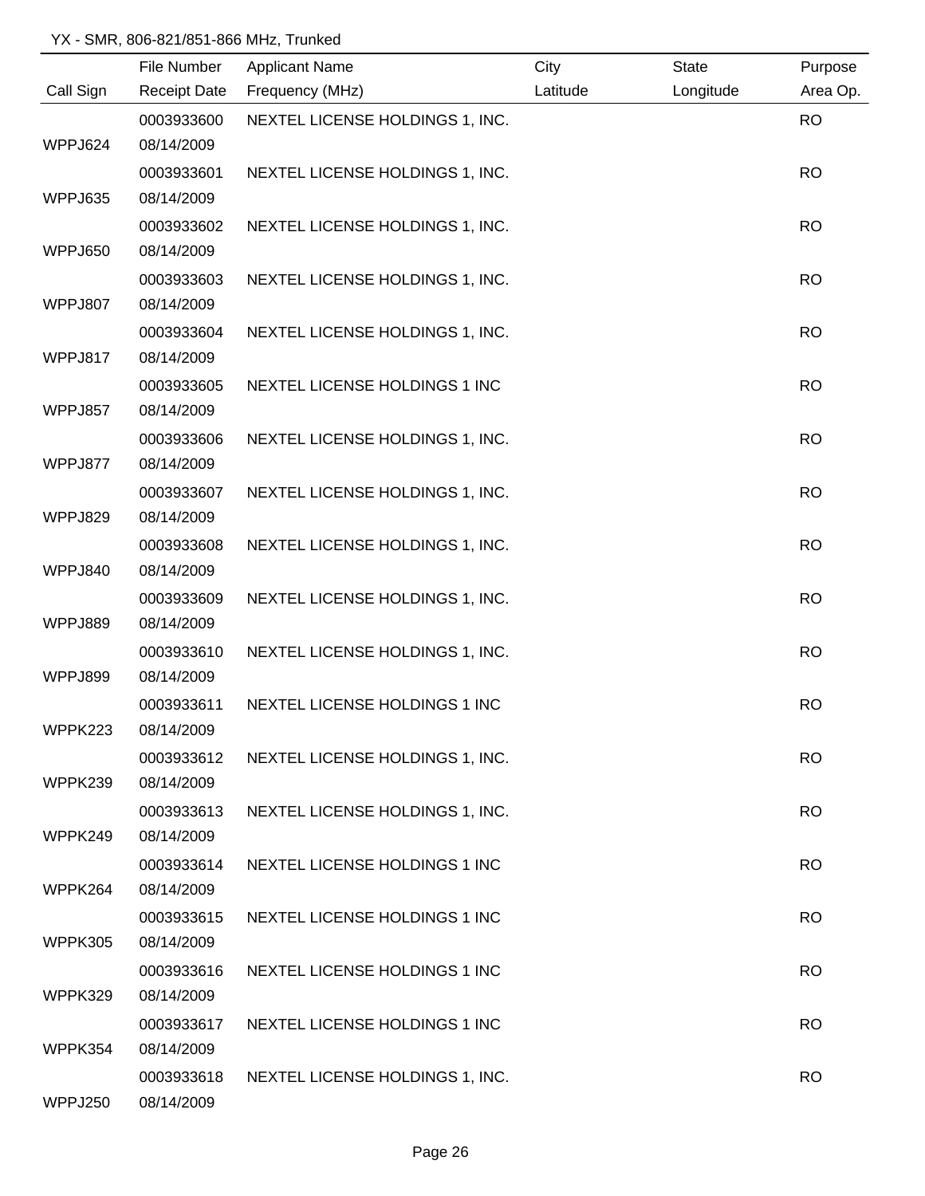YX - SMR, 806-821/851-866 MHz, Trunked

| Call Sign | File Number / Receipt Date | Applicant Name / Frequency (MHz) | City / Latitude | State / Longitude | Purpose / Area Op. |
|---|---|---|---|---|---|
| WPPJ624 | 0003933600 08/14/2009 | NEXTEL LICENSE HOLDINGS 1, INC. | | | RO |
| WPPJ635 | 0003933601 08/14/2009 | NEXTEL LICENSE HOLDINGS 1, INC. | | | RO |
| WPPJ650 | 0003933602 08/14/2009 | NEXTEL LICENSE HOLDINGS 1, INC. | | | RO |
| WPPJ807 | 0003933603 08/14/2009 | NEXTEL LICENSE HOLDINGS 1, INC. | | | RO |
| WPPJ817 | 0003933604 08/14/2009 | NEXTEL LICENSE HOLDINGS 1, INC. | | | RO |
| WPPJ857 | 0003933605 08/14/2009 | NEXTEL LICENSE HOLDINGS 1 INC | | | RO |
| WPPJ877 | 0003933606 08/14/2009 | NEXTEL LICENSE HOLDINGS 1, INC. | | | RO |
| WPPJ829 | 0003933607 08/14/2009 | NEXTEL LICENSE HOLDINGS 1, INC. | | | RO |
| WPPJ840 | 0003933608 08/14/2009 | NEXTEL LICENSE HOLDINGS 1, INC. | | | RO |
| WPPJ889 | 0003933609 08/14/2009 | NEXTEL LICENSE HOLDINGS 1, INC. | | | RO |
| WPPJ899 | 0003933610 08/14/2009 | NEXTEL LICENSE HOLDINGS 1, INC. | | | RO |
| WPPK223 | 0003933611 08/14/2009 | NEXTEL LICENSE HOLDINGS 1 INC | | | RO |
| WPPK239 | 0003933612 08/14/2009 | NEXTEL LICENSE HOLDINGS 1, INC. | | | RO |
| WPPK249 | 0003933613 08/14/2009 | NEXTEL LICENSE HOLDINGS 1, INC. | | | RO |
| WPPK264 | 0003933614 08/14/2009 | NEXTEL LICENSE HOLDINGS 1 INC | | | RO |
| WPPK305 | 0003933615 08/14/2009 | NEXTEL LICENSE HOLDINGS 1 INC | | | RO |
| WPPK329 | 0003933616 08/14/2009 | NEXTEL LICENSE HOLDINGS 1 INC | | | RO |
| WPPK354 | 0003933617 08/14/2009 | NEXTEL LICENSE HOLDINGS 1 INC | | | RO |
| WPPJ250 | 0003933618 08/14/2009 | NEXTEL LICENSE HOLDINGS 1, INC. | | | RO |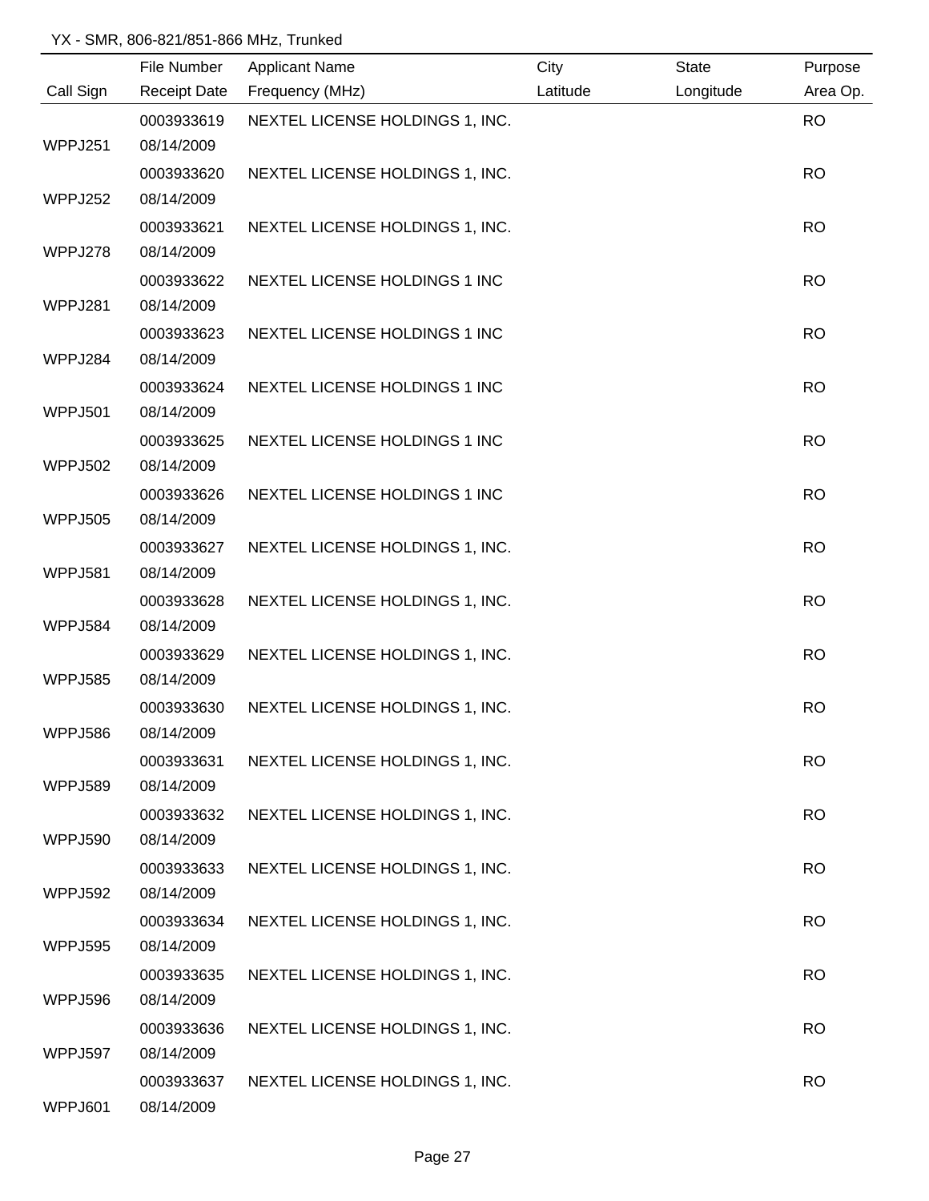YX - SMR, 806-821/851-866 MHz, Trunked

| Call Sign | File Number<br>Receipt Date | Applicant Name<br>Frequency (MHz) | City<br>Latitude | State<br>Longitude | Purpose<br>Area Op. |
|---|---|---|---|---|---|
| WPPJ251 | 0003933619<br>08/14/2009 | NEXTEL LICENSE HOLDINGS 1, INC. | | | RO |
| WPPJ252 | 0003933620<br>08/14/2009 | NEXTEL LICENSE HOLDINGS 1, INC. | | | RO |
| WPPJ278 | 0003933621<br>08/14/2009 | NEXTEL LICENSE HOLDINGS 1, INC. | | | RO |
| WPPJ281 | 0003933622<br>08/14/2009 | NEXTEL LICENSE HOLDINGS 1 INC | | | RO |
| WPPJ284 | 0003933623<br>08/14/2009 | NEXTEL LICENSE HOLDINGS 1 INC | | | RO |
| WPPJ501 | 0003933624<br>08/14/2009 | NEXTEL LICENSE HOLDINGS 1 INC | | | RO |
| WPPJ502 | 0003933625<br>08/14/2009 | NEXTEL LICENSE HOLDINGS 1 INC | | | RO |
| WPPJ505 | 0003933626<br>08/14/2009 | NEXTEL LICENSE HOLDINGS 1 INC | | | RO |
| WPPJ581 | 0003933627<br>08/14/2009 | NEXTEL LICENSE HOLDINGS 1, INC. | | | RO |
| WPPJ584 | 0003933628<br>08/14/2009 | NEXTEL LICENSE HOLDINGS 1, INC. | | | RO |
| WPPJ585 | 0003933629<br>08/14/2009 | NEXTEL LICENSE HOLDINGS 1, INC. | | | RO |
| WPPJ586 | 0003933630<br>08/14/2009 | NEXTEL LICENSE HOLDINGS 1, INC. | | | RO |
| WPPJ589 | 0003933631<br>08/14/2009 | NEXTEL LICENSE HOLDINGS 1, INC. | | | RO |
| WPPJ590 | 0003933632<br>08/14/2009 | NEXTEL LICENSE HOLDINGS 1, INC. | | | RO |
| WPPJ592 | 0003933633<br>08/14/2009 | NEXTEL LICENSE HOLDINGS 1, INC. | | | RO |
| WPPJ595 | 0003933634<br>08/14/2009 | NEXTEL LICENSE HOLDINGS 1, INC. | | | RO |
| WPPJ596 | 0003933635<br>08/14/2009 | NEXTEL LICENSE HOLDINGS 1, INC. | | | RO |
| WPPJ597 | 0003933636<br>08/14/2009 | NEXTEL LICENSE HOLDINGS 1, INC. | | | RO |
| WPPJ601 | 0003933637<br>08/14/2009 | NEXTEL LICENSE HOLDINGS 1, INC. | | | RO |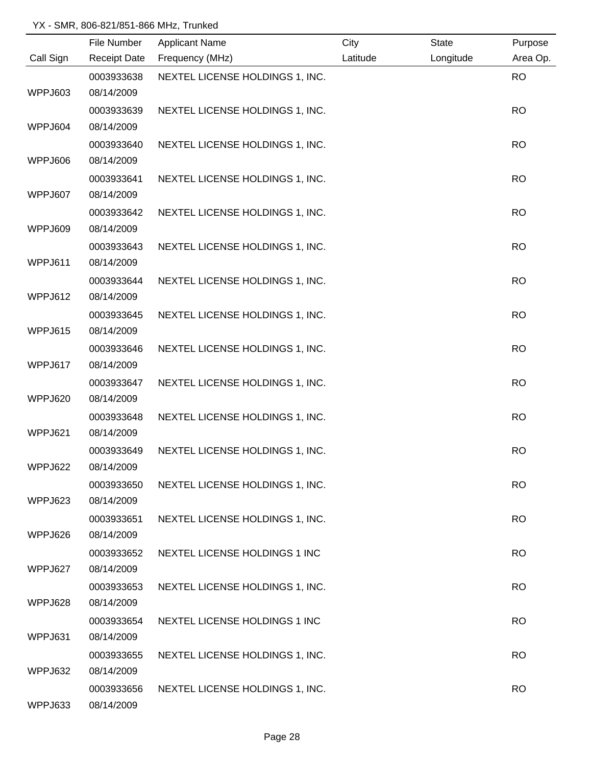YX - SMR, 806-821/851-866 MHz, Trunked

| Call Sign | File Number<br>Receipt Date | Applicant Name<br>Frequency (MHz) | City<br>Latitude | State<br>Longitude | Purpose<br>Area Op. |
|---|---|---|---|---|---|
| WPPJ603 | 0003933638<br>08/14/2009 | NEXTEL LICENSE HOLDINGS 1, INC. | | | RO |
| WPPJ604 | 0003933639<br>08/14/2009 | NEXTEL LICENSE HOLDINGS 1, INC. | | | RO |
| WPPJ606 | 0003933640<br>08/14/2009 | NEXTEL LICENSE HOLDINGS 1, INC. | | | RO |
| WPPJ607 | 0003933641<br>08/14/2009 | NEXTEL LICENSE HOLDINGS 1, INC. | | | RO |
| WPPJ609 | 0003933642<br>08/14/2009 | NEXTEL LICENSE HOLDINGS 1, INC. | | | RO |
| WPPJ611 | 0003933643<br>08/14/2009 | NEXTEL LICENSE HOLDINGS 1, INC. | | | RO |
| WPPJ612 | 0003933644<br>08/14/2009 | NEXTEL LICENSE HOLDINGS 1, INC. | | | RO |
| WPPJ615 | 0003933645<br>08/14/2009 | NEXTEL LICENSE HOLDINGS 1, INC. | | | RO |
| WPPJ617 | 0003933646<br>08/14/2009 | NEXTEL LICENSE HOLDINGS 1, INC. | | | RO |
| WPPJ620 | 0003933647<br>08/14/2009 | NEXTEL LICENSE HOLDINGS 1, INC. | | | RO |
| WPPJ621 | 0003933648<br>08/14/2009 | NEXTEL LICENSE HOLDINGS 1, INC. | | | RO |
| WPPJ622 | 0003933649<br>08/14/2009 | NEXTEL LICENSE HOLDINGS 1, INC. | | | RO |
| WPPJ623 | 0003933650<br>08/14/2009 | NEXTEL LICENSE HOLDINGS 1, INC. | | | RO |
| WPPJ626 | 0003933651<br>08/14/2009 | NEXTEL LICENSE HOLDINGS 1, INC. | | | RO |
| WPPJ627 | 0003933652<br>08/14/2009 | NEXTEL LICENSE HOLDINGS 1 INC | | | RO |
| WPPJ628 | 0003933653<br>08/14/2009 | NEXTEL LICENSE HOLDINGS 1, INC. | | | RO |
| WPPJ631 | 0003933654<br>08/14/2009 | NEXTEL LICENSE HOLDINGS 1 INC | | | RO |
| WPPJ632 | 0003933655<br>08/14/2009 | NEXTEL LICENSE HOLDINGS 1, INC. | | | RO |
| WPPJ633 | 0003933656<br>08/14/2009 | NEXTEL LICENSE HOLDINGS 1, INC. | | | RO |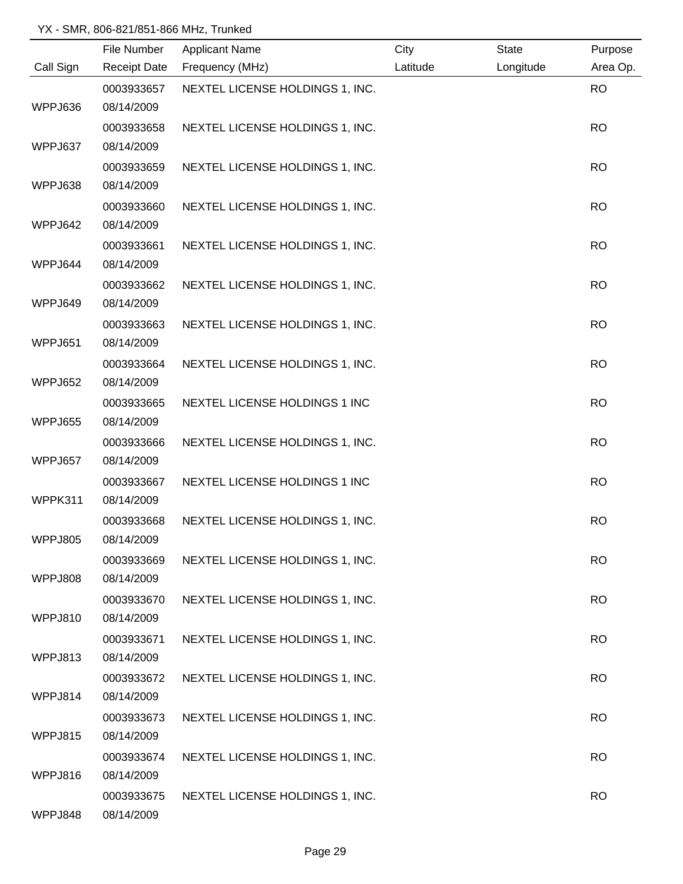YX - SMR, 806-821/851-866 MHz, Trunked

| Call Sign | File Number<br>Receipt Date | Applicant Name<br>Frequency (MHz) | City<br>Latitude | State<br>Longitude | Purpose<br>Area Op. |
|---|---|---|---|---|---|
| WPPJ636 | 0003933657<br>08/14/2009 | NEXTEL LICENSE HOLDINGS 1, INC. | | | RO |
| WPPJ637 | 0003933658<br>08/14/2009 | NEXTEL LICENSE HOLDINGS 1, INC. | | | RO |
| WPPJ638 | 0003933659<br>08/14/2009 | NEXTEL LICENSE HOLDINGS 1, INC. | | | RO |
| WPPJ642 | 0003933660<br>08/14/2009 | NEXTEL LICENSE HOLDINGS 1, INC. | | | RO |
| WPPJ644 | 0003933661<br>08/14/2009 | NEXTEL LICENSE HOLDINGS 1, INC. | | | RO |
| WPPJ649 | 0003933662<br>08/14/2009 | NEXTEL LICENSE HOLDINGS 1, INC. | | | RO |
| WPPJ651 | 0003933663<br>08/14/2009 | NEXTEL LICENSE HOLDINGS 1, INC. | | | RO |
| WPPJ652 | 0003933664<br>08/14/2009 | NEXTEL LICENSE HOLDINGS 1, INC. | | | RO |
| WPPJ655 | 0003933665<br>08/14/2009 | NEXTEL LICENSE HOLDINGS 1 INC | | | RO |
| WPPJ657 | 0003933666<br>08/14/2009 | NEXTEL LICENSE HOLDINGS 1, INC. | | | RO |
| WPPK311 | 0003933667<br>08/14/2009 | NEXTEL LICENSE HOLDINGS 1 INC | | | RO |
| WPPJ805 | 0003933668<br>08/14/2009 | NEXTEL LICENSE HOLDINGS 1, INC. | | | RO |
| WPPJ808 | 0003933669<br>08/14/2009 | NEXTEL LICENSE HOLDINGS 1, INC. | | | RO |
| WPPJ810 | 0003933670<br>08/14/2009 | NEXTEL LICENSE HOLDINGS 1, INC. | | | RO |
| WPPJ813 | 0003933671<br>08/14/2009 | NEXTEL LICENSE HOLDINGS 1, INC. | | | RO |
| WPPJ814 | 0003933672<br>08/14/2009 | NEXTEL LICENSE HOLDINGS 1, INC. | | | RO |
| WPPJ815 | 0003933673<br>08/14/2009 | NEXTEL LICENSE HOLDINGS 1, INC. | | | RO |
| WPPJ816 | 0003933674<br>08/14/2009 | NEXTEL LICENSE HOLDINGS 1, INC. | | | RO |
| WPPJ848 | 0003933675<br>08/14/2009 | NEXTEL LICENSE HOLDINGS 1, INC. | | | RO |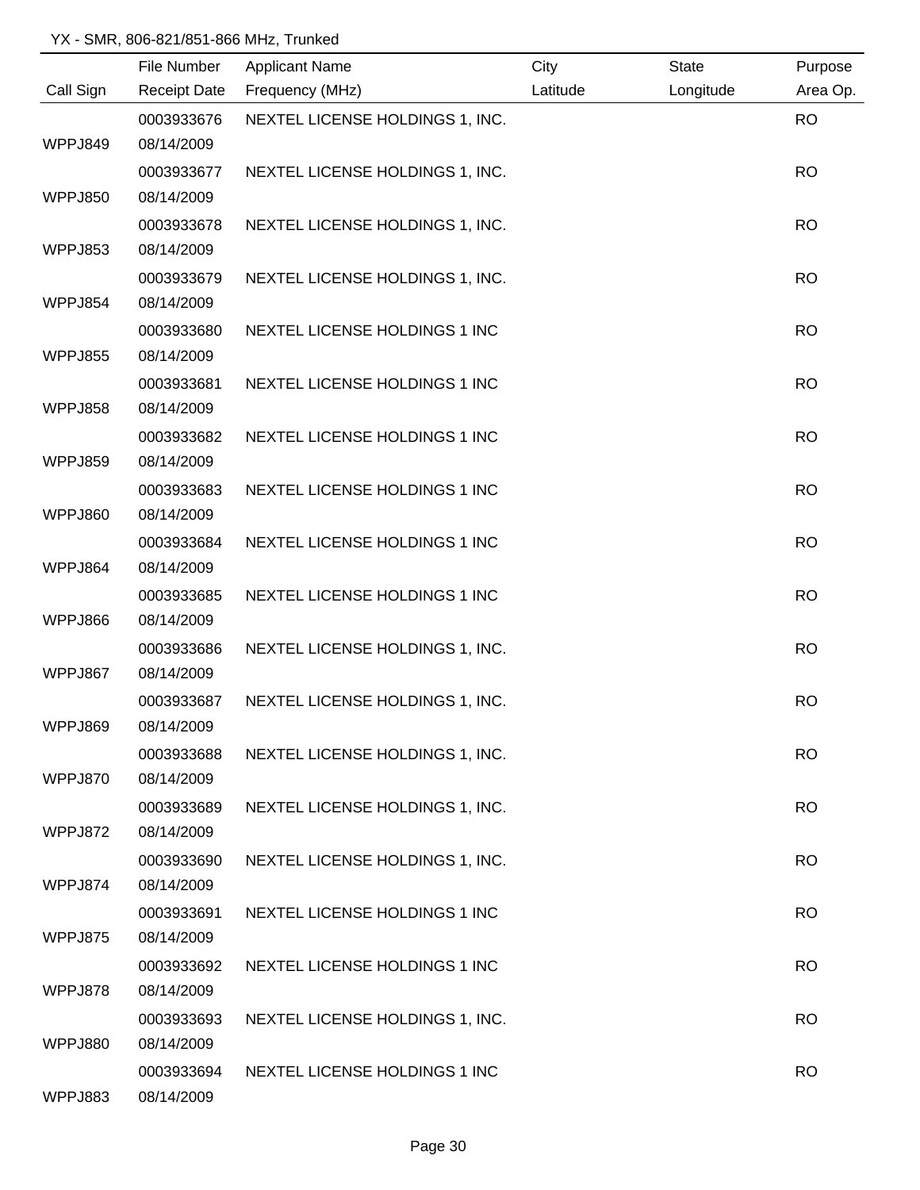YX - SMR, 806-821/851-866 MHz, Trunked

| Call Sign | File Number<br>Receipt Date | Applicant Name<br>Frequency (MHz) | City<br>Latitude | State<br>Longitude | Purpose<br>Area Op. |
|---|---|---|---|---|---|
| WPPJ849 | 0003933676<br>08/14/2009 | NEXTEL LICENSE HOLDINGS 1, INC. | | | RO |
| WPPJ850 | 0003933677<br>08/14/2009 | NEXTEL LICENSE HOLDINGS 1, INC. | | | RO |
| WPPJ853 | 0003933678<br>08/14/2009 | NEXTEL LICENSE HOLDINGS 1, INC. | | | RO |
| WPPJ854 | 0003933679<br>08/14/2009 | NEXTEL LICENSE HOLDINGS 1, INC. | | | RO |
| WPPJ855 | 0003933680<br>08/14/2009 | NEXTEL LICENSE HOLDINGS 1 INC | | | RO |
| WPPJ858 | 0003933681<br>08/14/2009 | NEXTEL LICENSE HOLDINGS 1 INC | | | RO |
| WPPJ859 | 0003933682<br>08/14/2009 | NEXTEL LICENSE HOLDINGS 1 INC | | | RO |
| WPPJ860 | 0003933683<br>08/14/2009 | NEXTEL LICENSE HOLDINGS 1 INC | | | RO |
| WPPJ864 | 0003933684<br>08/14/2009 | NEXTEL LICENSE HOLDINGS 1 INC | | | RO |
| WPPJ866 | 0003933685<br>08/14/2009 | NEXTEL LICENSE HOLDINGS 1 INC | | | RO |
| WPPJ867 | 0003933686<br>08/14/2009 | NEXTEL LICENSE HOLDINGS 1, INC. | | | RO |
| WPPJ869 | 0003933687<br>08/14/2009 | NEXTEL LICENSE HOLDINGS 1, INC. | | | RO |
| WPPJ870 | 0003933688<br>08/14/2009 | NEXTEL LICENSE HOLDINGS 1, INC. | | | RO |
| WPPJ872 | 0003933689<br>08/14/2009 | NEXTEL LICENSE HOLDINGS 1, INC. | | | RO |
| WPPJ874 | 0003933690<br>08/14/2009 | NEXTEL LICENSE HOLDINGS 1, INC. | | | RO |
| WPPJ875 | 0003933691<br>08/14/2009 | NEXTEL LICENSE HOLDINGS 1 INC | | | RO |
| WPPJ878 | 0003933692<br>08/14/2009 | NEXTEL LICENSE HOLDINGS 1 INC | | | RO |
| WPPJ880 | 0003933693<br>08/14/2009 | NEXTEL LICENSE HOLDINGS 1, INC. | | | RO |
| WPPJ883 | 0003933694<br>08/14/2009 | NEXTEL LICENSE HOLDINGS 1 INC | | | RO |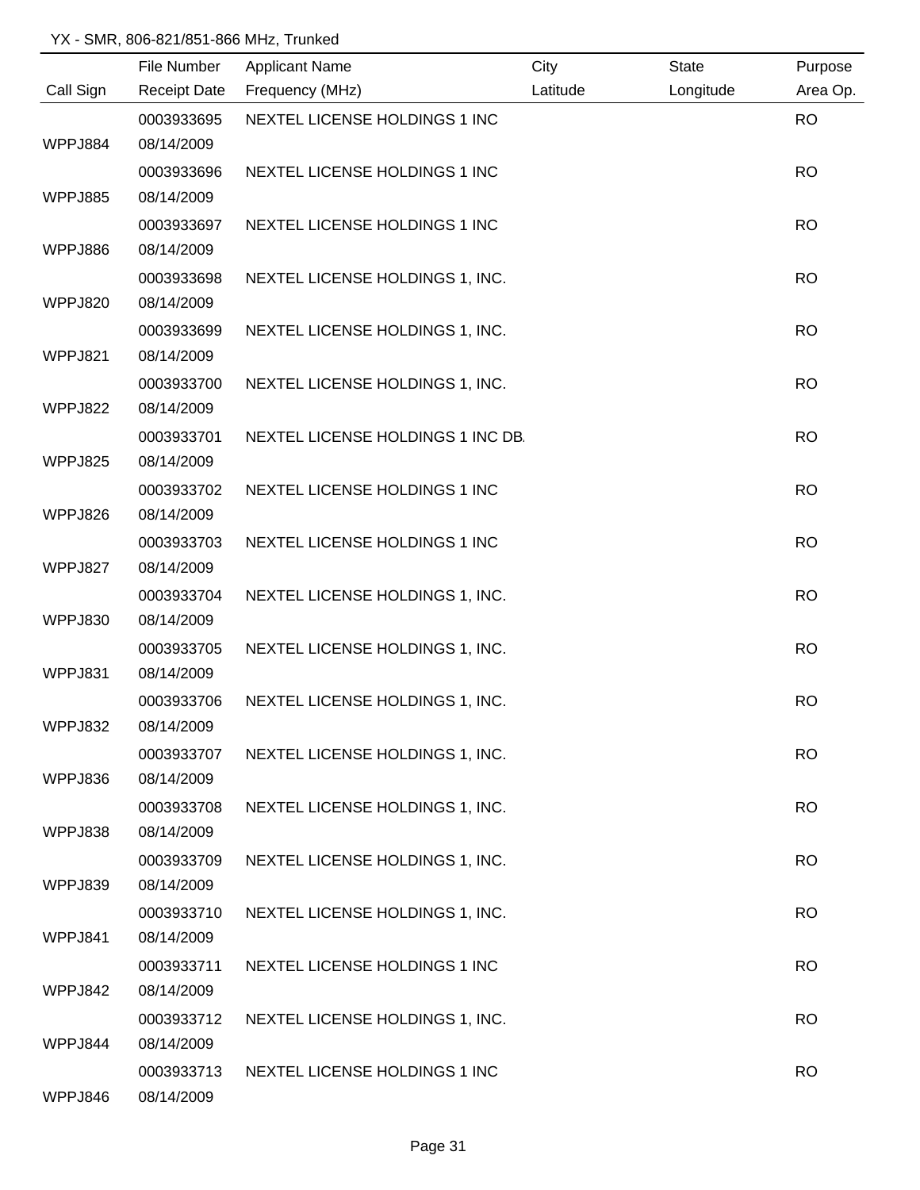YX - SMR, 806-821/851-866 MHz, Trunked

| Call Sign | File Number / Receipt Date | Applicant Name / Frequency (MHz) | City / Latitude | State / Longitude | Purpose / Area Op. |
|---|---|---|---|---|---|
| WPPJ884 | 0003933695 / 08/14/2009 | NEXTEL LICENSE HOLDINGS 1 INC | | | RO |
| WPPJ885 | 0003933696 / 08/14/2009 | NEXTEL LICENSE HOLDINGS 1 INC | | | RO |
| WPPJ886 | 0003933697 / 08/14/2009 | NEXTEL LICENSE HOLDINGS 1 INC | | | RO |
| WPPJ820 | 0003933698 / 08/14/2009 | NEXTEL LICENSE HOLDINGS 1, INC. | | | RO |
| WPPJ821 | 0003933699 / 08/14/2009 | NEXTEL LICENSE HOLDINGS 1, INC. | | | RO |
| WPPJ822 | 0003933700 / 08/14/2009 | NEXTEL LICENSE HOLDINGS 1, INC. | | | RO |
| WPPJ825 | 0003933701 / 08/14/2009 | NEXTEL LICENSE HOLDINGS 1 INC DB. | | | RO |
| WPPJ826 | 0003933702 / 08/14/2009 | NEXTEL LICENSE HOLDINGS 1 INC | | | RO |
| WPPJ827 | 0003933703 / 08/14/2009 | NEXTEL LICENSE HOLDINGS 1 INC | | | RO |
| WPPJ830 | 0003933704 / 08/14/2009 | NEXTEL LICENSE HOLDINGS 1, INC. | | | RO |
| WPPJ831 | 0003933705 / 08/14/2009 | NEXTEL LICENSE HOLDINGS 1, INC. | | | RO |
| WPPJ832 | 0003933706 / 08/14/2009 | NEXTEL LICENSE HOLDINGS 1, INC. | | | RO |
| WPPJ836 | 0003933707 / 08/14/2009 | NEXTEL LICENSE HOLDINGS 1, INC. | | | RO |
| WPPJ838 | 0003933708 / 08/14/2009 | NEXTEL LICENSE HOLDINGS 1, INC. | | | RO |
| WPPJ839 | 0003933709 / 08/14/2009 | NEXTEL LICENSE HOLDINGS 1, INC. | | | RO |
| WPPJ841 | 0003933710 / 08/14/2009 | NEXTEL LICENSE HOLDINGS 1, INC. | | | RO |
| WPPJ842 | 0003933711 / 08/14/2009 | NEXTEL LICENSE HOLDINGS 1 INC | | | RO |
| WPPJ844 | 0003933712 / 08/14/2009 | NEXTEL LICENSE HOLDINGS 1, INC. | | | RO |
| WPPJ846 | 0003933713 / 08/14/2009 | NEXTEL LICENSE HOLDINGS 1 INC | | | RO |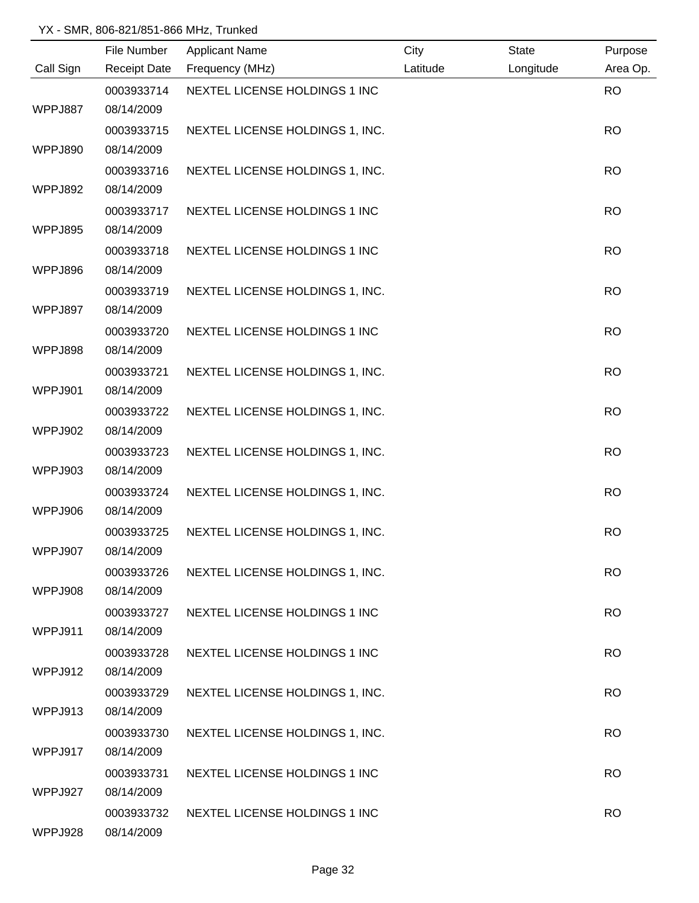YX - SMR, 806-821/851-866 MHz, Trunked

| Call Sign | File Number<br>Receipt Date | Applicant Name<br>Frequency (MHz) | City<br>Latitude | State<br>Longitude | Purpose<br>Area Op. |
|---|---|---|---|---|---|
| WPPJ887 | 0003933714<br>08/14/2009 | NEXTEL LICENSE HOLDINGS 1 INC | | | RO |
| WPPJ890 | 0003933715<br>08/14/2009 | NEXTEL LICENSE HOLDINGS 1, INC. | | | RO |
| WPPJ892 | 0003933716<br>08/14/2009 | NEXTEL LICENSE HOLDINGS 1, INC. | | | RO |
| WPPJ895 | 0003933717<br>08/14/2009 | NEXTEL LICENSE HOLDINGS 1 INC | | | RO |
| WPPJ896 | 0003933718<br>08/14/2009 | NEXTEL LICENSE HOLDINGS 1 INC | | | RO |
| WPPJ897 | 0003933719<br>08/14/2009 | NEXTEL LICENSE HOLDINGS 1, INC. | | | RO |
| WPPJ898 | 0003933720<br>08/14/2009 | NEXTEL LICENSE HOLDINGS 1 INC | | | RO |
| WPPJ901 | 0003933721<br>08/14/2009 | NEXTEL LICENSE HOLDINGS 1, INC. | | | RO |
| WPPJ902 | 0003933722<br>08/14/2009 | NEXTEL LICENSE HOLDINGS 1, INC. | | | RO |
| WPPJ903 | 0003933723<br>08/14/2009 | NEXTEL LICENSE HOLDINGS 1, INC. | | | RO |
| WPPJ906 | 0003933724<br>08/14/2009 | NEXTEL LICENSE HOLDINGS 1, INC. | | | RO |
| WPPJ907 | 0003933725<br>08/14/2009 | NEXTEL LICENSE HOLDINGS 1, INC. | | | RO |
| WPPJ908 | 0003933726<br>08/14/2009 | NEXTEL LICENSE HOLDINGS 1, INC. | | | RO |
| WPPJ911 | 0003933727<br>08/14/2009 | NEXTEL LICENSE HOLDINGS 1 INC | | | RO |
| WPPJ912 | 0003933728<br>08/14/2009 | NEXTEL LICENSE HOLDINGS 1 INC | | | RO |
| WPPJ913 | 0003933729<br>08/14/2009 | NEXTEL LICENSE HOLDINGS 1, INC. | | | RO |
| WPPJ917 | 0003933730<br>08/14/2009 | NEXTEL LICENSE HOLDINGS 1, INC. | | | RO |
| WPPJ927 | 0003933731<br>08/14/2009 | NEXTEL LICENSE HOLDINGS 1 INC | | | RO |
| WPPJ928 | 0003933732<br>08/14/2009 | NEXTEL LICENSE HOLDINGS 1 INC | | | RO |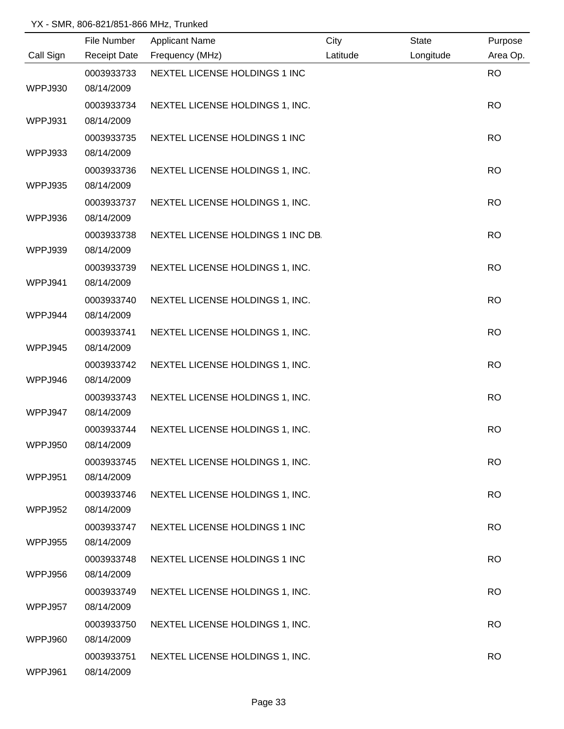YX - SMR, 806-821/851-866 MHz, Trunked

| Call Sign | File Number<br>Receipt Date | Applicant Name<br>Frequency (MHz) | City<br>Latitude | State<br>Longitude | Purpose<br>Area Op. |
|---|---|---|---|---|---|
| WPPJ930 | 0003933733<br>08/14/2009 | NEXTEL LICENSE HOLDINGS 1 INC | | | RO |
| WPPJ931 | 0003933734<br>08/14/2009 | NEXTEL LICENSE HOLDINGS 1, INC. | | | RO |
| WPPJ933 | 0003933735<br>08/14/2009 | NEXTEL LICENSE HOLDINGS 1 INC | | | RO |
| WPPJ935 | 0003933736<br>08/14/2009 | NEXTEL LICENSE HOLDINGS 1, INC. | | | RO |
| WPPJ936 | 0003933737<br>08/14/2009 | NEXTEL LICENSE HOLDINGS 1, INC. | | | RO |
| WPPJ939 | 0003933738<br>08/14/2009 | NEXTEL LICENSE HOLDINGS 1 INC DB. | | | RO |
| WPPJ941 | 0003933739<br>08/14/2009 | NEXTEL LICENSE HOLDINGS 1, INC. | | | RO |
| WPPJ944 | 0003933740<br>08/14/2009 | NEXTEL LICENSE HOLDINGS 1, INC. | | | RO |
| WPPJ945 | 0003933741<br>08/14/2009 | NEXTEL LICENSE HOLDINGS 1, INC. | | | RO |
| WPPJ946 | 0003933742<br>08/14/2009 | NEXTEL LICENSE HOLDINGS 1, INC. | | | RO |
| WPPJ947 | 0003933743<br>08/14/2009 | NEXTEL LICENSE HOLDINGS 1, INC. | | | RO |
| WPPJ950 | 0003933744<br>08/14/2009 | NEXTEL LICENSE HOLDINGS 1, INC. | | | RO |
| WPPJ951 | 0003933745<br>08/14/2009 | NEXTEL LICENSE HOLDINGS 1, INC. | | | RO |
| WPPJ952 | 0003933746<br>08/14/2009 | NEXTEL LICENSE HOLDINGS 1, INC. | | | RO |
| WPPJ955 | 0003933747<br>08/14/2009 | NEXTEL LICENSE HOLDINGS 1 INC | | | RO |
| WPPJ956 | 0003933748<br>08/14/2009 | NEXTEL LICENSE HOLDINGS 1 INC | | | RO |
| WPPJ957 | 0003933749<br>08/14/2009 | NEXTEL LICENSE HOLDINGS 1, INC. | | | RO |
| WPPJ960 | 0003933750<br>08/14/2009 | NEXTEL LICENSE HOLDINGS 1, INC. | | | RO |
| WPPJ961 | 0003933751<br>08/14/2009 | NEXTEL LICENSE HOLDINGS 1, INC. | | | RO |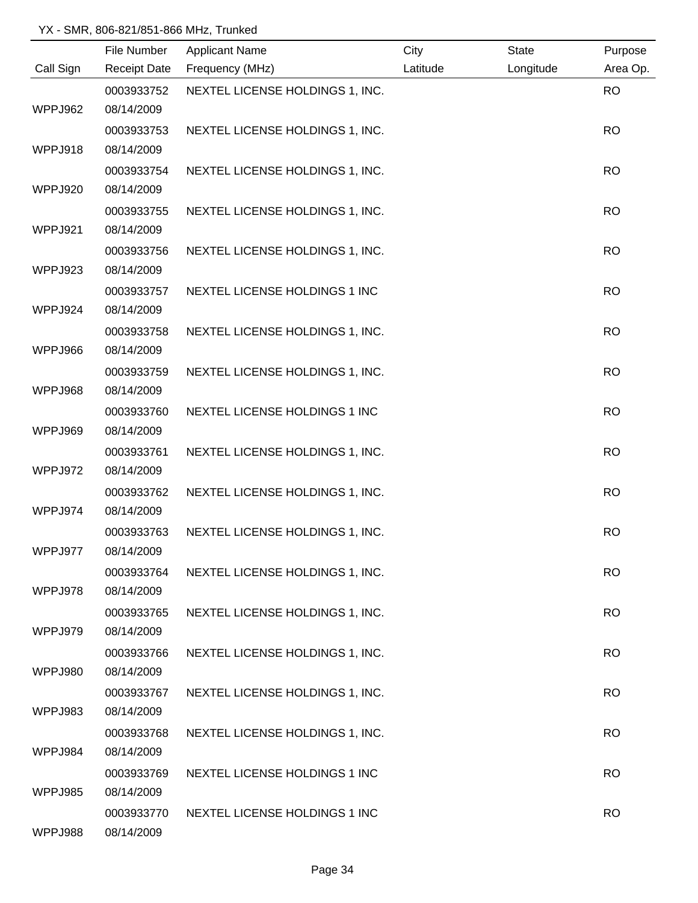YX - SMR, 806-821/851-866 MHz, Trunked

| Call Sign | File Number / Receipt Date | Applicant Name / Frequency (MHz) | City / Latitude | State / Longitude | Purpose / Area Op. |
|---|---|---|---|---|---|
| WPPJ962 | 0003933752 08/14/2009 | NEXTEL LICENSE HOLDINGS 1, INC. | | | RO |
| WPPJ918 | 0003933753 08/14/2009 | NEXTEL LICENSE HOLDINGS 1, INC. | | | RO |
| WPPJ920 | 0003933754 08/14/2009 | NEXTEL LICENSE HOLDINGS 1, INC. | | | RO |
| WPPJ921 | 0003933755 08/14/2009 | NEXTEL LICENSE HOLDINGS 1, INC. | | | RO |
| WPPJ923 | 0003933756 08/14/2009 | NEXTEL LICENSE HOLDINGS 1, INC. | | | RO |
| WPPJ924 | 0003933757 08/14/2009 | NEXTEL LICENSE HOLDINGS 1 INC | | | RO |
| WPPJ966 | 0003933758 08/14/2009 | NEXTEL LICENSE HOLDINGS 1, INC. | | | RO |
| WPPJ968 | 0003933759 08/14/2009 | NEXTEL LICENSE HOLDINGS 1, INC. | | | RO |
| WPPJ969 | 0003933760 08/14/2009 | NEXTEL LICENSE HOLDINGS 1 INC | | | RO |
| WPPJ972 | 0003933761 08/14/2009 | NEXTEL LICENSE HOLDINGS 1, INC. | | | RO |
| WPPJ974 | 0003933762 08/14/2009 | NEXTEL LICENSE HOLDINGS 1, INC. | | | RO |
| WPPJ977 | 0003933763 08/14/2009 | NEXTEL LICENSE HOLDINGS 1, INC. | | | RO |
| WPPJ978 | 0003933764 08/14/2009 | NEXTEL LICENSE HOLDINGS 1, INC. | | | RO |
| WPPJ979 | 0003933765 08/14/2009 | NEXTEL LICENSE HOLDINGS 1, INC. | | | RO |
| WPPJ980 | 0003933766 08/14/2009 | NEXTEL LICENSE HOLDINGS 1, INC. | | | RO |
| WPPJ983 | 0003933767 08/14/2009 | NEXTEL LICENSE HOLDINGS 1, INC. | | | RO |
| WPPJ984 | 0003933768 08/14/2009 | NEXTEL LICENSE HOLDINGS 1, INC. | | | RO |
| WPPJ985 | 0003933769 08/14/2009 | NEXTEL LICENSE HOLDINGS 1 INC | | | RO |
| WPPJ988 | 0003933770 08/14/2009 | NEXTEL LICENSE HOLDINGS 1 INC | | | RO |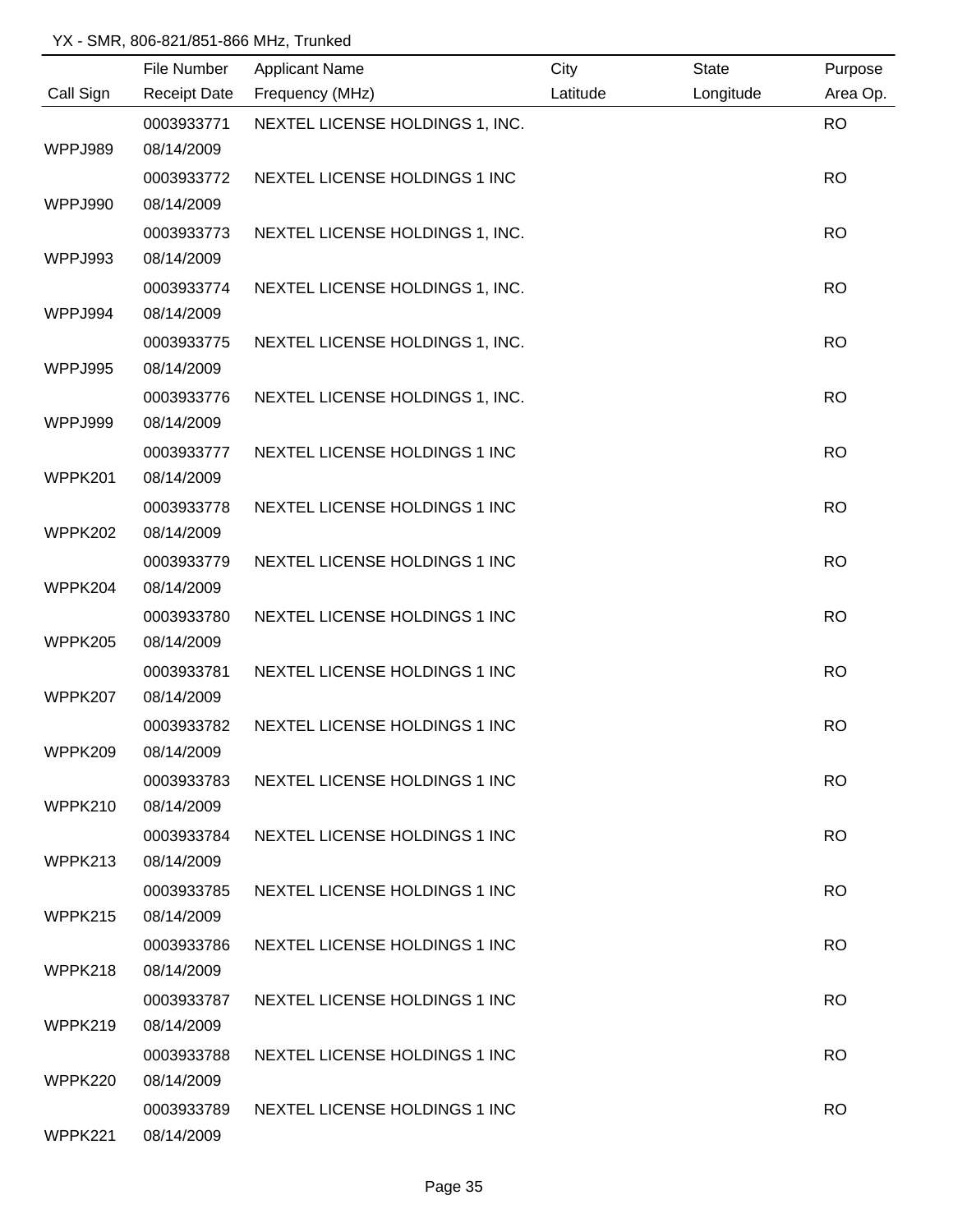YX - SMR, 806-821/851-866 MHz, Trunked

| Call Sign | File Number<br>Receipt Date | Applicant Name<br>Frequency (MHz) | City<br>Latitude | State<br>Longitude | Purpose<br>Area Op. |
|---|---|---|---|---|---|
| WPPJ989 | 0003933771<br>08/14/2009 | NEXTEL LICENSE HOLDINGS 1, INC. | | | RO |
| WPPJ990 | 0003933772<br>08/14/2009 | NEXTEL LICENSE HOLDINGS 1 INC | | | RO |
| WPPJ993 | 0003933773<br>08/14/2009 | NEXTEL LICENSE HOLDINGS 1, INC. | | | RO |
| WPPJ994 | 0003933774<br>08/14/2009 | NEXTEL LICENSE HOLDINGS 1, INC. | | | RO |
| WPPJ995 | 0003933775<br>08/14/2009 | NEXTEL LICENSE HOLDINGS 1, INC. | | | RO |
| WPPJ999 | 0003933776<br>08/14/2009 | NEXTEL LICENSE HOLDINGS 1, INC. | | | RO |
| WPPK201 | 0003933777<br>08/14/2009 | NEXTEL LICENSE HOLDINGS 1 INC | | | RO |
| WPPK202 | 0003933778<br>08/14/2009 | NEXTEL LICENSE HOLDINGS 1 INC | | | RO |
| WPPK204 | 0003933779<br>08/14/2009 | NEXTEL LICENSE HOLDINGS 1 INC | | | RO |
| WPPK205 | 0003933780<br>08/14/2009 | NEXTEL LICENSE HOLDINGS 1 INC | | | RO |
| WPPK207 | 0003933781<br>08/14/2009 | NEXTEL LICENSE HOLDINGS 1 INC | | | RO |
| WPPK209 | 0003933782<br>08/14/2009 | NEXTEL LICENSE HOLDINGS 1 INC | | | RO |
| WPPK210 | 0003933783<br>08/14/2009 | NEXTEL LICENSE HOLDINGS 1 INC | | | RO |
| WPPK213 | 0003933784<br>08/14/2009 | NEXTEL LICENSE HOLDINGS 1 INC | | | RO |
| WPPK215 | 0003933785<br>08/14/2009 | NEXTEL LICENSE HOLDINGS 1 INC | | | RO |
| WPPK218 | 0003933786<br>08/14/2009 | NEXTEL LICENSE HOLDINGS 1 INC | | | RO |
| WPPK219 | 0003933787<br>08/14/2009 | NEXTEL LICENSE HOLDINGS 1 INC | | | RO |
| WPPK220 | 0003933788<br>08/14/2009 | NEXTEL LICENSE HOLDINGS 1 INC | | | RO |
| WPPK221 | 0003933789<br>08/14/2009 | NEXTEL LICENSE HOLDINGS 1 INC | | | RO |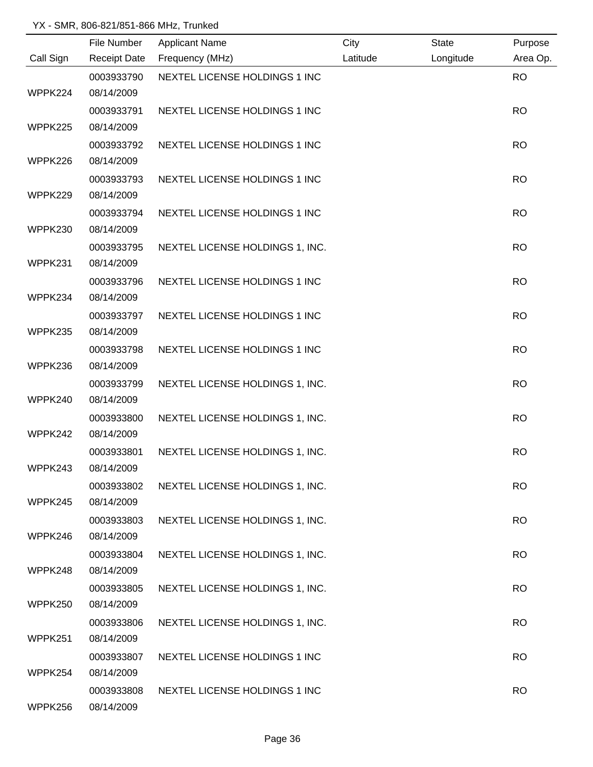YX - SMR, 806-821/851-866 MHz, Trunked

| Call Sign | File Number<br>Receipt Date | Applicant Name<br>Frequency (MHz) | City<br>Latitude | State<br>Longitude | Purpose<br>Area Op. |
|---|---|---|---|---|---|
| WPPK224 | 0003933790<br>08/14/2009 | NEXTEL LICENSE HOLDINGS 1 INC | | | RO |
| WPPK225 | 0003933791<br>08/14/2009 | NEXTEL LICENSE HOLDINGS 1 INC | | | RO |
| WPPK226 | 0003933792<br>08/14/2009 | NEXTEL LICENSE HOLDINGS 1 INC | | | RO |
| WPPK229 | 0003933793<br>08/14/2009 | NEXTEL LICENSE HOLDINGS 1 INC | | | RO |
| WPPK230 | 0003933794<br>08/14/2009 | NEXTEL LICENSE HOLDINGS 1 INC | | | RO |
| WPPK231 | 0003933795<br>08/14/2009 | NEXTEL LICENSE HOLDINGS 1, INC. | | | RO |
| WPPK234 | 0003933796<br>08/14/2009 | NEXTEL LICENSE HOLDINGS 1 INC | | | RO |
| WPPK235 | 0003933797<br>08/14/2009 | NEXTEL LICENSE HOLDINGS 1 INC | | | RO |
| WPPK236 | 0003933798<br>08/14/2009 | NEXTEL LICENSE HOLDINGS 1 INC | | | RO |
| WPPK240 | 0003933799<br>08/14/2009 | NEXTEL LICENSE HOLDINGS 1, INC. | | | RO |
| WPPK242 | 0003933800<br>08/14/2009 | NEXTEL LICENSE HOLDINGS 1, INC. | | | RO |
| WPPK243 | 0003933801<br>08/14/2009 | NEXTEL LICENSE HOLDINGS 1, INC. | | | RO |
| WPPK245 | 0003933802<br>08/14/2009 | NEXTEL LICENSE HOLDINGS 1, INC. | | | RO |
| WPPK246 | 0003933803<br>08/14/2009 | NEXTEL LICENSE HOLDINGS 1, INC. | | | RO |
| WPPK248 | 0003933804<br>08/14/2009 | NEXTEL LICENSE HOLDINGS 1, INC. | | | RO |
| WPPK250 | 0003933805<br>08/14/2009 | NEXTEL LICENSE HOLDINGS 1, INC. | | | RO |
| WPPK251 | 0003933806<br>08/14/2009 | NEXTEL LICENSE HOLDINGS 1, INC. | | | RO |
| WPPK254 | 0003933807<br>08/14/2009 | NEXTEL LICENSE HOLDINGS 1 INC | | | RO |
| WPPK256 | 0003933808<br>08/14/2009 | NEXTEL LICENSE HOLDINGS 1 INC | | | RO |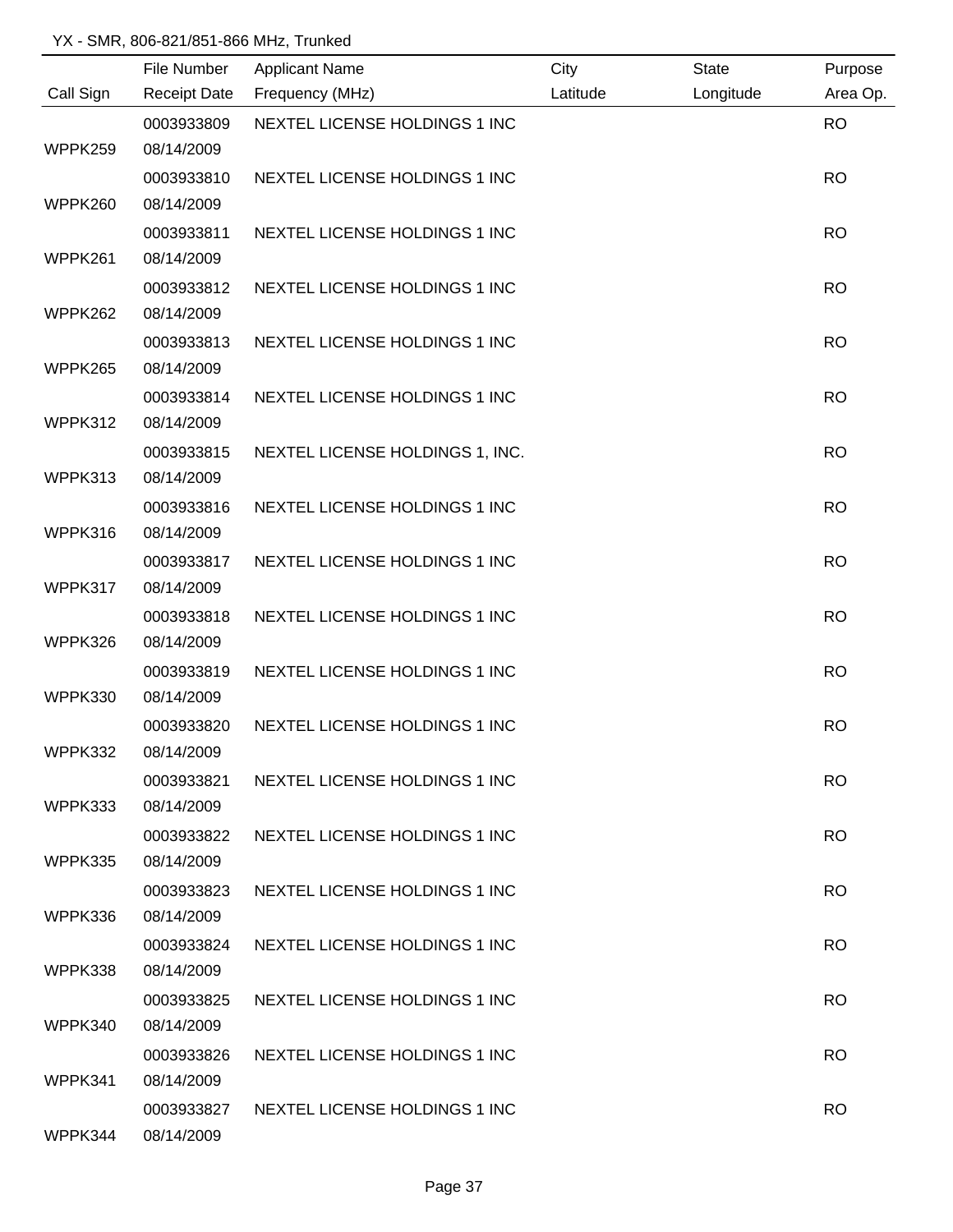YX - SMR, 806-821/851-866 MHz, Trunked

| Call Sign | File Number / Receipt Date | Applicant Name / Frequency (MHz) | City / Latitude | State / Longitude | Purpose / Area Op. |
|---|---|---|---|---|---|
| WPPK259 | 0003933809 08/14/2009 | NEXTEL LICENSE HOLDINGS 1 INC | | | RO |
| WPPK260 | 0003933810 08/14/2009 | NEXTEL LICENSE HOLDINGS 1 INC | | | RO |
| WPPK261 | 0003933811 08/14/2009 | NEXTEL LICENSE HOLDINGS 1 INC | | | RO |
| WPPK262 | 0003933812 08/14/2009 | NEXTEL LICENSE HOLDINGS 1 INC | | | RO |
| WPPK265 | 0003933813 08/14/2009 | NEXTEL LICENSE HOLDINGS 1 INC | | | RO |
| WPPK312 | 0003933814 08/14/2009 | NEXTEL LICENSE HOLDINGS 1 INC | | | RO |
| WPPK313 | 0003933815 08/14/2009 | NEXTEL LICENSE HOLDINGS 1, INC. | | | RO |
| WPPK316 | 0003933816 08/14/2009 | NEXTEL LICENSE HOLDINGS 1 INC | | | RO |
| WPPK317 | 0003933817 08/14/2009 | NEXTEL LICENSE HOLDINGS 1 INC | | | RO |
| WPPK326 | 0003933818 08/14/2009 | NEXTEL LICENSE HOLDINGS 1 INC | | | RO |
| WPPK330 | 0003933819 08/14/2009 | NEXTEL LICENSE HOLDINGS 1 INC | | | RO |
| WPPK332 | 0003933820 08/14/2009 | NEXTEL LICENSE HOLDINGS 1 INC | | | RO |
| WPPK333 | 0003933821 08/14/2009 | NEXTEL LICENSE HOLDINGS 1 INC | | | RO |
| WPPK335 | 0003933822 08/14/2009 | NEXTEL LICENSE HOLDINGS 1 INC | | | RO |
| WPPK336 | 0003933823 08/14/2009 | NEXTEL LICENSE HOLDINGS 1 INC | | | RO |
| WPPK338 | 0003933824 08/14/2009 | NEXTEL LICENSE HOLDINGS 1 INC | | | RO |
| WPPK340 | 0003933825 08/14/2009 | NEXTEL LICENSE HOLDINGS 1 INC | | | RO |
| WPPK341 | 0003933826 08/14/2009 | NEXTEL LICENSE HOLDINGS 1 INC | | | RO |
| WPPK344 | 0003933827 08/14/2009 | NEXTEL LICENSE HOLDINGS 1 INC | | | RO |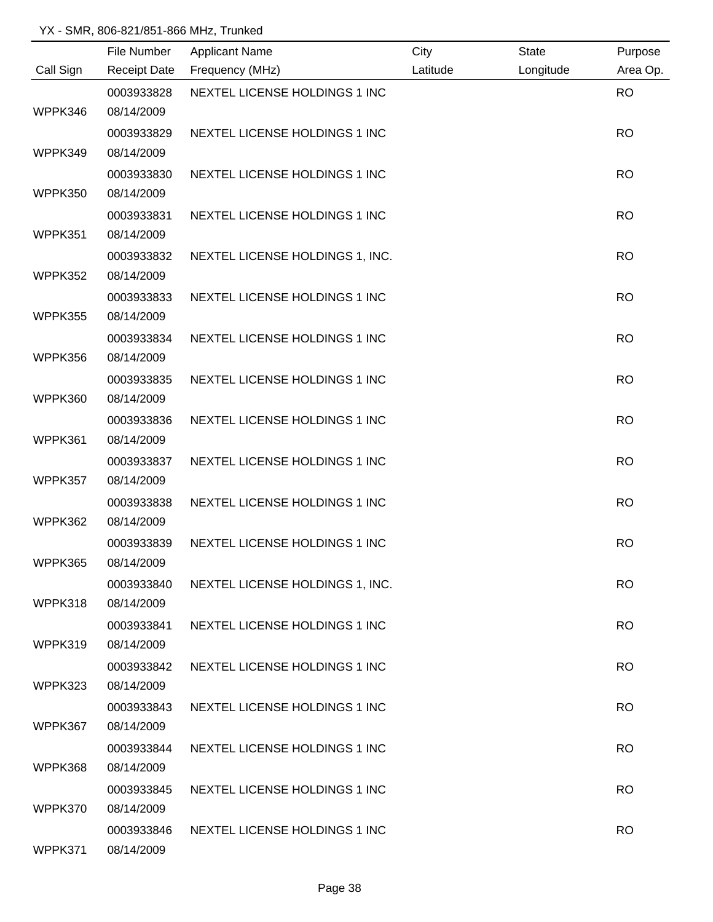YX - SMR, 806-821/851-866 MHz, Trunked

| Call Sign | File Number / Receipt Date | Applicant Name / Frequency (MHz) | City / Latitude | State / Longitude | Purpose / Area Op. |
|---|---|---|---|---|---|
| WPPK346 | 0003933828 08/14/2009 | NEXTEL LICENSE HOLDINGS 1 INC | | | RO |
| WPPK349 | 0003933829 08/14/2009 | NEXTEL LICENSE HOLDINGS 1 INC | | | RO |
| WPPK350 | 0003933830 08/14/2009 | NEXTEL LICENSE HOLDINGS 1 INC | | | RO |
| WPPK351 | 0003933831 08/14/2009 | NEXTEL LICENSE HOLDINGS 1 INC | | | RO |
| WPPK352 | 0003933832 08/14/2009 | NEXTEL LICENSE HOLDINGS 1, INC. | | | RO |
| WPPK355 | 0003933833 08/14/2009 | NEXTEL LICENSE HOLDINGS 1 INC | | | RO |
| WPPK356 | 0003933834 08/14/2009 | NEXTEL LICENSE HOLDINGS 1 INC | | | RO |
| WPPK360 | 0003933835 08/14/2009 | NEXTEL LICENSE HOLDINGS 1 INC | | | RO |
| WPPK361 | 0003933836 08/14/2009 | NEXTEL LICENSE HOLDINGS 1 INC | | | RO |
| WPPK357 | 0003933837 08/14/2009 | NEXTEL LICENSE HOLDINGS 1 INC | | | RO |
| WPPK362 | 0003933838 08/14/2009 | NEXTEL LICENSE HOLDINGS 1 INC | | | RO |
| WPPK365 | 0003933839 08/14/2009 | NEXTEL LICENSE HOLDINGS 1 INC | | | RO |
| WPPK318 | 0003933840 08/14/2009 | NEXTEL LICENSE HOLDINGS 1, INC. | | | RO |
| WPPK319 | 0003933841 08/14/2009 | NEXTEL LICENSE HOLDINGS 1 INC | | | RO |
| WPPK323 | 0003933842 08/14/2009 | NEXTEL LICENSE HOLDINGS 1 INC | | | RO |
| WPPK367 | 0003933843 08/14/2009 | NEXTEL LICENSE HOLDINGS 1 INC | | | RO |
| WPPK368 | 0003933844 08/14/2009 | NEXTEL LICENSE HOLDINGS 1 INC | | | RO |
| WPPK370 | 0003933845 08/14/2009 | NEXTEL LICENSE HOLDINGS 1 INC | | | RO |
| WPPK371 | 0003933846 08/14/2009 | NEXTEL LICENSE HOLDINGS 1 INC | | | RO |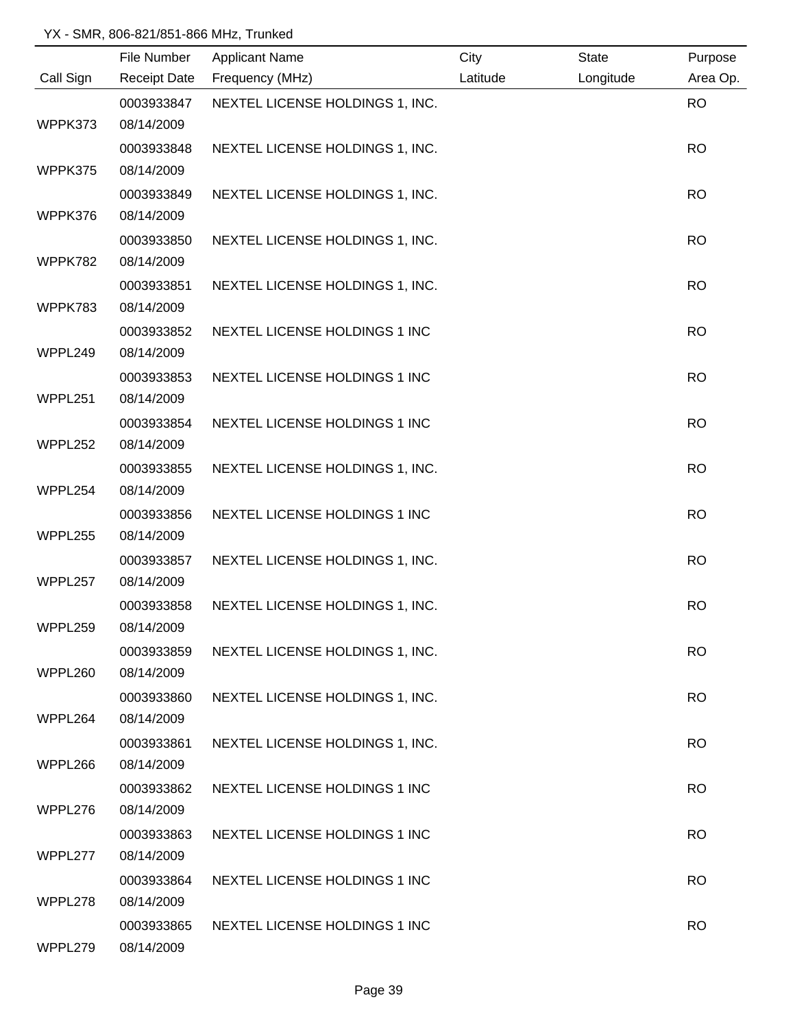YX - SMR, 806-821/851-866 MHz, Trunked

| Call Sign | File Number / Receipt Date | Applicant Name / Frequency (MHz) | City / Latitude | State / Longitude | Purpose / Area Op. |
|---|---|---|---|---|---|
| WPPK373 | 0003933847 08/14/2009 | NEXTEL LICENSE HOLDINGS 1, INC. | | | RO |
| WPPK375 | 0003933848 08/14/2009 | NEXTEL LICENSE HOLDINGS 1, INC. | | | RO |
| WPPK376 | 0003933849 08/14/2009 | NEXTEL LICENSE HOLDINGS 1, INC. | | | RO |
| WPPK782 | 0003933850 08/14/2009 | NEXTEL LICENSE HOLDINGS 1, INC. | | | RO |
| WPPK783 | 0003933851 08/14/2009 | NEXTEL LICENSE HOLDINGS 1, INC. | | | RO |
| WPPL249 | 0003933852 08/14/2009 | NEXTEL LICENSE HOLDINGS 1 INC | | | RO |
| WPPL251 | 0003933853 08/14/2009 | NEXTEL LICENSE HOLDINGS 1 INC | | | RO |
| WPPL252 | 0003933854 08/14/2009 | NEXTEL LICENSE HOLDINGS 1 INC | | | RO |
| WPPL254 | 0003933855 08/14/2009 | NEXTEL LICENSE HOLDINGS 1, INC. | | | RO |
| WPPL255 | 0003933856 08/14/2009 | NEXTEL LICENSE HOLDINGS 1 INC | | | RO |
| WPPL257 | 0003933857 08/14/2009 | NEXTEL LICENSE HOLDINGS 1, INC. | | | RO |
| WPPL259 | 0003933858 08/14/2009 | NEXTEL LICENSE HOLDINGS 1, INC. | | | RO |
| WPPL260 | 0003933859 08/14/2009 | NEXTEL LICENSE HOLDINGS 1, INC. | | | RO |
| WPPL264 | 0003933860 08/14/2009 | NEXTEL LICENSE HOLDINGS 1, INC. | | | RO |
| WPPL266 | 0003933861 08/14/2009 | NEXTEL LICENSE HOLDINGS 1, INC. | | | RO |
| WPPL276 | 0003933862 08/14/2009 | NEXTEL LICENSE HOLDINGS 1 INC | | | RO |
| WPPL277 | 0003933863 08/14/2009 | NEXTEL LICENSE HOLDINGS 1 INC | | | RO |
| WPPL278 | 0003933864 08/14/2009 | NEXTEL LICENSE HOLDINGS 1 INC | | | RO |
| WPPL279 | 0003933865 08/14/2009 | NEXTEL LICENSE HOLDINGS 1 INC | | | RO |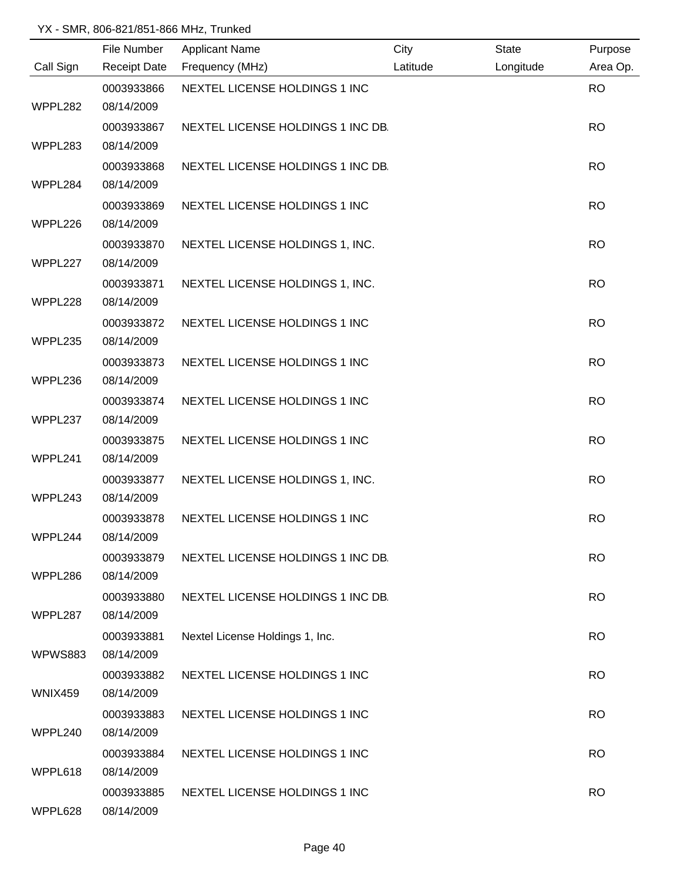YX - SMR, 806-821/851-866 MHz, Trunked

| Call Sign | File Number / Receipt Date | Applicant Name / Frequency (MHz) | City / Latitude | State / Longitude | Purpose / Area Op. |
|---|---|---|---|---|---|
| WPPL282 | 0003933866 08/14/2009 | NEXTEL LICENSE HOLDINGS 1 INC | | | RO |
| WPPL283 | 0003933867 08/14/2009 | NEXTEL LICENSE HOLDINGS 1 INC DB. | | | RO |
| WPPL284 | 0003933868 08/14/2009 | NEXTEL LICENSE HOLDINGS 1 INC DB. | | | RO |
| WPPL226 | 0003933869 08/14/2009 | NEXTEL LICENSE HOLDINGS 1 INC | | | RO |
| WPPL227 | 0003933870 08/14/2009 | NEXTEL LICENSE HOLDINGS 1, INC. | | | RO |
| WPPL228 | 0003933871 08/14/2009 | NEXTEL LICENSE HOLDINGS 1, INC. | | | RO |
| WPPL235 | 0003933872 08/14/2009 | NEXTEL LICENSE HOLDINGS 1 INC | | | RO |
| WPPL236 | 0003933873 08/14/2009 | NEXTEL LICENSE HOLDINGS 1 INC | | | RO |
| WPPL237 | 0003933874 08/14/2009 | NEXTEL LICENSE HOLDINGS 1 INC | | | RO |
| WPPL241 | 0003933875 08/14/2009 | NEXTEL LICENSE HOLDINGS 1 INC | | | RO |
| WPPL243 | 0003933877 08/14/2009 | NEXTEL LICENSE HOLDINGS 1, INC. | | | RO |
| WPPL244 | 0003933878 08/14/2009 | NEXTEL LICENSE HOLDINGS 1 INC | | | RO |
| WPPL286 | 0003933879 08/14/2009 | NEXTEL LICENSE HOLDINGS 1 INC DB. | | | RO |
| WPPL287 | 0003933880 08/14/2009 | NEXTEL LICENSE HOLDINGS 1 INC DB. | | | RO |
| WPWS883 | 0003933881 08/14/2009 | Nextel License Holdings 1, Inc. | | | RO |
| WNIX459 | 0003933882 08/14/2009 | NEXTEL LICENSE HOLDINGS 1 INC | | | RO |
| WPPL240 | 0003933883 08/14/2009 | NEXTEL LICENSE HOLDINGS 1 INC | | | RO |
| WPPL618 | 0003933884 08/14/2009 | NEXTEL LICENSE HOLDINGS 1 INC | | | RO |
| WPPL628 | 0003933885 08/14/2009 | NEXTEL LICENSE HOLDINGS 1 INC | | | RO |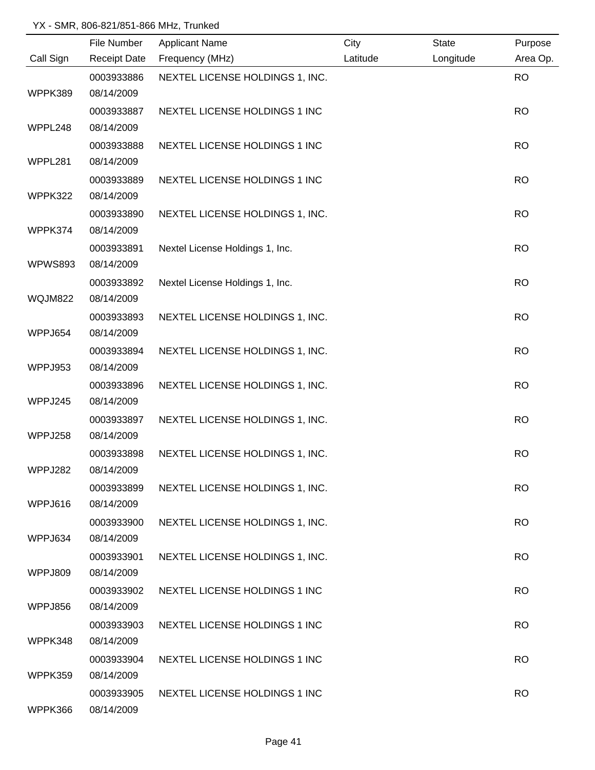YX - SMR, 806-821/851-866 MHz, Trunked

| Call Sign | File Number / Receipt Date | Applicant Name / Frequency (MHz) | City / Latitude | State / Longitude | Purpose / Area Op. |
|---|---|---|---|---|---|
| WPPK389 | 0003933886 08/14/2009 | NEXTEL LICENSE HOLDINGS 1, INC. | | | RO |
| WPPL248 | 0003933887 08/14/2009 | NEXTEL LICENSE HOLDINGS 1 INC | | | RO |
| WPPL281 | 0003933888 08/14/2009 | NEXTEL LICENSE HOLDINGS 1 INC | | | RO |
| WPPK322 | 0003933889 08/14/2009 | NEXTEL LICENSE HOLDINGS 1 INC | | | RO |
| WPPK374 | 0003933890 08/14/2009 | NEXTEL LICENSE HOLDINGS 1, INC. | | | RO |
| WPWS893 | 0003933891 08/14/2009 | Nextel License Holdings 1, Inc. | | | RO |
| WQJM822 | 0003933892 08/14/2009 | Nextel License Holdings 1, Inc. | | | RO |
| WPPJ654 | 0003933893 08/14/2009 | NEXTEL LICENSE HOLDINGS 1, INC. | | | RO |
| WPPJ953 | 0003933894 08/14/2009 | NEXTEL LICENSE HOLDINGS 1, INC. | | | RO |
| WPPJ245 | 0003933896 08/14/2009 | NEXTEL LICENSE HOLDINGS 1, INC. | | | RO |
| WPPJ258 | 0003933897 08/14/2009 | NEXTEL LICENSE HOLDINGS 1, INC. | | | RO |
| WPPJ282 | 0003933898 08/14/2009 | NEXTEL LICENSE HOLDINGS 1, INC. | | | RO |
| WPPJ616 | 0003933899 08/14/2009 | NEXTEL LICENSE HOLDINGS 1, INC. | | | RO |
| WPPJ634 | 0003933900 08/14/2009 | NEXTEL LICENSE HOLDINGS 1, INC. | | | RO |
| WPPJ809 | 0003933901 08/14/2009 | NEXTEL LICENSE HOLDINGS 1, INC. | | | RO |
| WPPJ856 | 0003933902 08/14/2009 | NEXTEL LICENSE HOLDINGS 1 INC | | | RO |
| WPPK348 | 0003933903 08/14/2009 | NEXTEL LICENSE HOLDINGS 1 INC | | | RO |
| WPPK359 | 0003933904 08/14/2009 | NEXTEL LICENSE HOLDINGS 1 INC | | | RO |
| WPPK366 | 0003933905 08/14/2009 | NEXTEL LICENSE HOLDINGS 1 INC | | | RO |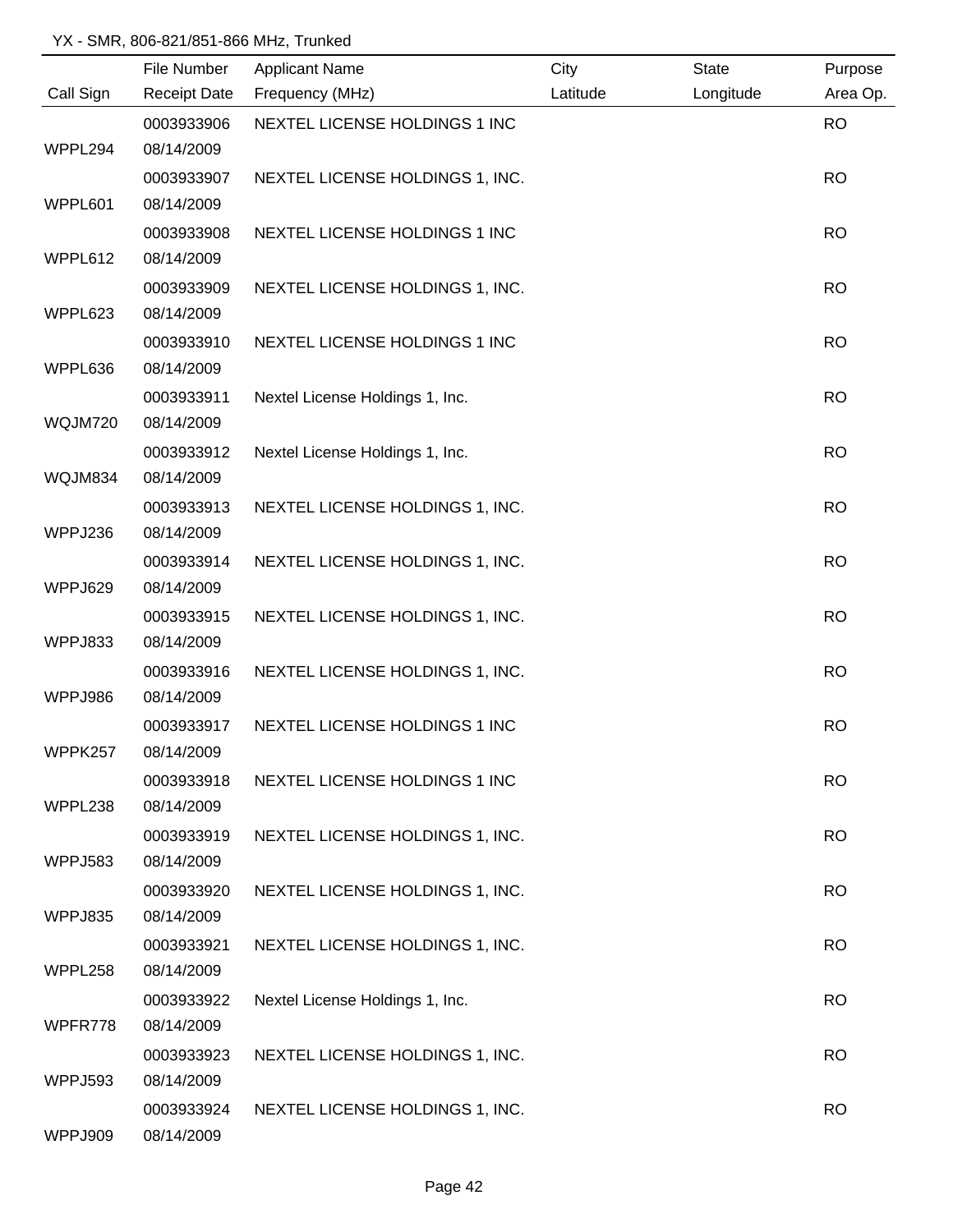YX - SMR, 806-821/851-866 MHz, Trunked

| Call Sign | File Number<br>Receipt Date | Applicant Name<br>Frequency (MHz) | City<br>Latitude | State<br>Longitude | Purpose<br>Area Op. |
|---|---|---|---|---|---|
| WPPL294 | 0003933906<br>08/14/2009 | NEXTEL LICENSE HOLDINGS 1 INC | | | RO |
| WPPL601 | 0003933907<br>08/14/2009 | NEXTEL LICENSE HOLDINGS 1, INC. | | | RO |
| WPPL612 | 0003933908<br>08/14/2009 | NEXTEL LICENSE HOLDINGS 1 INC | | | RO |
| WPPL623 | 0003933909<br>08/14/2009 | NEXTEL LICENSE HOLDINGS 1, INC. | | | RO |
| WPPL636 | 0003933910<br>08/14/2009 | NEXTEL LICENSE HOLDINGS 1 INC | | | RO |
| WQJM720 | 0003933911<br>08/14/2009 | Nextel License Holdings 1, Inc. | | | RO |
| WQJM834 | 0003933912<br>08/14/2009 | Nextel License Holdings 1, Inc. | | | RO |
| WPPJ236 | 0003933913<br>08/14/2009 | NEXTEL LICENSE HOLDINGS 1, INC. | | | RO |
| WPPJ629 | 0003933914<br>08/14/2009 | NEXTEL LICENSE HOLDINGS 1, INC. | | | RO |
| WPPJ833 | 0003933915<br>08/14/2009 | NEXTEL LICENSE HOLDINGS 1, INC. | | | RO |
| WPPJ986 | 0003933916<br>08/14/2009 | NEXTEL LICENSE HOLDINGS 1, INC. | | | RO |
| WPPK257 | 0003933917<br>08/14/2009 | NEXTEL LICENSE HOLDINGS 1 INC | | | RO |
| WPPL238 | 0003933918<br>08/14/2009 | NEXTEL LICENSE HOLDINGS 1 INC | | | RO |
| WPPJ583 | 0003933919<br>08/14/2009 | NEXTEL LICENSE HOLDINGS 1, INC. | | | RO |
| WPPJ835 | 0003933920<br>08/14/2009 | NEXTEL LICENSE HOLDINGS 1, INC. | | | RO |
| WPPL258 | 0003933921<br>08/14/2009 | NEXTEL LICENSE HOLDINGS 1, INC. | | | RO |
| WPFR778 | 0003933922<br>08/14/2009 | Nextel License Holdings 1, Inc. | | | RO |
| WPPJ593 | 0003933923<br>08/14/2009 | NEXTEL LICENSE HOLDINGS 1, INC. | | | RO |
| WPPJ909 | 0003933924<br>08/14/2009 | NEXTEL LICENSE HOLDINGS 1, INC. | | | RO |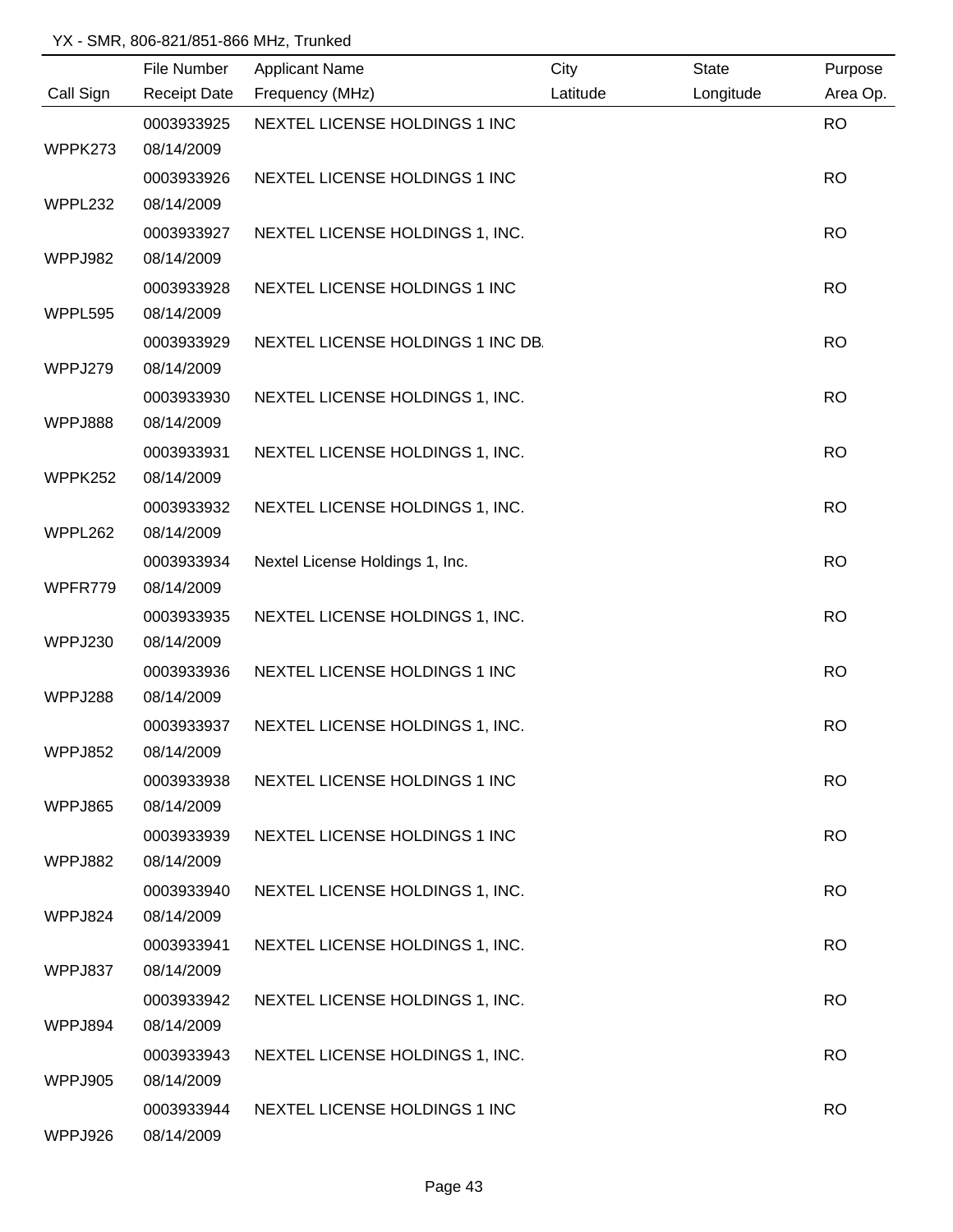YX - SMR, 806-821/851-866 MHz, Trunked

| Call Sign | File Number / Receipt Date | Applicant Name / Frequency (MHz) | City / Latitude | State / Longitude | Purpose / Area Op. |
|---|---|---|---|---|---|
| WPPK273 | 0003933925 / 08/14/2009 | NEXTEL LICENSE HOLDINGS 1 INC | | | RO |
| WPPL232 | 0003933926 / 08/14/2009 | NEXTEL LICENSE HOLDINGS 1 INC | | | RO |
| WPPJ982 | 0003933927 / 08/14/2009 | NEXTEL LICENSE HOLDINGS 1, INC. | | | RO |
| WPPL595 | 0003933928 / 08/14/2009 | NEXTEL LICENSE HOLDINGS 1 INC | | | RO |
| WPPJ279 | 0003933929 / 08/14/2009 | NEXTEL LICENSE HOLDINGS 1 INC DB. | | | RO |
| WPPJ888 | 0003933930 / 08/14/2009 | NEXTEL LICENSE HOLDINGS 1, INC. | | | RO |
| WPPK252 | 0003933931 / 08/14/2009 | NEXTEL LICENSE HOLDINGS 1, INC. | | | RO |
| WPPL262 | 0003933932 / 08/14/2009 | NEXTEL LICENSE HOLDINGS 1, INC. | | | RO |
| WPFR779 | 0003933934 / 08/14/2009 | Nextel License Holdings 1, Inc. | | | RO |
| WPPJ230 | 0003933935 / 08/14/2009 | NEXTEL LICENSE HOLDINGS 1, INC. | | | RO |
| WPPJ288 | 0003933936 / 08/14/2009 | NEXTEL LICENSE HOLDINGS 1 INC | | | RO |
| WPPJ852 | 0003933937 / 08/14/2009 | NEXTEL LICENSE HOLDINGS 1, INC. | | | RO |
| WPPJ865 | 0003933938 / 08/14/2009 | NEXTEL LICENSE HOLDINGS 1 INC | | | RO |
| WPPJ882 | 0003933939 / 08/14/2009 | NEXTEL LICENSE HOLDINGS 1 INC | | | RO |
| WPPJ824 | 0003933940 / 08/14/2009 | NEXTEL LICENSE HOLDINGS 1, INC. | | | RO |
| WPPJ837 | 0003933941 / 08/14/2009 | NEXTEL LICENSE HOLDINGS 1, INC. | | | RO |
| WPPJ894 | 0003933942 / 08/14/2009 | NEXTEL LICENSE HOLDINGS 1, INC. | | | RO |
| WPPJ905 | 0003933943 / 08/14/2009 | NEXTEL LICENSE HOLDINGS 1, INC. | | | RO |
| WPPJ926 | 0003933944 / 08/14/2009 | NEXTEL LICENSE HOLDINGS 1 INC | | | RO |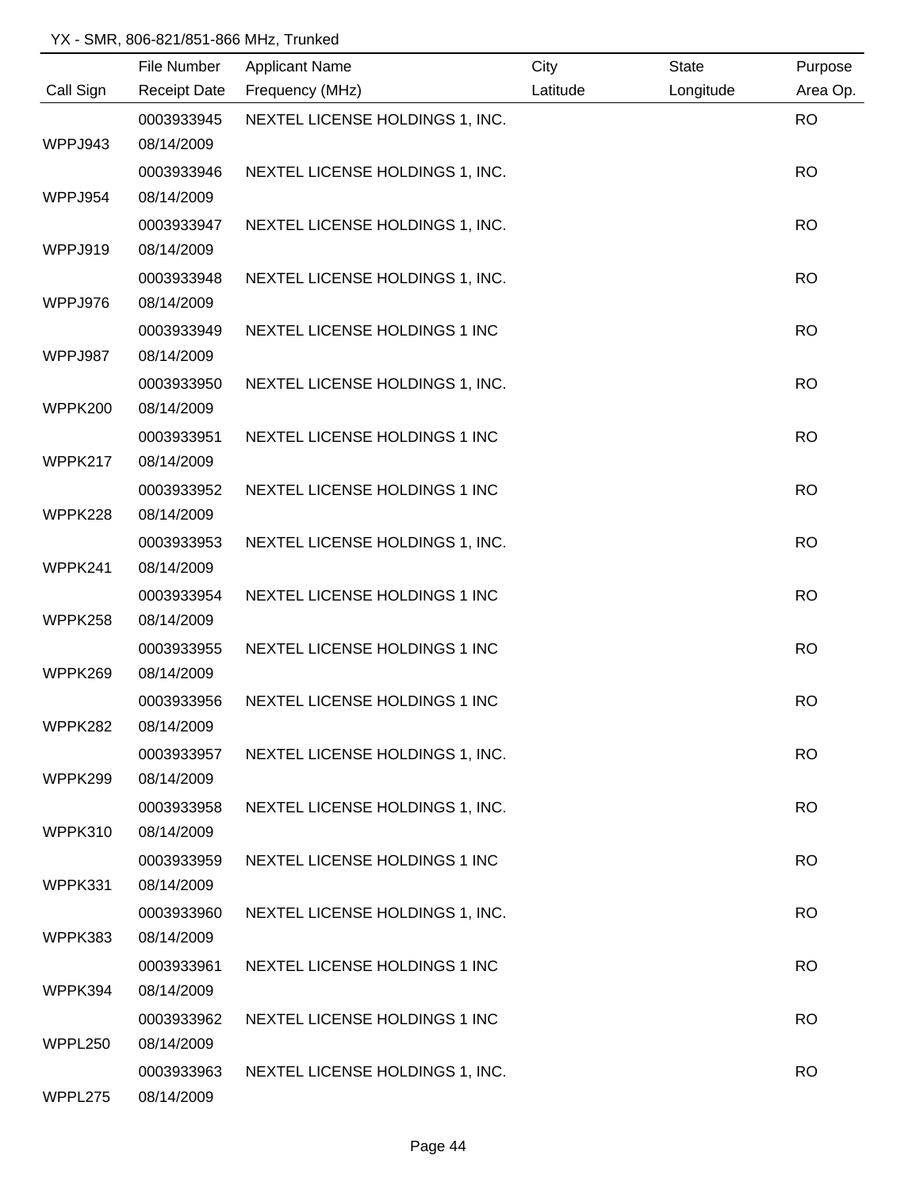YX - SMR, 806-821/851-866 MHz, Trunked

| Call Sign | File Number<br>Receipt Date | Applicant Name<br>Frequency (MHz) | City<br>Latitude | State<br>Longitude | Purpose<br>Area Op. |
|---|---|---|---|---|---|
| WPPJ943 | 0003933945<br>08/14/2009 | NEXTEL LICENSE HOLDINGS 1, INC. | | | RO |
| WPPJ954 | 0003933946<br>08/14/2009 | NEXTEL LICENSE HOLDINGS 1, INC. | | | RO |
| WPPJ919 | 0003933947<br>08/14/2009 | NEXTEL LICENSE HOLDINGS 1, INC. | | | RO |
| WPPJ976 | 0003933948<br>08/14/2009 | NEXTEL LICENSE HOLDINGS 1, INC. | | | RO |
| WPPJ987 | 0003933949<br>08/14/2009 | NEXTEL LICENSE HOLDINGS 1 INC | | | RO |
| WPPK200 | 0003933950<br>08/14/2009 | NEXTEL LICENSE HOLDINGS 1, INC. | | | RO |
| WPPK217 | 0003933951<br>08/14/2009 | NEXTEL LICENSE HOLDINGS 1 INC | | | RO |
| WPPK228 | 0003933952<br>08/14/2009 | NEXTEL LICENSE HOLDINGS 1 INC | | | RO |
| WPPK241 | 0003933953<br>08/14/2009 | NEXTEL LICENSE HOLDINGS 1, INC. | | | RO |
| WPPK258 | 0003933954<br>08/14/2009 | NEXTEL LICENSE HOLDINGS 1 INC | | | RO |
| WPPK269 | 0003933955<br>08/14/2009 | NEXTEL LICENSE HOLDINGS 1 INC | | | RO |
| WPPK282 | 0003933956<br>08/14/2009 | NEXTEL LICENSE HOLDINGS 1 INC | | | RO |
| WPPK299 | 0003933957<br>08/14/2009 | NEXTEL LICENSE HOLDINGS 1, INC. | | | RO |
| WPPK310 | 0003933958<br>08/14/2009 | NEXTEL LICENSE HOLDINGS 1, INC. | | | RO |
| WPPK331 | 0003933959<br>08/14/2009 | NEXTEL LICENSE HOLDINGS 1 INC | | | RO |
| WPPK383 | 0003933960<br>08/14/2009 | NEXTEL LICENSE HOLDINGS 1, INC. | | | RO |
| WPPK394 | 0003933961<br>08/14/2009 | NEXTEL LICENSE HOLDINGS 1 INC | | | RO |
| WPPL250 | 0003933962<br>08/14/2009 | NEXTEL LICENSE HOLDINGS 1 INC | | | RO |
| WPPL275 | 0003933963<br>08/14/2009 | NEXTEL LICENSE HOLDINGS 1, INC. | | | RO |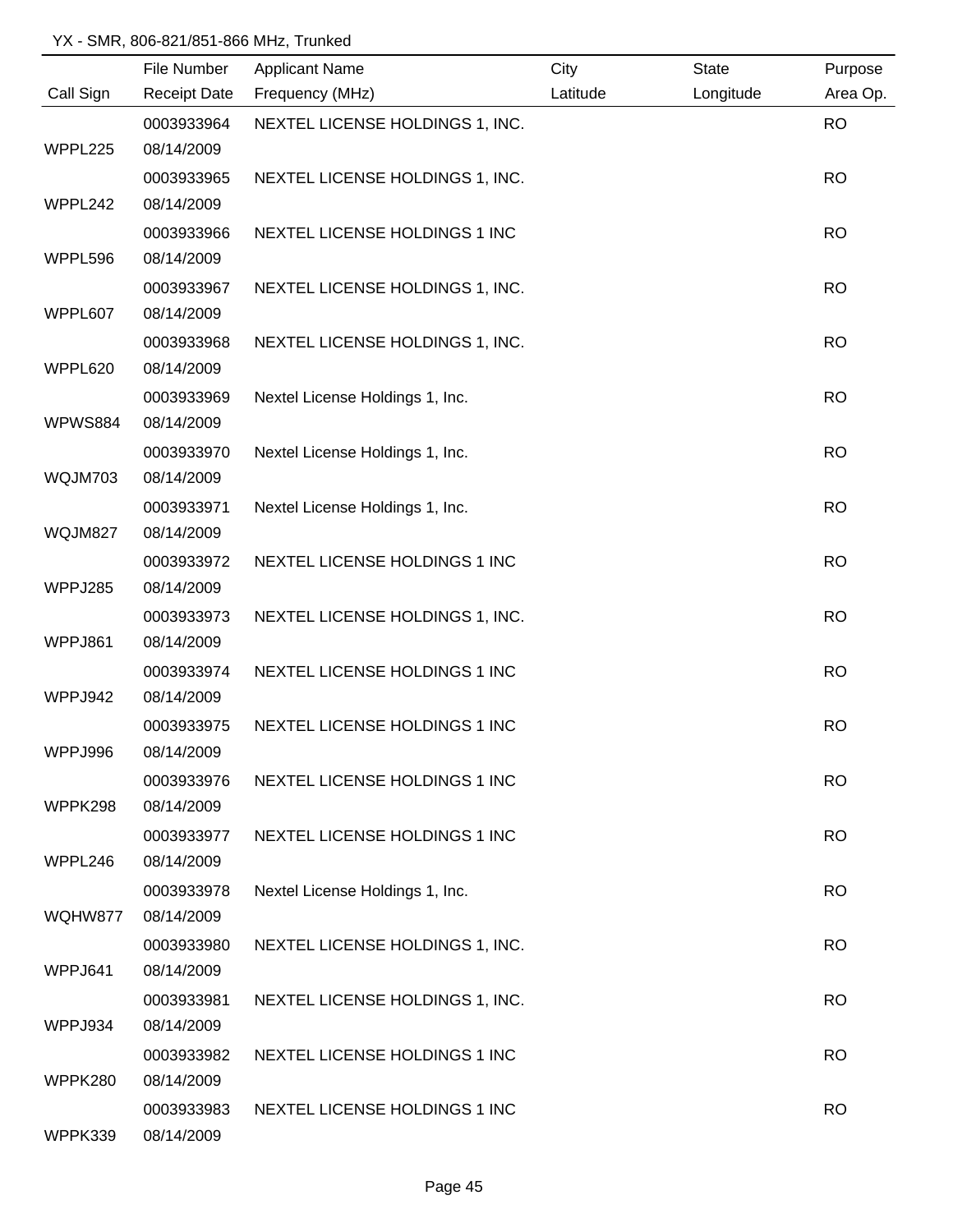YX - SMR, 806-821/851-866 MHz, Trunked

| Call Sign | File Number / Receipt Date | Applicant Name / Frequency (MHz) | City / Latitude | State / Longitude | Purpose / Area Op. |
|---|---|---|---|---|---|
| WPPL225 | 0003933964 08/14/2009 | NEXTEL LICENSE HOLDINGS 1, INC. | | | RO |
| WPPL242 | 0003933965 08/14/2009 | NEXTEL LICENSE HOLDINGS 1, INC. | | | RO |
| WPPL596 | 0003933966 08/14/2009 | NEXTEL LICENSE HOLDINGS 1 INC | | | RO |
| WPPL607 | 0003933967 08/14/2009 | NEXTEL LICENSE HOLDINGS 1, INC. | | | RO |
| WPPL620 | 0003933968 08/14/2009 | NEXTEL LICENSE HOLDINGS 1, INC. | | | RO |
| WPWS884 | 0003933969 08/14/2009 | Nextel License Holdings 1, Inc. | | | RO |
| WQJM703 | 0003933970 08/14/2009 | Nextel License Holdings 1, Inc. | | | RO |
| WQJM827 | 0003933971 08/14/2009 | Nextel License Holdings 1, Inc. | | | RO |
| WPPJ285 | 0003933972 08/14/2009 | NEXTEL LICENSE HOLDINGS 1 INC | | | RO |
| WPPJ861 | 0003933973 08/14/2009 | NEXTEL LICENSE HOLDINGS 1, INC. | | | RO |
| WPPJ942 | 0003933974 08/14/2009 | NEXTEL LICENSE HOLDINGS 1 INC | | | RO |
| WPPJ996 | 0003933975 08/14/2009 | NEXTEL LICENSE HOLDINGS 1 INC | | | RO |
| WPPK298 | 0003933976 08/14/2009 | NEXTEL LICENSE HOLDINGS 1 INC | | | RO |
| WPPL246 | 0003933977 08/14/2009 | NEXTEL LICENSE HOLDINGS 1 INC | | | RO |
| WQHW877 | 0003933978 08/14/2009 | Nextel License Holdings 1, Inc. | | | RO |
| WPPJ641 | 0003933980 08/14/2009 | NEXTEL LICENSE HOLDINGS 1, INC. | | | RO |
| WPPJ934 | 0003933981 08/14/2009 | NEXTEL LICENSE HOLDINGS 1, INC. | | | RO |
| WPPK280 | 0003933982 08/14/2009 | NEXTEL LICENSE HOLDINGS 1 INC | | | RO |
| WPPK339 | 0003933983 08/14/2009 | NEXTEL LICENSE HOLDINGS 1 INC | | | RO |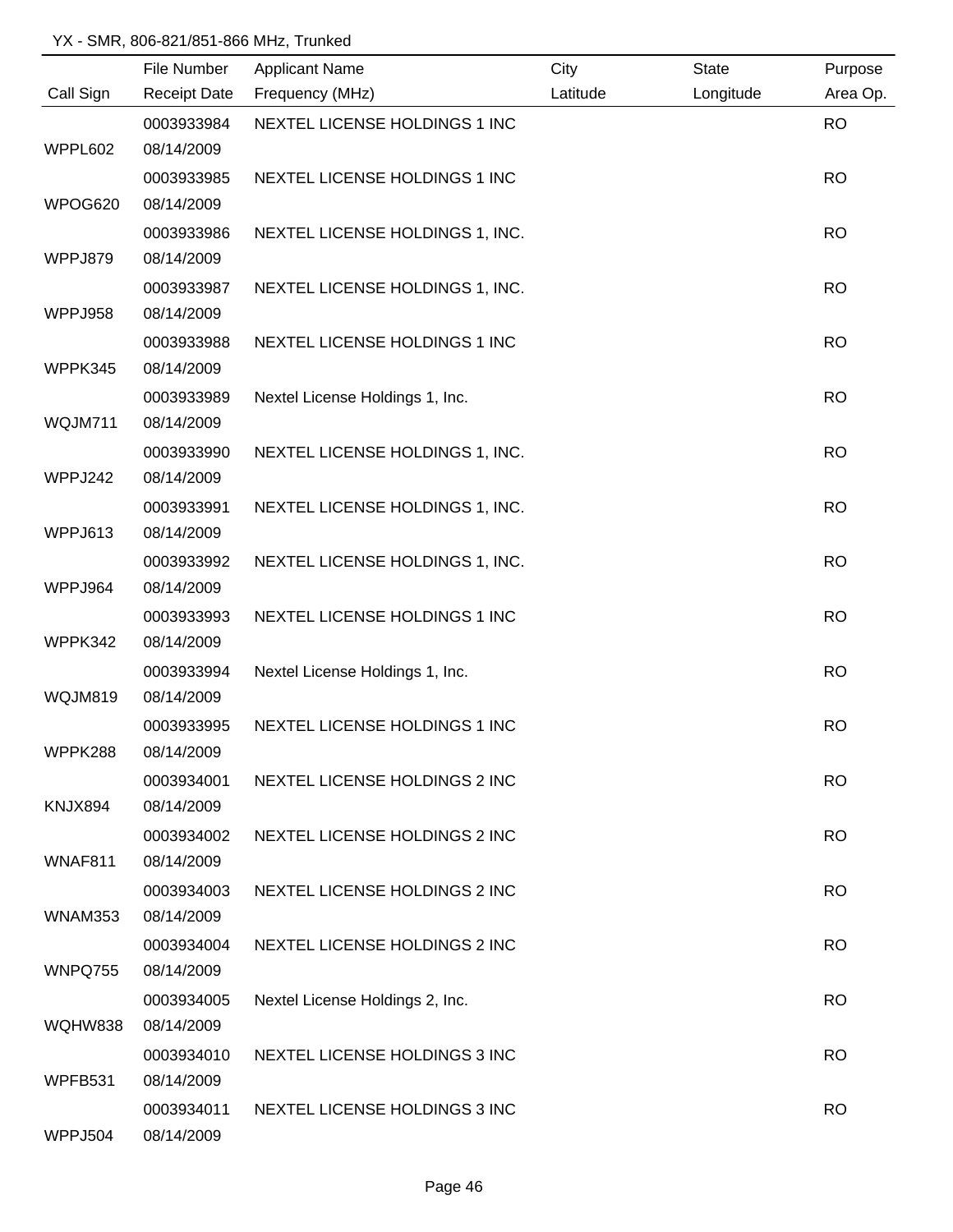YX - SMR, 806-821/851-866 MHz, Trunked

| Call Sign | File Number<br>Receipt Date | Applicant Name<br>Frequency (MHz) | City<br>Latitude | State<br>Longitude | Purpose<br>Area Op. |
|---|---|---|---|---|---|
| WPPL602 | 0003933984<br>08/14/2009 | NEXTEL LICENSE HOLDINGS 1 INC | | | RO |
| WPOG620 | 0003933985<br>08/14/2009 | NEXTEL LICENSE HOLDINGS 1 INC | | | RO |
| WPPJ879 | 0003933986<br>08/14/2009 | NEXTEL LICENSE HOLDINGS 1, INC. | | | RO |
| WPPJ958 | 0003933987<br>08/14/2009 | NEXTEL LICENSE HOLDINGS 1, INC. | | | RO |
| WPPK345 | 0003933988<br>08/14/2009 | NEXTEL LICENSE HOLDINGS 1 INC | | | RO |
| WQJM711 | 0003933989<br>08/14/2009 | Nextel License Holdings 1, Inc. | | | RO |
| WPPJ242 | 0003933990<br>08/14/2009 | NEXTEL LICENSE HOLDINGS 1, INC. | | | RO |
| WPPJ613 | 0003933991<br>08/14/2009 | NEXTEL LICENSE HOLDINGS 1, INC. | | | RO |
| WPPJ964 | 0003933992<br>08/14/2009 | NEXTEL LICENSE HOLDINGS 1, INC. | | | RO |
| WPPK342 | 0003933993<br>08/14/2009 | NEXTEL LICENSE HOLDINGS 1 INC | | | RO |
| WQJM819 | 0003933994<br>08/14/2009 | Nextel License Holdings 1, Inc. | | | RO |
| WPPK288 | 0003933995<br>08/14/2009 | NEXTEL LICENSE HOLDINGS 1 INC | | | RO |
| KNJX894 | 0003934001<br>08/14/2009 | NEXTEL LICENSE HOLDINGS 2 INC | | | RO |
| WNAF811 | 0003934002<br>08/14/2009 | NEXTEL LICENSE HOLDINGS 2 INC | | | RO |
| WNAM353 | 0003934003<br>08/14/2009 | NEXTEL LICENSE HOLDINGS 2 INC | | | RO |
| WNPQ755 | 0003934004<br>08/14/2009 | NEXTEL LICENSE HOLDINGS 2 INC | | | RO |
| WQHW838 | 0003934005<br>08/14/2009 | Nextel License Holdings 2, Inc. | | | RO |
| WPFB531 | 0003934010<br>08/14/2009 | NEXTEL LICENSE HOLDINGS 3 INC | | | RO |
| WPPJ504 | 0003934011<br>08/14/2009 | NEXTEL LICENSE HOLDINGS 3 INC | | | RO |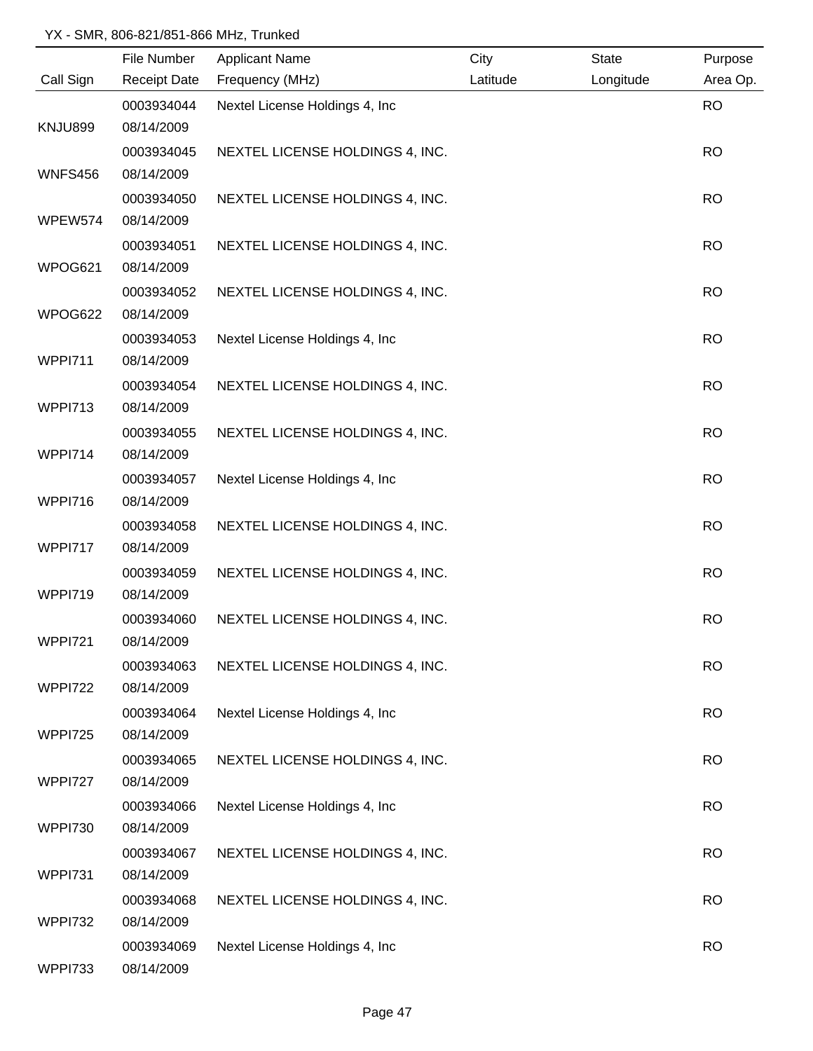YX - SMR, 806-821/851-866 MHz, Trunked

| Call Sign | File Number / Receipt Date | Applicant Name / Frequency (MHz) | City / Latitude | State / Longitude | Purpose / Area Op. |
|---|---|---|---|---|---|
| KNJU899 | 0003934044 08/14/2009 | Nextel License Holdings 4, Inc | | | RO |
| WNFS456 | 0003934045 08/14/2009 | NEXTEL LICENSE HOLDINGS 4, INC. | | | RO |
| WPEW574 | 0003934050 08/14/2009 | NEXTEL LICENSE HOLDINGS 4, INC. | | | RO |
| WPOG621 | 0003934051 08/14/2009 | NEXTEL LICENSE HOLDINGS 4, INC. | | | RO |
| WPOG622 | 0003934052 08/14/2009 | NEXTEL LICENSE HOLDINGS 4, INC. | | | RO |
| WPPI711 | 0003934053 08/14/2009 | Nextel License Holdings 4, Inc | | | RO |
| WPPI713 | 0003934054 08/14/2009 | NEXTEL LICENSE HOLDINGS 4, INC. | | | RO |
| WPPI714 | 0003934055 08/14/2009 | NEXTEL LICENSE HOLDINGS 4, INC. | | | RO |
| WPPI716 | 0003934057 08/14/2009 | Nextel License Holdings 4, Inc | | | RO |
| WPPI717 | 0003934058 08/14/2009 | NEXTEL LICENSE HOLDINGS 4, INC. | | | RO |
| WPPI719 | 0003934059 08/14/2009 | NEXTEL LICENSE HOLDINGS 4, INC. | | | RO |
| WPPI721 | 0003934060 08/14/2009 | NEXTEL LICENSE HOLDINGS 4, INC. | | | RO |
| WPPI722 | 0003934063 08/14/2009 | NEXTEL LICENSE HOLDINGS 4, INC. | | | RO |
| WPPI725 | 0003934064 08/14/2009 | Nextel License Holdings 4, Inc | | | RO |
| WPPI727 | 0003934065 08/14/2009 | NEXTEL LICENSE HOLDINGS 4, INC. | | | RO |
| WPPI730 | 0003934066 08/14/2009 | Nextel License Holdings 4, Inc | | | RO |
| WPPI731 | 0003934067 08/14/2009 | NEXTEL LICENSE HOLDINGS 4, INC. | | | RO |
| WPPI732 | 0003934068 08/14/2009 | NEXTEL LICENSE HOLDINGS 4, INC. | | | RO |
| WPPI733 | 0003934069 08/14/2009 | Nextel License Holdings 4, Inc | | | RO |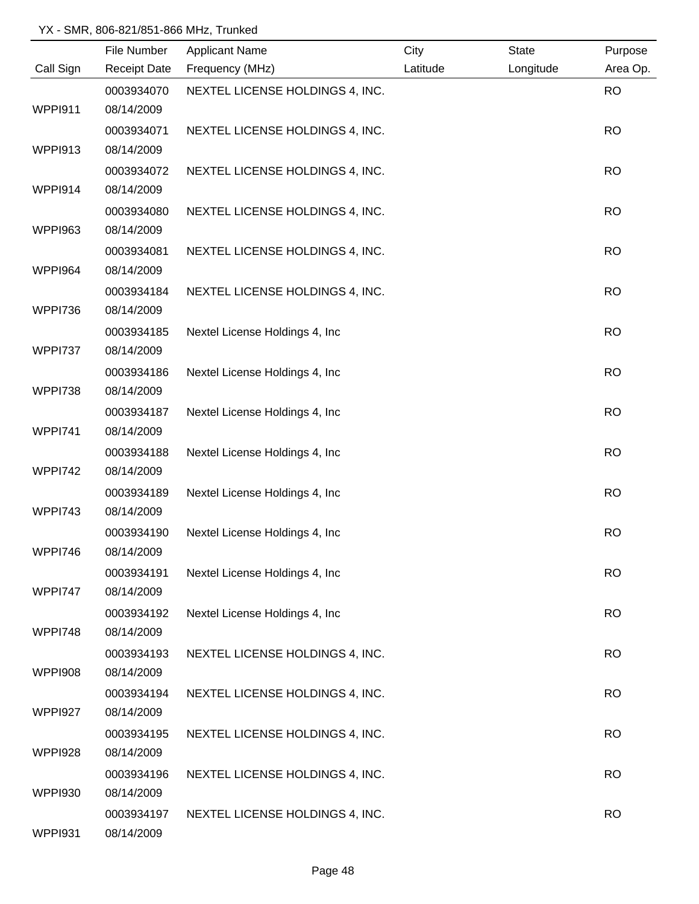YX - SMR, 806-821/851-866 MHz, Trunked

| Call Sign | File Number<br>Receipt Date | Applicant Name<br>Frequency (MHz) | City<br>Latitude | State<br>Longitude | Purpose<br>Area Op. |
|---|---|---|---|---|---|
| WPPI911 | 0003934070<br>08/14/2009 | NEXTEL LICENSE HOLDINGS 4, INC. | | | RO |
| WPPI913 | 0003934071<br>08/14/2009 | NEXTEL LICENSE HOLDINGS 4, INC. | | | RO |
| WPPI914 | 0003934072<br>08/14/2009 | NEXTEL LICENSE HOLDINGS 4, INC. | | | RO |
| WPPI963 | 0003934080<br>08/14/2009 | NEXTEL LICENSE HOLDINGS 4, INC. | | | RO |
| WPPI964 | 0003934081<br>08/14/2009 | NEXTEL LICENSE HOLDINGS 4, INC. | | | RO |
| WPPI736 | 0003934184<br>08/14/2009 | NEXTEL LICENSE HOLDINGS 4, INC. | | | RO |
| WPPI737 | 0003934185<br>08/14/2009 | Nextel License Holdings 4, Inc | | | RO |
| WPPI738 | 0003934186<br>08/14/2009 | Nextel License Holdings 4, Inc | | | RO |
| WPPI741 | 0003934187<br>08/14/2009 | Nextel License Holdings 4, Inc | | | RO |
| WPPI742 | 0003934188<br>08/14/2009 | Nextel License Holdings 4, Inc | | | RO |
| WPPI743 | 0003934189<br>08/14/2009 | Nextel License Holdings 4, Inc | | | RO |
| WPPI746 | 0003934190<br>08/14/2009 | Nextel License Holdings 4, Inc | | | RO |
| WPPI747 | 0003934191<br>08/14/2009 | Nextel License Holdings 4, Inc | | | RO |
| WPPI748 | 0003934192<br>08/14/2009 | Nextel License Holdings 4, Inc | | | RO |
| WPPI908 | 0003934193<br>08/14/2009 | NEXTEL LICENSE HOLDINGS 4, INC. | | | RO |
| WPPI927 | 0003934194<br>08/14/2009 | NEXTEL LICENSE HOLDINGS 4, INC. | | | RO |
| WPPI928 | 0003934195<br>08/14/2009 | NEXTEL LICENSE HOLDINGS 4, INC. | | | RO |
| WPPI930 | 0003934196<br>08/14/2009 | NEXTEL LICENSE HOLDINGS 4, INC. | | | RO |
| WPPI931 | 0003934197<br>08/14/2009 | NEXTEL LICENSE HOLDINGS 4, INC. | | | RO |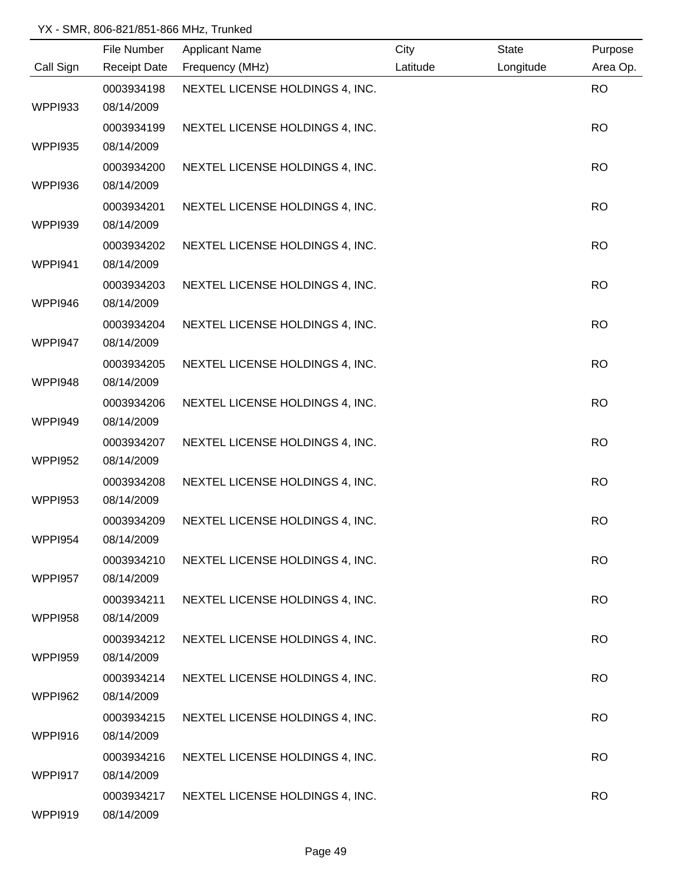YX - SMR, 806-821/851-866 MHz, Trunked

| Call Sign | File Number<br>Receipt Date | Applicant Name<br>Frequency (MHz) | City<br>Latitude | State<br>Longitude | Purpose<br>Area Op. |
|---|---|---|---|---|---|
| WPPI933 | 0003934198<br>08/14/2009 | NEXTEL LICENSE HOLDINGS 4, INC. | | | RO |
| WPPI935 | 0003934199<br>08/14/2009 | NEXTEL LICENSE HOLDINGS 4, INC. | | | RO |
| WPPI936 | 0003934200<br>08/14/2009 | NEXTEL LICENSE HOLDINGS 4, INC. | | | RO |
| WPPI939 | 0003934201<br>08/14/2009 | NEXTEL LICENSE HOLDINGS 4, INC. | | | RO |
| WPPI941 | 0003934202<br>08/14/2009 | NEXTEL LICENSE HOLDINGS 4, INC. | | | RO |
| WPPI946 | 0003934203<br>08/14/2009 | NEXTEL LICENSE HOLDINGS 4, INC. | | | RO |
| WPPI947 | 0003934204<br>08/14/2009 | NEXTEL LICENSE HOLDINGS 4, INC. | | | RO |
| WPPI948 | 0003934205<br>08/14/2009 | NEXTEL LICENSE HOLDINGS 4, INC. | | | RO |
| WPPI949 | 0003934206<br>08/14/2009 | NEXTEL LICENSE HOLDINGS 4, INC. | | | RO |
| WPPI952 | 0003934207<br>08/14/2009 | NEXTEL LICENSE HOLDINGS 4, INC. | | | RO |
| WPPI953 | 0003934208<br>08/14/2009 | NEXTEL LICENSE HOLDINGS 4, INC. | | | RO |
| WPPI954 | 0003934209<br>08/14/2009 | NEXTEL LICENSE HOLDINGS 4, INC. | | | RO |
| WPPI957 | 0003934210<br>08/14/2009 | NEXTEL LICENSE HOLDINGS 4, INC. | | | RO |
| WPPI958 | 0003934211<br>08/14/2009 | NEXTEL LICENSE HOLDINGS 4, INC. | | | RO |
| WPPI959 | 0003934212<br>08/14/2009 | NEXTEL LICENSE HOLDINGS 4, INC. | | | RO |
| WPPI962 | 0003934214<br>08/14/2009 | NEXTEL LICENSE HOLDINGS 4, INC. | | | RO |
| WPPI916 | 0003934215<br>08/14/2009 | NEXTEL LICENSE HOLDINGS 4, INC. | | | RO |
| WPPI917 | 0003934216<br>08/14/2009 | NEXTEL LICENSE HOLDINGS 4, INC. | | | RO |
| WPPI919 | 0003934217<br>08/14/2009 | NEXTEL LICENSE HOLDINGS 4, INC. | | | RO |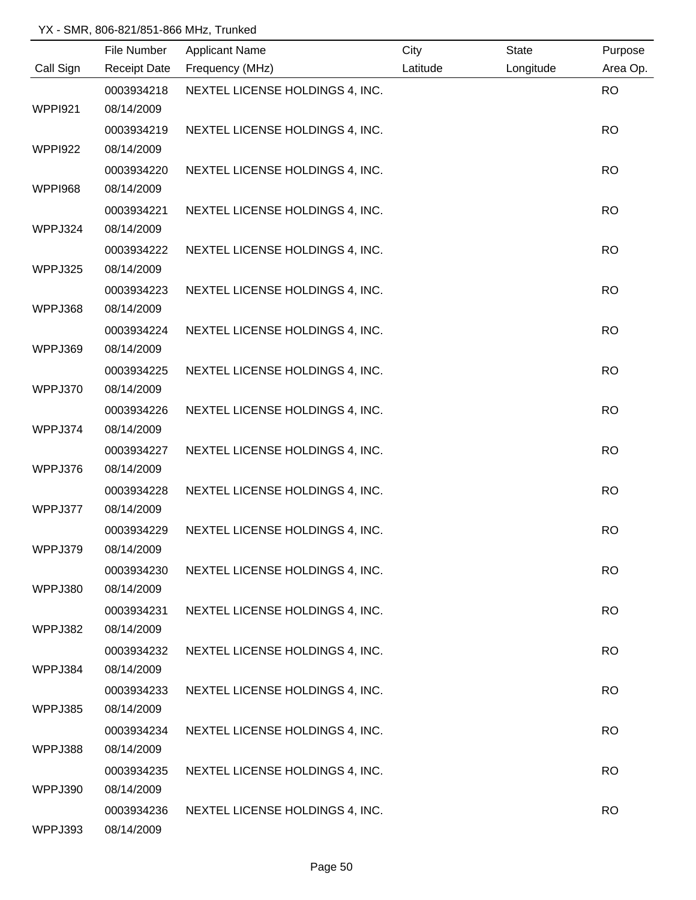YX - SMR, 806-821/851-866 MHz, Trunked

| Call Sign | File Number<br>Receipt Date | Applicant Name<br>Frequency (MHz) | City<br>Latitude | State<br>Longitude | Purpose<br>Area Op. |
|---|---|---|---|---|---|
| WPPI921 | 0003934218<br>08/14/2009 | NEXTEL LICENSE HOLDINGS 4, INC. | | | RO |
| WPPI922 | 0003934219<br>08/14/2009 | NEXTEL LICENSE HOLDINGS 4, INC. | | | RO |
| WPPI968 | 0003934220<br>08/14/2009 | NEXTEL LICENSE HOLDINGS 4, INC. | | | RO |
| WPPJ324 | 0003934221<br>08/14/2009 | NEXTEL LICENSE HOLDINGS 4, INC. | | | RO |
| WPPJ325 | 0003934222<br>08/14/2009 | NEXTEL LICENSE HOLDINGS 4, INC. | | | RO |
| WPPJ368 | 0003934223<br>08/14/2009 | NEXTEL LICENSE HOLDINGS 4, INC. | | | RO |
| WPPJ369 | 0003934224<br>08/14/2009 | NEXTEL LICENSE HOLDINGS 4, INC. | | | RO |
| WPPJ370 | 0003934225<br>08/14/2009 | NEXTEL LICENSE HOLDINGS 4, INC. | | | RO |
| WPPJ374 | 0003934226<br>08/14/2009 | NEXTEL LICENSE HOLDINGS 4, INC. | | | RO |
| WPPJ376 | 0003934227<br>08/14/2009 | NEXTEL LICENSE HOLDINGS 4, INC. | | | RO |
| WPPJ377 | 0003934228<br>08/14/2009 | NEXTEL LICENSE HOLDINGS 4, INC. | | | RO |
| WPPJ379 | 0003934229<br>08/14/2009 | NEXTEL LICENSE HOLDINGS 4, INC. | | | RO |
| WPPJ380 | 0003934230<br>08/14/2009 | NEXTEL LICENSE HOLDINGS 4, INC. | | | RO |
| WPPJ382 | 0003934231<br>08/14/2009 | NEXTEL LICENSE HOLDINGS 4, INC. | | | RO |
| WPPJ384 | 0003934232<br>08/14/2009 | NEXTEL LICENSE HOLDINGS 4, INC. | | | RO |
| WPPJ385 | 0003934233<br>08/14/2009 | NEXTEL LICENSE HOLDINGS 4, INC. | | | RO |
| WPPJ388 | 0003934234<br>08/14/2009 | NEXTEL LICENSE HOLDINGS 4, INC. | | | RO |
| WPPJ390 | 0003934235<br>08/14/2009 | NEXTEL LICENSE HOLDINGS 4, INC. | | | RO |
| WPPJ393 | 0003934236<br>08/14/2009 | NEXTEL LICENSE HOLDINGS 4, INC. | | | RO |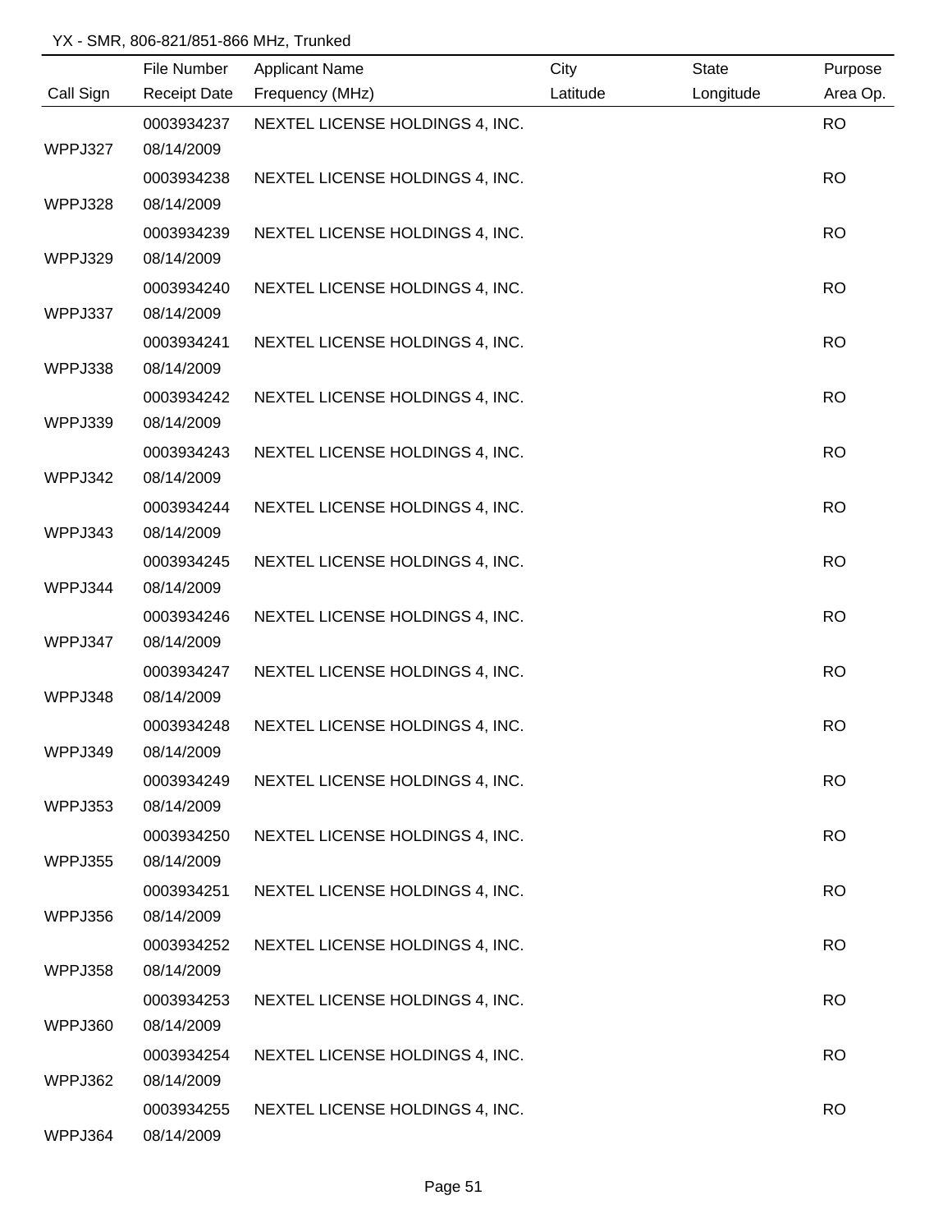YX - SMR, 806-821/851-866 MHz, Trunked

| Call Sign | File Number / Receipt Date | Applicant Name / Frequency (MHz) | City / Latitude | State / Longitude | Purpose / Area Op. |
|---|---|---|---|---|---|
| WPPJ327 | 0003934237 08/14/2009 | NEXTEL LICENSE HOLDINGS 4, INC. | | | RO |
| WPPJ328 | 0003934238 08/14/2009 | NEXTEL LICENSE HOLDINGS 4, INC. | | | RO |
| WPPJ329 | 0003934239 08/14/2009 | NEXTEL LICENSE HOLDINGS 4, INC. | | | RO |
| WPPJ337 | 0003934240 08/14/2009 | NEXTEL LICENSE HOLDINGS 4, INC. | | | RO |
| WPPJ338 | 0003934241 08/14/2009 | NEXTEL LICENSE HOLDINGS 4, INC. | | | RO |
| WPPJ339 | 0003934242 08/14/2009 | NEXTEL LICENSE HOLDINGS 4, INC. | | | RO |
| WPPJ342 | 0003934243 08/14/2009 | NEXTEL LICENSE HOLDINGS 4, INC. | | | RO |
| WPPJ343 | 0003934244 08/14/2009 | NEXTEL LICENSE HOLDINGS 4, INC. | | | RO |
| WPPJ344 | 0003934245 08/14/2009 | NEXTEL LICENSE HOLDINGS 4, INC. | | | RO |
| WPPJ347 | 0003934246 08/14/2009 | NEXTEL LICENSE HOLDINGS 4, INC. | | | RO |
| WPPJ348 | 0003934247 08/14/2009 | NEXTEL LICENSE HOLDINGS 4, INC. | | | RO |
| WPPJ349 | 0003934248 08/14/2009 | NEXTEL LICENSE HOLDINGS 4, INC. | | | RO |
| WPPJ353 | 0003934249 08/14/2009 | NEXTEL LICENSE HOLDINGS 4, INC. | | | RO |
| WPPJ355 | 0003934250 08/14/2009 | NEXTEL LICENSE HOLDINGS 4, INC. | | | RO |
| WPPJ356 | 0003934251 08/14/2009 | NEXTEL LICENSE HOLDINGS 4, INC. | | | RO |
| WPPJ358 | 0003934252 08/14/2009 | NEXTEL LICENSE HOLDINGS 4, INC. | | | RO |
| WPPJ360 | 0003934253 08/14/2009 | NEXTEL LICENSE HOLDINGS 4, INC. | | | RO |
| WPPJ362 | 0003934254 08/14/2009 | NEXTEL LICENSE HOLDINGS 4, INC. | | | RO |
| WPPJ364 | 0003934255 08/14/2009 | NEXTEL LICENSE HOLDINGS 4, INC. | | | RO |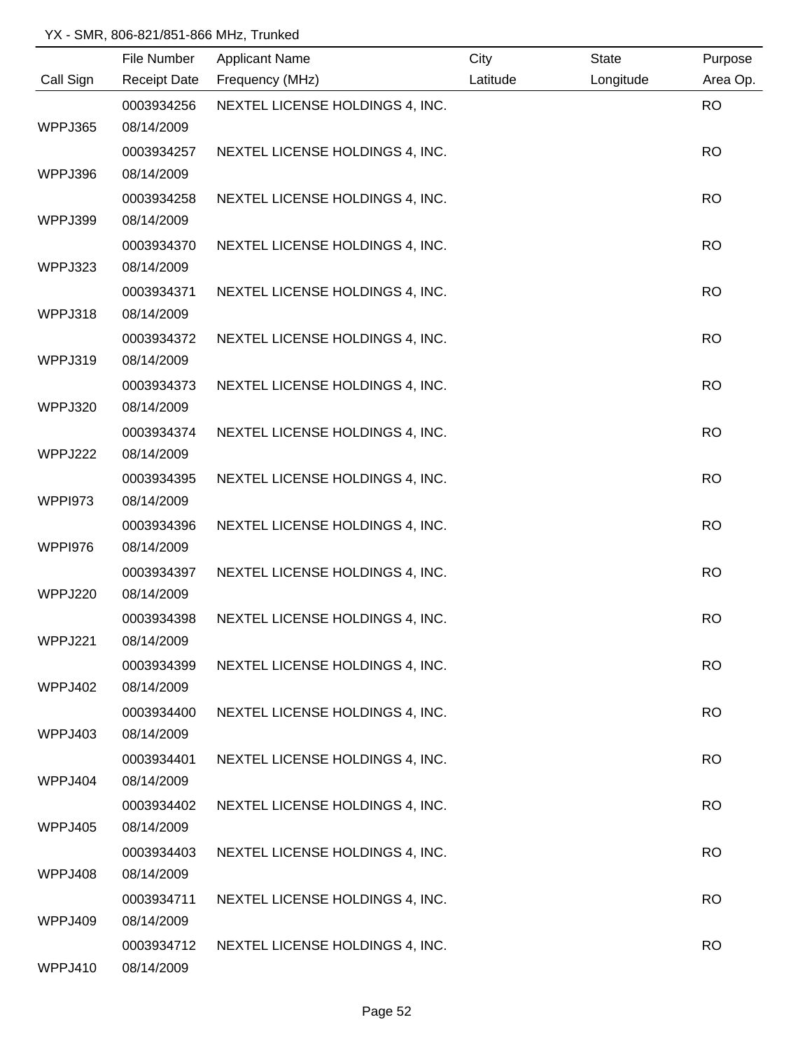YX - SMR, 806-821/851-866 MHz, Trunked

| Call Sign | File Number / Receipt Date | Applicant Name / Frequency (MHz) | City / Latitude | State / Longitude | Purpose / Area Op. |
|---|---|---|---|---|---|
| WPPJ365 | 0003934256 08/14/2009 | NEXTEL LICENSE HOLDINGS 4, INC. | | | RO |
| WPPJ396 | 0003934257 08/14/2009 | NEXTEL LICENSE HOLDINGS 4, INC. | | | RO |
| WPPJ399 | 0003934258 08/14/2009 | NEXTEL LICENSE HOLDINGS 4, INC. | | | RO |
| WPPJ323 | 0003934370 08/14/2009 | NEXTEL LICENSE HOLDINGS 4, INC. | | | RO |
| WPPJ318 | 0003934371 08/14/2009 | NEXTEL LICENSE HOLDINGS 4, INC. | | | RO |
| WPPJ319 | 0003934372 08/14/2009 | NEXTEL LICENSE HOLDINGS 4, INC. | | | RO |
| WPPJ320 | 0003934373 08/14/2009 | NEXTEL LICENSE HOLDINGS 4, INC. | | | RO |
| WPPJ222 | 0003934374 08/14/2009 | NEXTEL LICENSE HOLDINGS 4, INC. | | | RO |
| WPPI973 | 0003934395 08/14/2009 | NEXTEL LICENSE HOLDINGS 4, INC. | | | RO |
| WPPI976 | 0003934396 08/14/2009 | NEXTEL LICENSE HOLDINGS 4, INC. | | | RO |
| WPPJ220 | 0003934397 08/14/2009 | NEXTEL LICENSE HOLDINGS 4, INC. | | | RO |
| WPPJ221 | 0003934398 08/14/2009 | NEXTEL LICENSE HOLDINGS 4, INC. | | | RO |
| WPPJ402 | 0003934399 08/14/2009 | NEXTEL LICENSE HOLDINGS 4, INC. | | | RO |
| WPPJ403 | 0003934400 08/14/2009 | NEXTEL LICENSE HOLDINGS 4, INC. | | | RO |
| WPPJ404 | 0003934401 08/14/2009 | NEXTEL LICENSE HOLDINGS 4, INC. | | | RO |
| WPPJ405 | 0003934402 08/14/2009 | NEXTEL LICENSE HOLDINGS 4, INC. | | | RO |
| WPPJ408 | 0003934403 08/14/2009 | NEXTEL LICENSE HOLDINGS 4, INC. | | | RO |
| WPPJ409 | 0003934711 08/14/2009 | NEXTEL LICENSE HOLDINGS 4, INC. | | | RO |
| WPPJ410 | 0003934712 08/14/2009 | NEXTEL LICENSE HOLDINGS 4, INC. | | | RO |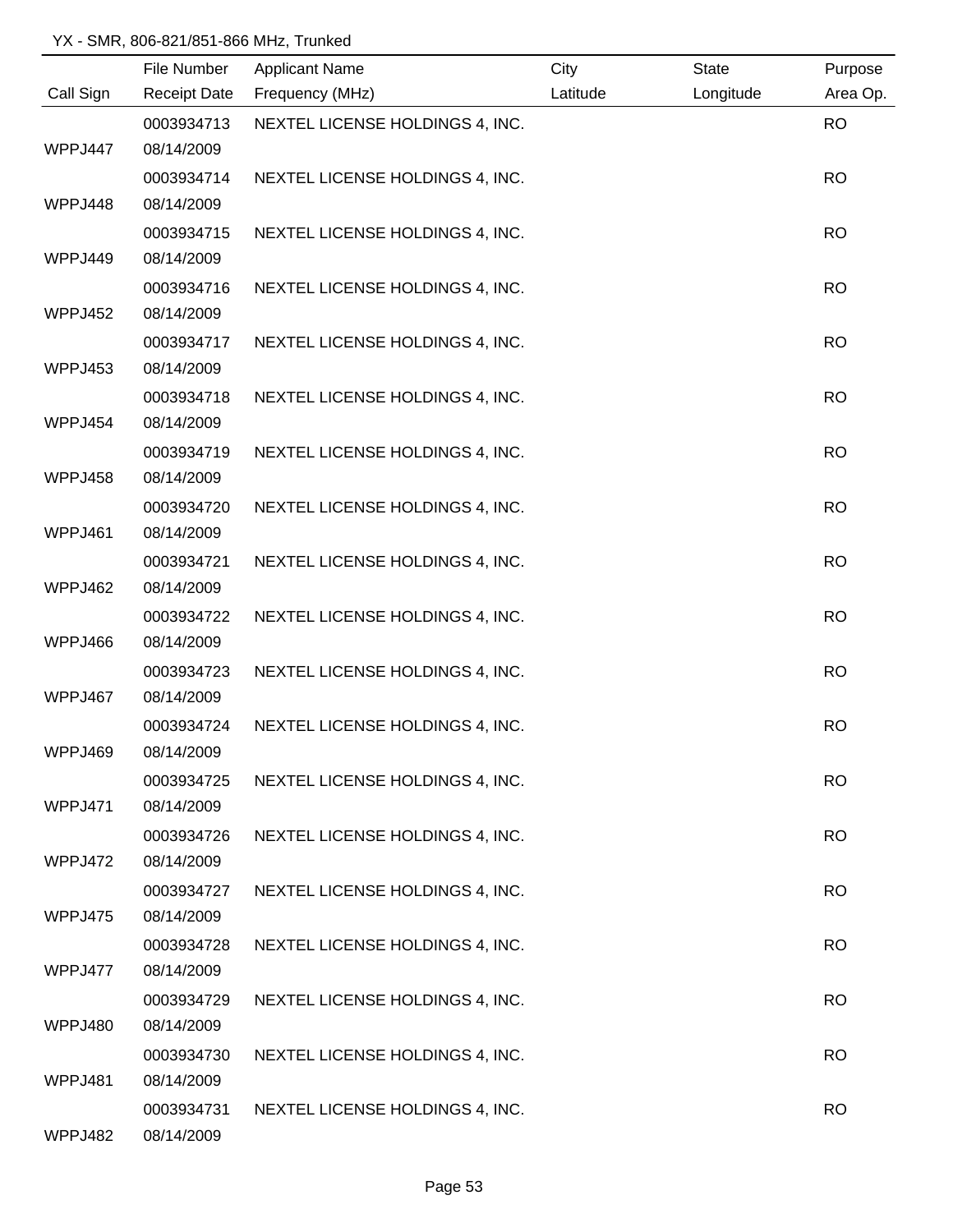YX - SMR, 806-821/851-866 MHz, Trunked

| Call Sign | File Number<br>Receipt Date | Applicant Name<br>Frequency (MHz) | City<br>Latitude | State<br>Longitude | Purpose<br>Area Op. |
|---|---|---|---|---|---|
| WPPJ447 | 0003934713<br>08/14/2009 | NEXTEL LICENSE HOLDINGS 4, INC. | | | RO |
| WPPJ448 | 0003934714<br>08/14/2009 | NEXTEL LICENSE HOLDINGS 4, INC. | | | RO |
| WPPJ449 | 0003934715<br>08/14/2009 | NEXTEL LICENSE HOLDINGS 4, INC. | | | RO |
| WPPJ452 | 0003934716<br>08/14/2009 | NEXTEL LICENSE HOLDINGS 4, INC. | | | RO |
| WPPJ453 | 0003934717<br>08/14/2009 | NEXTEL LICENSE HOLDINGS 4, INC. | | | RO |
| WPPJ454 | 0003934718<br>08/14/2009 | NEXTEL LICENSE HOLDINGS 4, INC. | | | RO |
| WPPJ458 | 0003934719<br>08/14/2009 | NEXTEL LICENSE HOLDINGS 4, INC. | | | RO |
| WPPJ461 | 0003934720<br>08/14/2009 | NEXTEL LICENSE HOLDINGS 4, INC. | | | RO |
| WPPJ462 | 0003934721<br>08/14/2009 | NEXTEL LICENSE HOLDINGS 4, INC. | | | RO |
| WPPJ466 | 0003934722<br>08/14/2009 | NEXTEL LICENSE HOLDINGS 4, INC. | | | RO |
| WPPJ467 | 0003934723<br>08/14/2009 | NEXTEL LICENSE HOLDINGS 4, INC. | | | RO |
| WPPJ469 | 0003934724<br>08/14/2009 | NEXTEL LICENSE HOLDINGS 4, INC. | | | RO |
| WPPJ471 | 0003934725<br>08/14/2009 | NEXTEL LICENSE HOLDINGS 4, INC. | | | RO |
| WPPJ472 | 0003934726<br>08/14/2009 | NEXTEL LICENSE HOLDINGS 4, INC. | | | RO |
| WPPJ475 | 0003934727<br>08/14/2009 | NEXTEL LICENSE HOLDINGS 4, INC. | | | RO |
| WPPJ477 | 0003934728<br>08/14/2009 | NEXTEL LICENSE HOLDINGS 4, INC. | | | RO |
| WPPJ480 | 0003934729<br>08/14/2009 | NEXTEL LICENSE HOLDINGS 4, INC. | | | RO |
| WPPJ481 | 0003934730<br>08/14/2009 | NEXTEL LICENSE HOLDINGS 4, INC. | | | RO |
| WPPJ482 | 0003934731<br>08/14/2009 | NEXTEL LICENSE HOLDINGS 4, INC. | | | RO |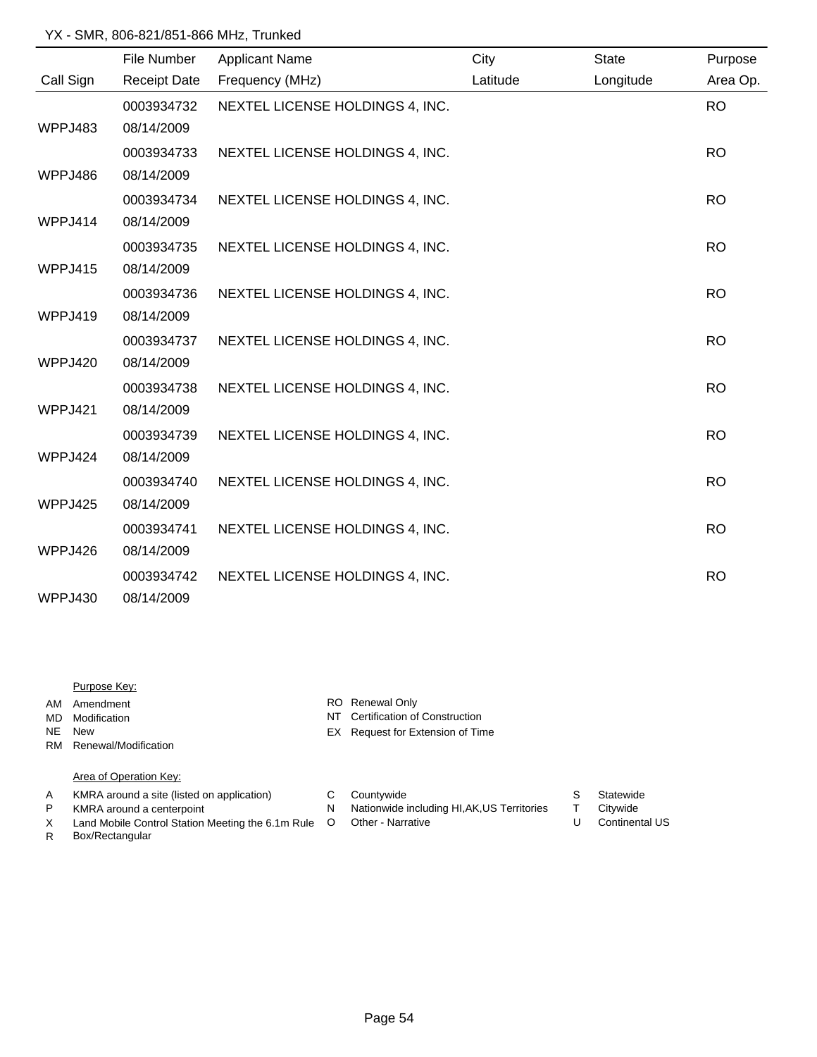YX - SMR, 806-821/851-866 MHz, Trunked

| Call Sign | File Number / Receipt Date | Applicant Name / Frequency (MHz) | City / Latitude | State / Longitude | Purpose / Area Op. |
|---|---|---|---|---|---|
| WPPJ483 | 0003934732 08/14/2009 | NEXTEL LICENSE HOLDINGS 4, INC. | | | RO |
| WPPJ486 | 0003934733 08/14/2009 | NEXTEL LICENSE HOLDINGS 4, INC. | | | RO |
| WPPJ414 | 0003934734 08/14/2009 | NEXTEL LICENSE HOLDINGS 4, INC. | | | RO |
| WPPJ415 | 0003934735 08/14/2009 | NEXTEL LICENSE HOLDINGS 4, INC. | | | RO |
| WPPJ419 | 0003934736 08/14/2009 | NEXTEL LICENSE HOLDINGS 4, INC. | | | RO |
| WPPJ420 | 0003934737 08/14/2009 | NEXTEL LICENSE HOLDINGS 4, INC. | | | RO |
| WPPJ421 | 0003934738 08/14/2009 | NEXTEL LICENSE HOLDINGS 4, INC. | | | RO |
| WPPJ424 | 0003934739 08/14/2009 | NEXTEL LICENSE HOLDINGS 4, INC. | | | RO |
| WPPJ425 | 0003934740 08/14/2009 | NEXTEL LICENSE HOLDINGS 4, INC. | | | RO |
| WPPJ426 | 0003934741 08/14/2009 | NEXTEL LICENSE HOLDINGS 4, INC. | | | RO |
| WPPJ430 | 0003934742 08/14/2009 | NEXTEL LICENSE HOLDINGS 4, INC. | | | RO |

Purpose Key:

- AM Amendment
- MD Modification
- NE New
- RM Renewal/Modification
- RO Renewal Only
- NT Certification of Construction
- EX Request for Extension of Time

Area of Operation Key:

- A KMRA around a site (listed on application)
- P KMRA around a centerpoint
- X Land Mobile Control Station Meeting the 6.1m Rule
- R Box/Rectangular
- C Countywide
- N Nationwide including HI,AK,US Territories
- O Other - Narrative
- S Statewide
- T Citywide
- U Continental US